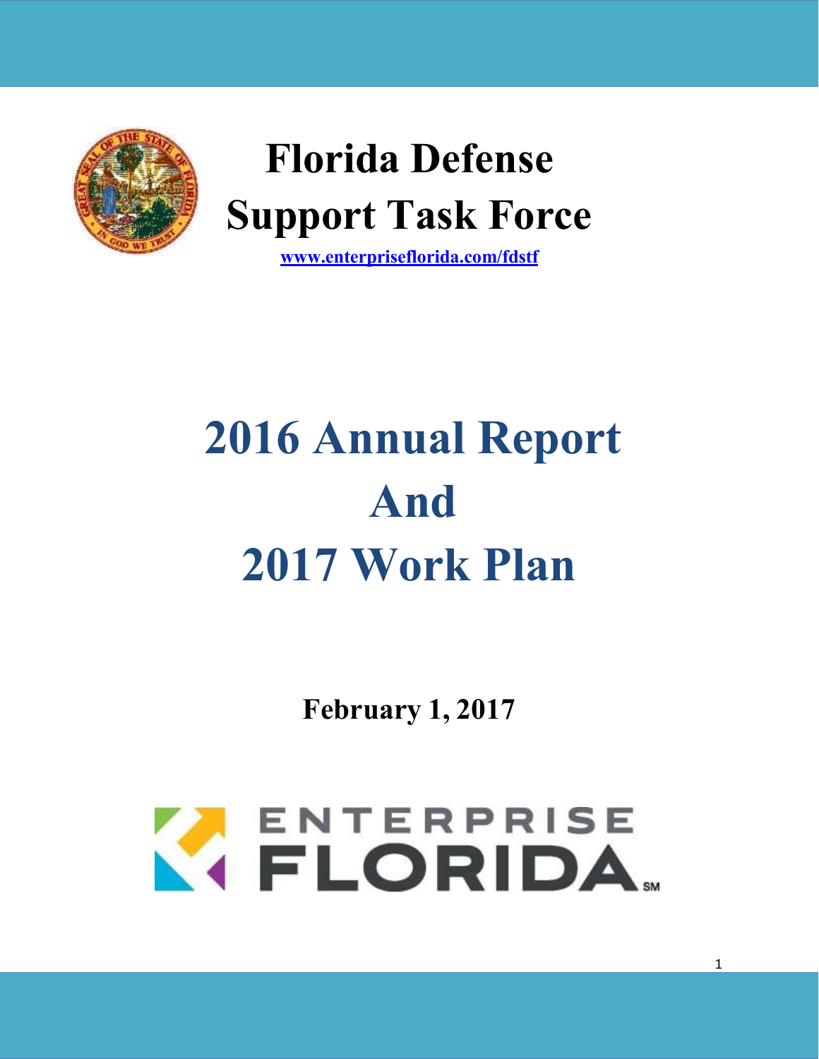# Florida Defense Support Task Force

www.enterpriseflorida.com/fdstf

# 2016 Annual Report And 2017 Work Plan

**February 1, 2017**

ENTERPRISE FLORIDA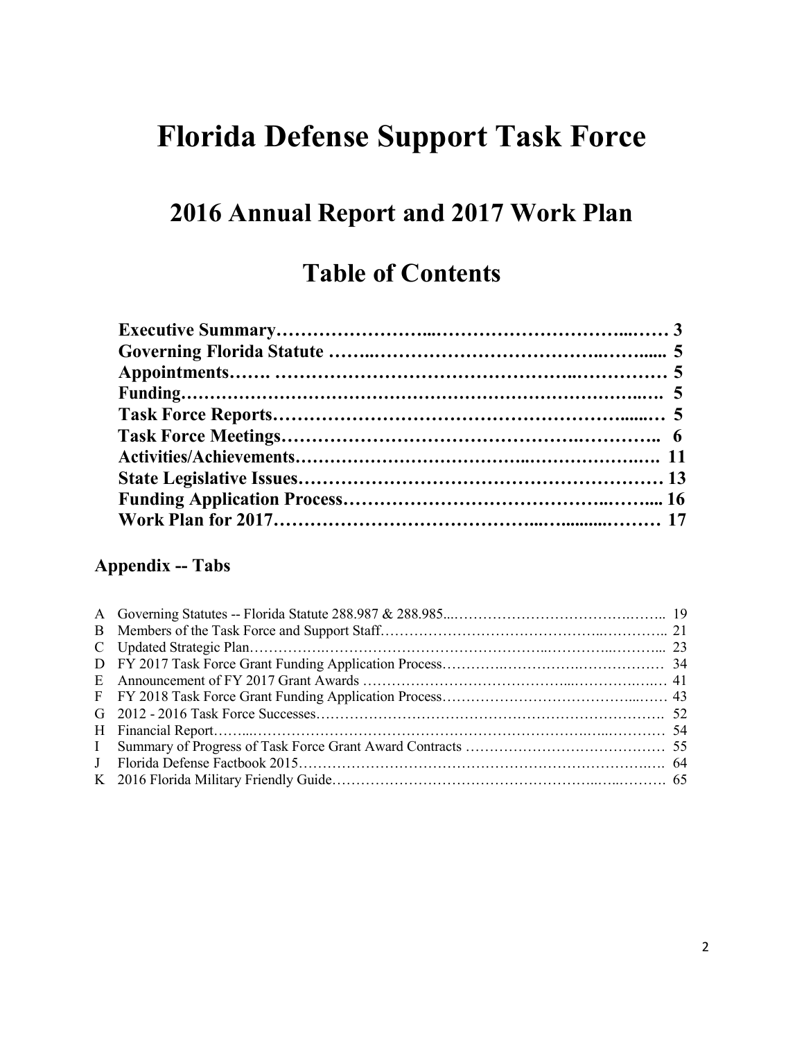# Florida Defense Support Task Force

## 2016 Annual Report and 2017 Work Plan

## Table of Contents

**Executive Summary……………………..………………………….....…… 3**
**Governing Florida Statute ……..……………………………..……...... 5**
**Appointments……. ……………………………………..…………… 5**
**Funding………………………………………………………………...… 5**
**Task Force Reports……………………………………………......… 5**
**Task Force Meetings………………………………………….………….. 6**
**Activities/Achievements…………………………..………………..…. 11**
**State Legislative Issues…………………………………………………… 13**
**Funding Application Process…………………………………..……... 16**
**Work Plan for 2017………………………………...…..........……… 17**

### Appendix -- Tabs

A Governing Statutes -- Florida Statute 288.987 & 288.985...……………………………….…….. 19
B Members of the Task Force and Support Staff……………………………………..………….. 21
C Updated Strategic Plan…………….…………………………………..…………..……….... 23
D FY 2017 Task Force Grant Funding Application Process………….…………….……………… 34
E Announcement of FY 2017 Grant Awards ……………………………....……………..… 41
F FY 2018 Task Force Grant Funding Application Process……………………………...…… 43
G 2012 - 2016 Task Force Successes………………………………………………………………. 52
H Financial Report……...……………………….……….………………….…...………… 54
I Summary of Progress of Task Force Grant Award Contracts …………………………………… 55
J Florida Defense Factbook 2015……………………………………………………………..…. 64
K 2016 Florida Military Friendly Guide………………………………………...…..………. 65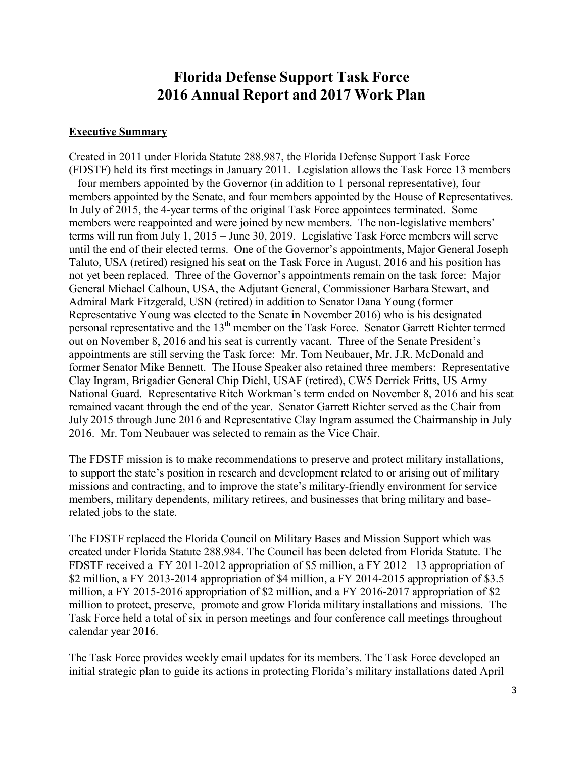# Florida Defense Support Task Force
# 2016 Annual Report and 2017 Work Plan

## Executive Summary

Created in 2011 under Florida Statute 288.987, the Florida Defense Support Task Force (FDSTF) held its first meetings in January 2011. Legislation allows the Task Force 13 members – four members appointed by the Governor (in addition to 1 personal representative), four members appointed by the Senate, and four members appointed by the House of Representatives. In July of 2015, the 4-year terms of the original Task Force appointees terminated. Some members were reappointed and were joined by new members. The non-legislative members' terms will run from July 1, 2015 – June 30, 2019. Legislative Task Force members will serve until the end of their elected terms. One of the Governor's appointments, Major General Joseph Taluto, USA (retired) resigned his seat on the Task Force in August, 2016 and his position has not yet been replaced. Three of the Governor's appointments remain on the task force: Major General Michael Calhoun, USA, the Adjutant General, Commissioner Barbara Stewart, and Admiral Mark Fitzgerald, USN (retired) in addition to Senator Dana Young (former Representative Young was elected to the Senate in November 2016) who is his designated personal representative and the 13th member on the Task Force. Senator Garrett Richter termed out on November 8, 2016 and his seat is currently vacant. Three of the Senate President's appointments are still serving the Task force: Mr. Tom Neubauer, Mr. J.R. McDonald and former Senator Mike Bennett. The House Speaker also retained three members: Representative Clay Ingram, Brigadier General Chip Diehl, USAF (retired), CW5 Derrick Fritts, US Army National Guard. Representative Ritch Workman's term ended on November 8, 2016 and his seat remained vacant through the end of the year. Senator Garrett Richter served as the Chair from July 2015 through June 2016 and Representative Clay Ingram assumed the Chairmanship in July 2016. Mr. Tom Neubauer was selected to remain as the Vice Chair.

The FDSTF mission is to make recommendations to preserve and protect military installations, to support the state's position in research and development related to or arising out of military missions and contracting, and to improve the state's military-friendly environment for service members, military dependents, military retirees, and businesses that bring military and base-related jobs to the state.

The FDSTF replaced the Florida Council on Military Bases and Mission Support which was created under Florida Statute 288.984. The Council has been deleted from Florida Statute. The FDSTF received a FY 2011-2012 appropriation of $5 million, a FY 2012 –13 appropriation of $2 million, a FY 2013-2014 appropriation of $4 million, a FY 2014-2015 appropriation of $3.5 million, a FY 2015-2016 appropriation of $2 million, and a FY 2016-2017 appropriation of $2 million to protect, preserve, promote and grow Florida military installations and missions. The Task Force held a total of six in person meetings and four conference call meetings throughout calendar year 2016.

The Task Force provides weekly email updates for its members. The Task Force developed an initial strategic plan to guide its actions in protecting Florida's military installations dated April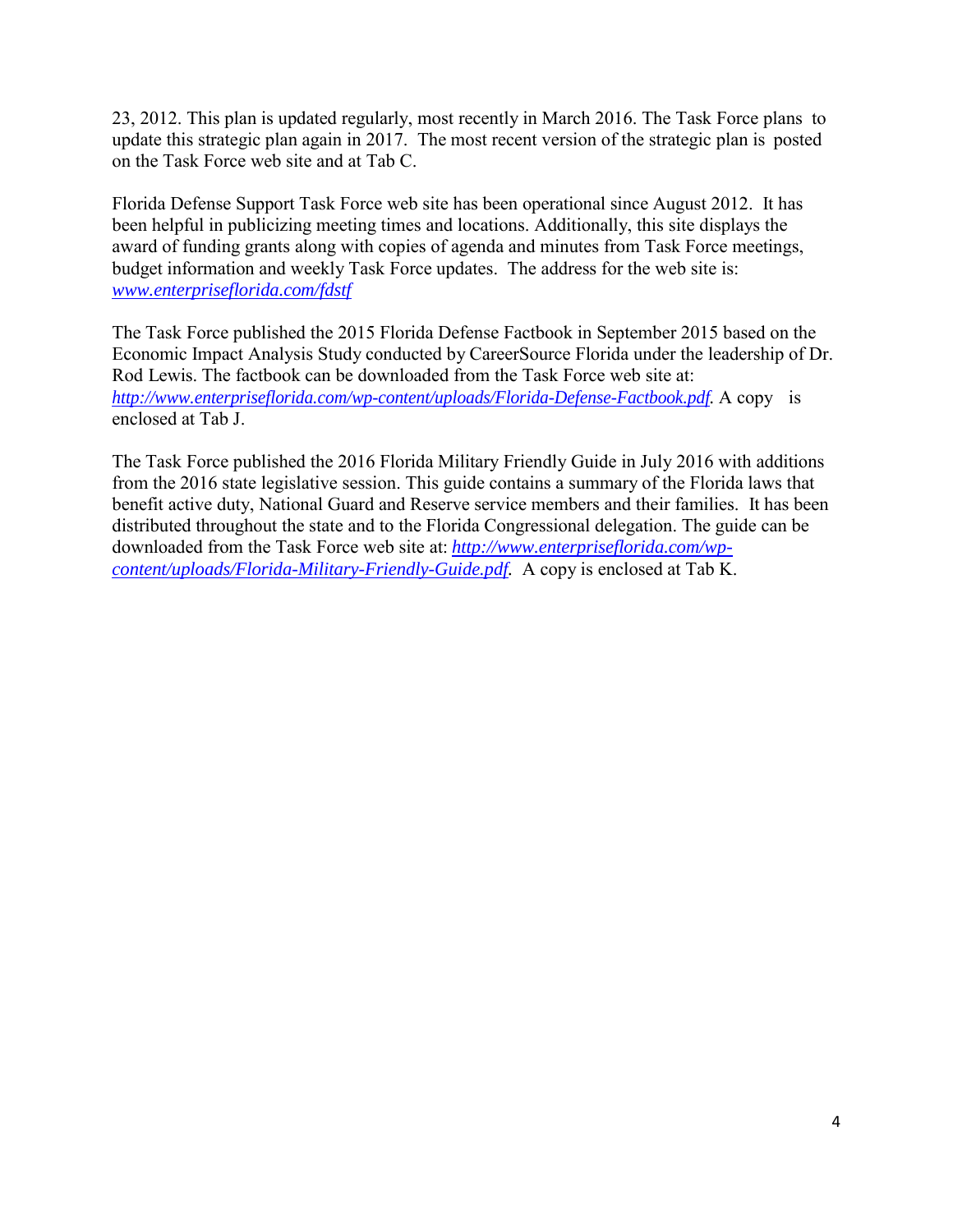23, 2012. This plan is updated regularly, most recently in March 2016. The Task Force plans to update this strategic plan again in 2017. The most recent version of the strategic plan is posted on the Task Force web site and at Tab C.

Florida Defense Support Task Force web site has been operational since August 2012. It has been helpful in publicizing meeting times and locations. Additionally, this site displays the award of funding grants along with copies of agenda and minutes from Task Force meetings, budget information and weekly Task Force updates. The address for the web site is: *www.enterpriseflorida.com/fdstf*

The Task Force published the 2015 Florida Defense Factbook in September 2015 based on the Economic Impact Analysis Study conducted by CareerSource Florida under the leadership of Dr. Rod Lewis. The factbook can be downloaded from the Task Force web site at: *http://www.enterpriseflorida.com/wp-content/uploads/Florida-Defense-Factbook.pdf*. A copy is enclosed at Tab J.

The Task Force published the 2016 Florida Military Friendly Guide in July 2016 with additions from the 2016 state legislative session. This guide contains a summary of the Florida laws that benefit active duty, National Guard and Reserve service members and their families. It has been distributed throughout the state and to the Florida Congressional delegation. The guide can be downloaded from the Task Force web site at: ***http://www.enterpriseflorida.com/wp-content/uploads/Florida-Military-Friendly-Guide.pdf***. A copy is enclosed at Tab K.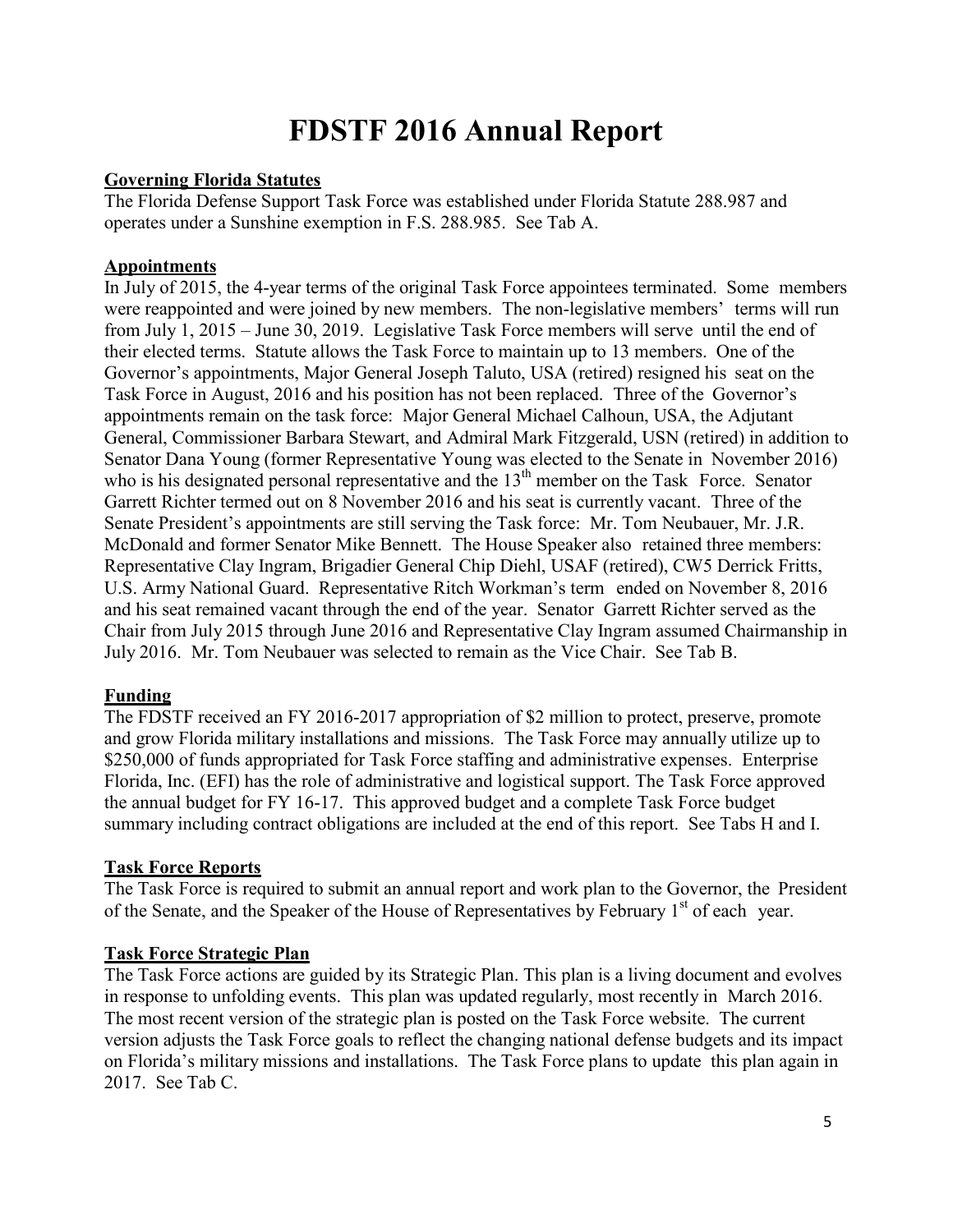# FDSTF 2016 Annual Report

**Governing Florida Statutes**

The Florida Defense Support Task Force was established under Florida Statute 288.987 and operates under a Sunshine exemption in F.S. 288.985. See Tab A.

**Appointments**

In July of 2015, the 4-year terms of the original Task Force appointees terminated. Some members were reappointed and were joined by new members. The non-legislative members' terms will run from July 1, 2015 – June 30, 2019. Legislative Task Force members will serve until the end of their elected terms. Statute allows the Task Force to maintain up to 13 members. One of the Governor's appointments, Major General Joseph Taluto, USA (retired) resigned his seat on the Task Force in August, 2016 and his position has not been replaced. Three of the Governor's appointments remain on the task force: Major General Michael Calhoun, USA, the Adjutant General, Commissioner Barbara Stewart, and Admiral Mark Fitzgerald, USN (retired) in addition to Senator Dana Young (former Representative Young was elected to the Senate in November 2016) who is his designated personal representative and the 13th member on the Task Force. Senator Garrett Richter termed out on 8 November 2016 and his seat is currently vacant. Three of the Senate President's appointments are still serving the Task force: Mr. Tom Neubauer, Mr. J.R. McDonald and former Senator Mike Bennett. The House Speaker also retained three members: Representative Clay Ingram, Brigadier General Chip Diehl, USAF (retired), CW5 Derrick Fritts, U.S. Army National Guard. Representative Ritch Workman's term ended on November 8, 2016 and his seat remained vacant through the end of the year. Senator Garrett Richter served as the Chair from July 2015 through June 2016 and Representative Clay Ingram assumed Chairmanship in July 2016. Mr. Tom Neubauer was selected to remain as the Vice Chair. See Tab B.

**Funding**

The FDSTF received an FY 2016-2017 appropriation of $2 million to protect, preserve, promote and grow Florida military installations and missions. The Task Force may annually utilize up to $250,000 of funds appropriated for Task Force staffing and administrative expenses. Enterprise Florida, Inc. (EFI) has the role of administrative and logistical support. The Task Force approved the annual budget for FY 16-17. This approved budget and a complete Task Force budget summary including contract obligations are included at the end of this report. See Tabs H and I.

**Task Force Reports**

The Task Force is required to submit an annual report and work plan to the Governor, the President of the Senate, and the Speaker of the House of Representatives by February 1st of each year.

**Task Force Strategic Plan**

The Task Force actions are guided by its Strategic Plan. This plan is a living document and evolves in response to unfolding events. This plan was updated regularly, most recently in March 2016. The most recent version of the strategic plan is posted on the Task Force website. The current version adjusts the Task Force goals to reflect the changing national defense budgets and its impact on Florida's military missions and installations. The Task Force plans to update this plan again in 2017. See Tab C.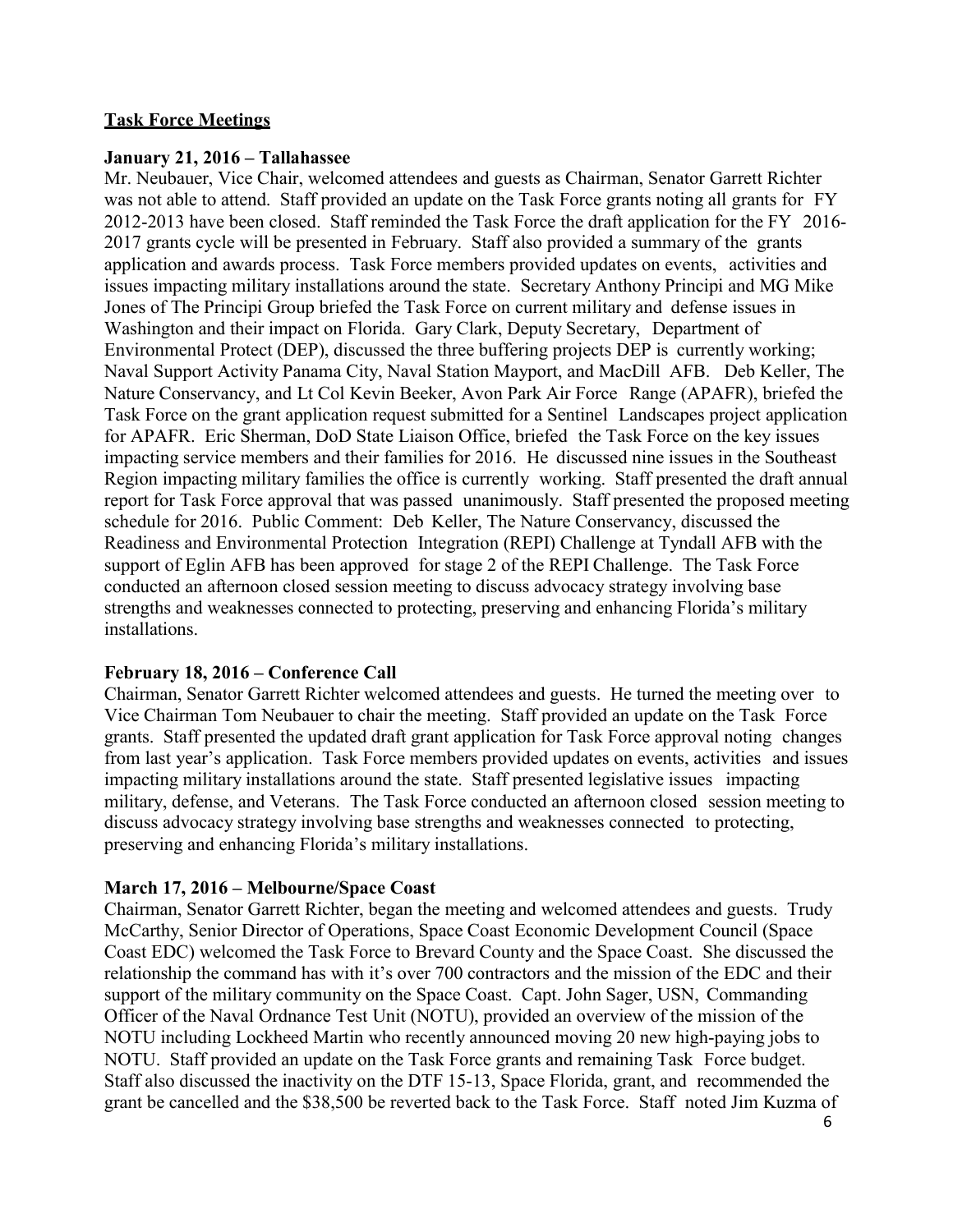## **Task Force Meetings**

**January 21, 2016 – Tallahassee**

Mr. Neubauer, Vice Chair, welcomed attendees and guests as Chairman, Senator Garrett Richter was not able to attend. Staff provided an update on the Task Force grants noting all grants for FY 2012-2013 have been closed. Staff reminded the Task Force the draft application for the FY 2016-2017 grants cycle will be presented in February. Staff also provided a summary of the grants application and awards process. Task Force members provided updates on events, activities and issues impacting military installations around the state. Secretary Anthony Principi and MG Mike Jones of The Principi Group briefed the Task Force on current military and defense issues in Washington and their impact on Florida. Gary Clark, Deputy Secretary, Department of Environmental Protect (DEP), discussed the three buffering projects DEP is currently working; Naval Support Activity Panama City, Naval Station Mayport, and MacDill AFB. Deb Keller, The Nature Conservancy, and Lt Col Kevin Beeker, Avon Park Air Force Range (APAFR), briefed the Task Force on the grant application request submitted for a Sentinel Landscapes project application for APAFR. Eric Sherman, DoD State Liaison Office, briefed the Task Force on the key issues impacting service members and their families for 2016. He discussed nine issues in the Southeast Region impacting military families the office is currently working. Staff presented the draft annual report for Task Force approval that was passed unanimously. Staff presented the proposed meeting schedule for 2016. Public Comment: Deb Keller, The Nature Conservancy, discussed the Readiness and Environmental Protection Integration (REPI) Challenge at Tyndall AFB with the support of Eglin AFB has been approved for stage 2 of the REPI Challenge. The Task Force conducted an afternoon closed session meeting to discuss advocacy strategy involving base strengths and weaknesses connected to protecting, preserving and enhancing Florida's military installations.

**February 18, 2016 – Conference Call**

Chairman, Senator Garrett Richter welcomed attendees and guests. He turned the meeting over to Vice Chairman Tom Neubauer to chair the meeting. Staff provided an update on the Task Force grants. Staff presented the updated draft grant application for Task Force approval noting changes from last year's application. Task Force members provided updates on events, activities and issues impacting military installations around the state. Staff presented legislative issues impacting military, defense, and Veterans. The Task Force conducted an afternoon closed session meeting to discuss advocacy strategy involving base strengths and weaknesses connected to protecting, preserving and enhancing Florida's military installations.

**March 17, 2016 – Melbourne/Space Coast**

Chairman, Senator Garrett Richter, began the meeting and welcomed attendees and guests. Trudy McCarthy, Senior Director of Operations, Space Coast Economic Development Council (Space Coast EDC) welcomed the Task Force to Brevard County and the Space Coast. She discussed the relationship the command has with it's over 700 contractors and the mission of the EDC and their support of the military community on the Space Coast. Capt. John Sager, USN, Commanding Officer of the Naval Ordnance Test Unit (NOTU), provided an overview of the mission of the NOTU including Lockheed Martin who recently announced moving 20 new high-paying jobs to NOTU. Staff provided an update on the Task Force grants and remaining Task Force budget. Staff also discussed the inactivity on the DTF 15-13, Space Florida, grant, and recommended the grant be cancelled and the $38,500 be reverted back to the Task Force. Staff noted Jim Kuzma of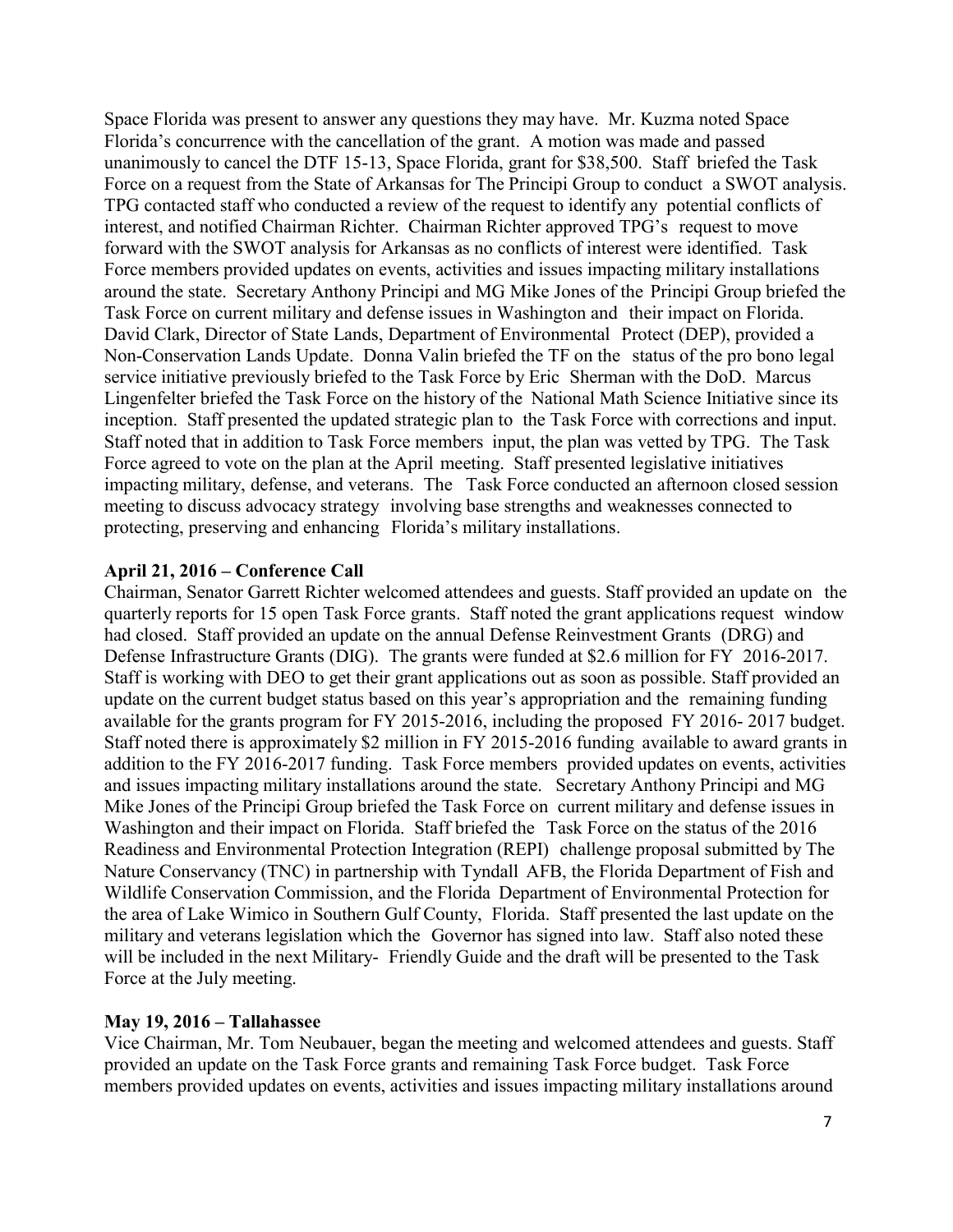Space Florida was present to answer any questions they may have. Mr. Kuzma noted Space Florida's concurrence with the cancellation of the grant. A motion was made and passed unanimously to cancel the DTF 15-13, Space Florida, grant for $38,500. Staff briefed the Task Force on a request from the State of Arkansas for The Principi Group to conduct a SWOT analysis. TPG contacted staff who conducted a review of the request to identify any potential conflicts of interest, and notified Chairman Richter. Chairman Richter approved TPG's request to move forward with the SWOT analysis for Arkansas as no conflicts of interest were identified. Task Force members provided updates on events, activities and issues impacting military installations around the state. Secretary Anthony Principi and MG Mike Jones of the Principi Group briefed the Task Force on current military and defense issues in Washington and their impact on Florida. David Clark, Director of State Lands, Department of Environmental Protect (DEP), provided a Non-Conservation Lands Update. Donna Valin briefed the TF on the status of the pro bono legal service initiative previously briefed to the Task Force by Eric Sherman with the DoD. Marcus Lingenfelter briefed the Task Force on the history of the National Math Science Initiative since its inception. Staff presented the updated strategic plan to the Task Force with corrections and input. Staff noted that in addition to Task Force members input, the plan was vetted by TPG. The Task Force agreed to vote on the plan at the April meeting. Staff presented legislative initiatives impacting military, defense, and veterans. The Task Force conducted an afternoon closed session meeting to discuss advocacy strategy involving base strengths and weaknesses connected to protecting, preserving and enhancing Florida's military installations.

**April 21, 2016 – Conference Call**

Chairman, Senator Garrett Richter welcomed attendees and guests. Staff provided an update on the quarterly reports for 15 open Task Force grants. Staff noted the grant applications request window had closed. Staff provided an update on the annual Defense Reinvestment Grants (DRG) and Defense Infrastructure Grants (DIG). The grants were funded at $2.6 million for FY 2016-2017. Staff is working with DEO to get their grant applications out as soon as possible. Staff provided an update on the current budget status based on this year's appropriation and the remaining funding available for the grants program for FY 2015-2016, including the proposed FY 2016- 2017 budget. Staff noted there is approximately $2 million in FY 2015-2016 funding available to award grants in addition to the FY 2016-2017 funding. Task Force members provided updates on events, activities and issues impacting military installations around the state. Secretary Anthony Principi and MG Mike Jones of the Principi Group briefed the Task Force on current military and defense issues in Washington and their impact on Florida. Staff briefed the Task Force on the status of the 2016 Readiness and Environmental Protection Integration (REPI) challenge proposal submitted by The Nature Conservancy (TNC) in partnership with Tyndall AFB, the Florida Department of Fish and Wildlife Conservation Commission, and the Florida Department of Environmental Protection for the area of Lake Wimico in Southern Gulf County, Florida. Staff presented the last update on the military and veterans legislation which the Governor has signed into law. Staff also noted these will be included in the next Military- Friendly Guide and the draft will be presented to the Task Force at the July meeting.

**May 19, 2016 – Tallahassee**

Vice Chairman, Mr. Tom Neubauer, began the meeting and welcomed attendees and guests. Staff provided an update on the Task Force grants and remaining Task Force budget. Task Force members provided updates on events, activities and issues impacting military installations around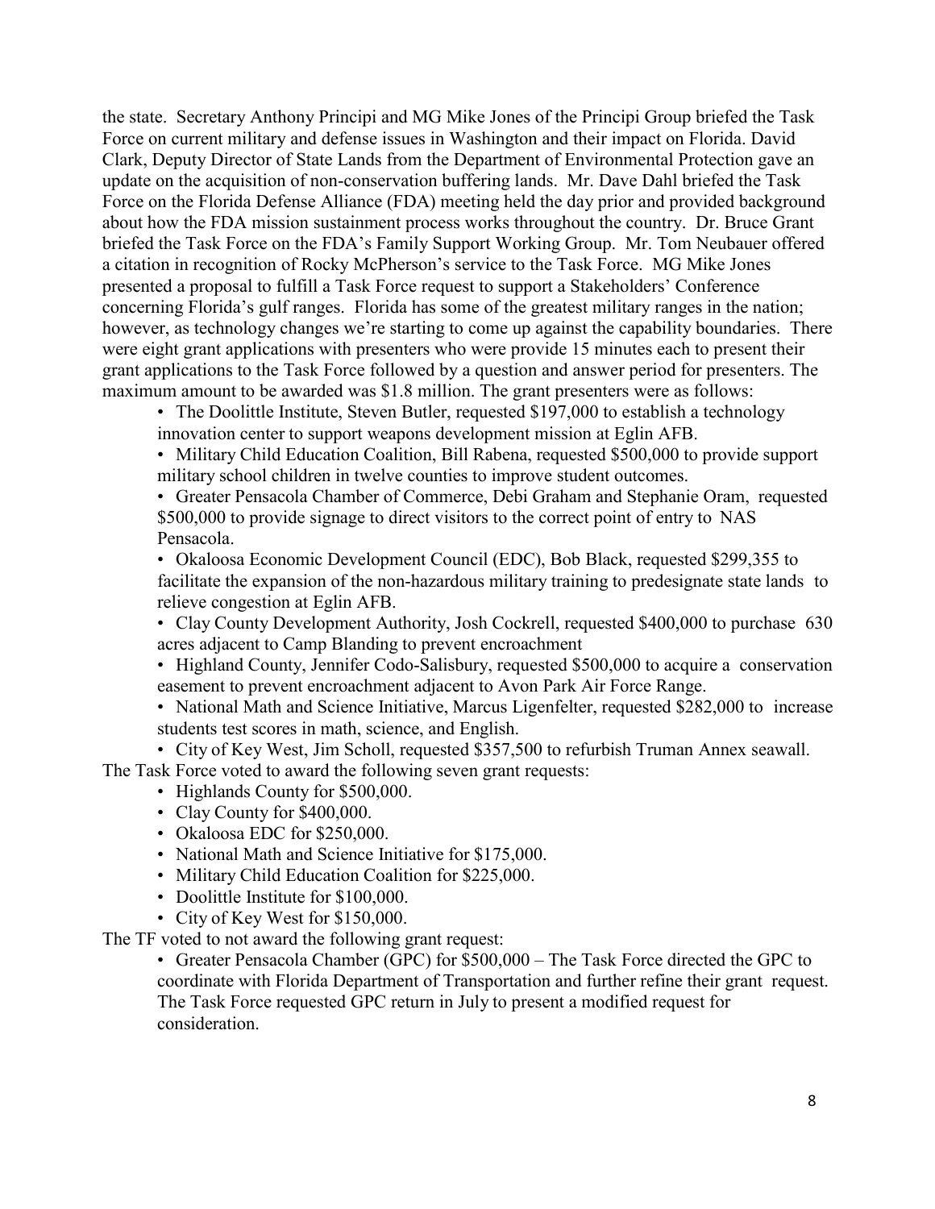the state. Secretary Anthony Principi and MG Mike Jones of the Principi Group briefed the Task Force on current military and defense issues in Washington and their impact on Florida. David Clark, Deputy Director of State Lands from the Department of Environmental Protection gave an update on the acquisition of non-conservation buffering lands. Mr. Dave Dahl briefed the Task Force on the Florida Defense Alliance (FDA) meeting held the day prior and provided background about how the FDA mission sustainment process works throughout the country. Dr. Bruce Grant briefed the Task Force on the FDA's Family Support Working Group. Mr. Tom Neubauer offered a citation in recognition of Rocky McPherson's service to the Task Force. MG Mike Jones presented a proposal to fulfill a Task Force request to support a Stakeholders' Conference concerning Florida's gulf ranges. Florida has some of the greatest military ranges in the nation; however, as technology changes we're starting to come up against the capability boundaries. There were eight grant applications with presenters who were provide 15 minutes each to present their grant applications to the Task Force followed by a question and answer period for presenters. The maximum amount to be awarded was $1.8 million. The grant presenters were as follows:

- The Doolittle Institute, Steven Butler, requested $197,000 to establish a technology innovation center to support weapons development mission at Eglin AFB.
- Military Child Education Coalition, Bill Rabena, requested $500,000 to provide support military school children in twelve counties to improve student outcomes.
- Greater Pensacola Chamber of Commerce, Debi Graham and Stephanie Oram, requested $500,000 to provide signage to direct visitors to the correct point of entry to NAS Pensacola.
- Okaloosa Economic Development Council (EDC), Bob Black, requested $299,355 to facilitate the expansion of the non-hazardous military training to predesignate state lands to relieve congestion at Eglin AFB.
- Clay County Development Authority, Josh Cockrell, requested $400,000 to purchase 630 acres adjacent to Camp Blanding to prevent encroachment
- Highland County, Jennifer Codo-Salisbury, requested $500,000 to acquire a conservation easement to prevent encroachment adjacent to Avon Park Air Force Range.
- National Math and Science Initiative, Marcus Ligenfelter, requested $282,000 to increase students test scores in math, science, and English.
- City of Key West, Jim Scholl, requested $357,500 to refurbish Truman Annex seawall.

The Task Force voted to award the following seven grant requests:

- Highlands County for $500,000.
- Clay County for $400,000.
- Okaloosa EDC for $250,000.
- National Math and Science Initiative for $175,000.
- Military Child Education Coalition for $225,000.
- Doolittle Institute for $100,000.
- City of Key West for $150,000.

The TF voted to not award the following grant request:

- Greater Pensacola Chamber (GPC) for $500,000 – The Task Force directed the GPC to coordinate with Florida Department of Transportation and further refine their grant request. The Task Force requested GPC return in July to present a modified request for consideration.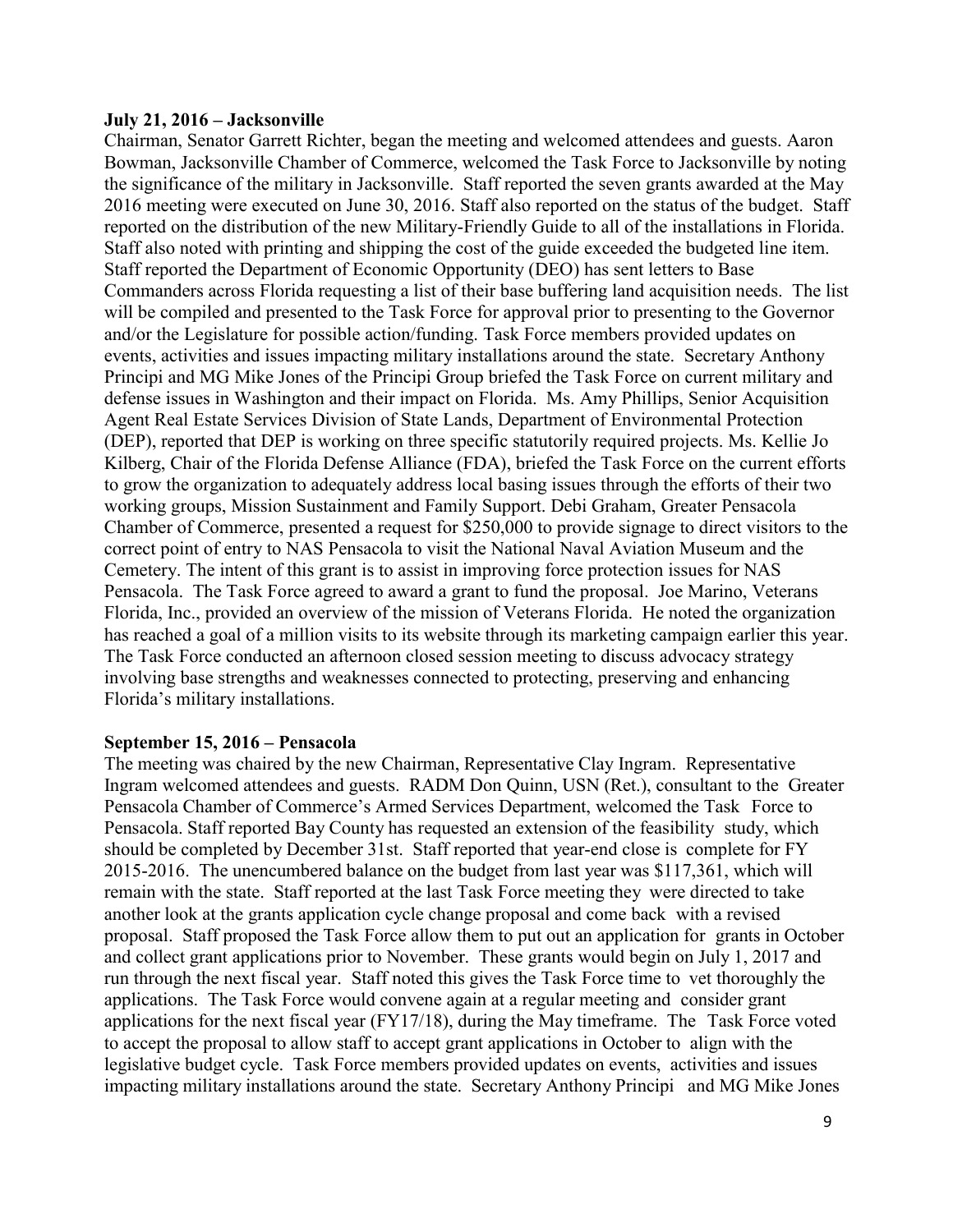**July 21, 2016 – Jacksonville**

Chairman, Senator Garrett Richter, began the meeting and welcomed attendees and guests. Aaron Bowman, Jacksonville Chamber of Commerce, welcomed the Task Force to Jacksonville by noting the significance of the military in Jacksonville. Staff reported the seven grants awarded at the May 2016 meeting were executed on June 30, 2016. Staff also reported on the status of the budget. Staff reported on the distribution of the new Military-Friendly Guide to all of the installations in Florida. Staff also noted with printing and shipping the cost of the guide exceeded the budgeted line item. Staff reported the Department of Economic Opportunity (DEO) has sent letters to Base Commanders across Florida requesting a list of their base buffering land acquisition needs. The list will be compiled and presented to the Task Force for approval prior to presenting to the Governor and/or the Legislature for possible action/funding. Task Force members provided updates on events, activities and issues impacting military installations around the state. Secretary Anthony Principi and MG Mike Jones of the Principi Group briefed the Task Force on current military and defense issues in Washington and their impact on Florida. Ms. Amy Phillips, Senior Acquisition Agent Real Estate Services Division of State Lands, Department of Environmental Protection (DEP), reported that DEP is working on three specific statutorily required projects. Ms. Kellie Jo Kilberg, Chair of the Florida Defense Alliance (FDA), briefed the Task Force on the current efforts to grow the organization to adequately address local basing issues through the efforts of their two working groups, Mission Sustainment and Family Support. Debi Graham, Greater Pensacola Chamber of Commerce, presented a request for $250,000 to provide signage to direct visitors to the correct point of entry to NAS Pensacola to visit the National Naval Aviation Museum and the Cemetery. The intent of this grant is to assist in improving force protection issues for NAS Pensacola. The Task Force agreed to award a grant to fund the proposal. Joe Marino, Veterans Florida, Inc., provided an overview of the mission of Veterans Florida. He noted the organization has reached a goal of a million visits to its website through its marketing campaign earlier this year. The Task Force conducted an afternoon closed session meeting to discuss advocacy strategy involving base strengths and weaknesses connected to protecting, preserving and enhancing Florida's military installations.

**September 15, 2016 – Pensacola**

The meeting was chaired by the new Chairman, Representative Clay Ingram. Representative Ingram welcomed attendees and guests. RADM Don Quinn, USN (Ret.), consultant to the Greater Pensacola Chamber of Commerce's Armed Services Department, welcomed the Task Force to Pensacola. Staff reported Bay County has requested an extension of the feasibility study, which should be completed by December 31st. Staff reported that year-end close is complete for FY 2015-2016. The unencumbered balance on the budget from last year was $117,361, which will remain with the state. Staff reported at the last Task Force meeting they were directed to take another look at the grants application cycle change proposal and come back with a revised proposal. Staff proposed the Task Force allow them to put out an application for grants in October and collect grant applications prior to November. These grants would begin on July 1, 2017 and run through the next fiscal year. Staff noted this gives the Task Force time to vet thoroughly the applications. The Task Force would convene again at a regular meeting and consider grant applications for the next fiscal year (FY17/18), during the May timeframe. The Task Force voted to accept the proposal to allow staff to accept grant applications in October to align with the legislative budget cycle. Task Force members provided updates on events, activities and issues impacting military installations around the state. Secretary Anthony Principi and MG Mike Jones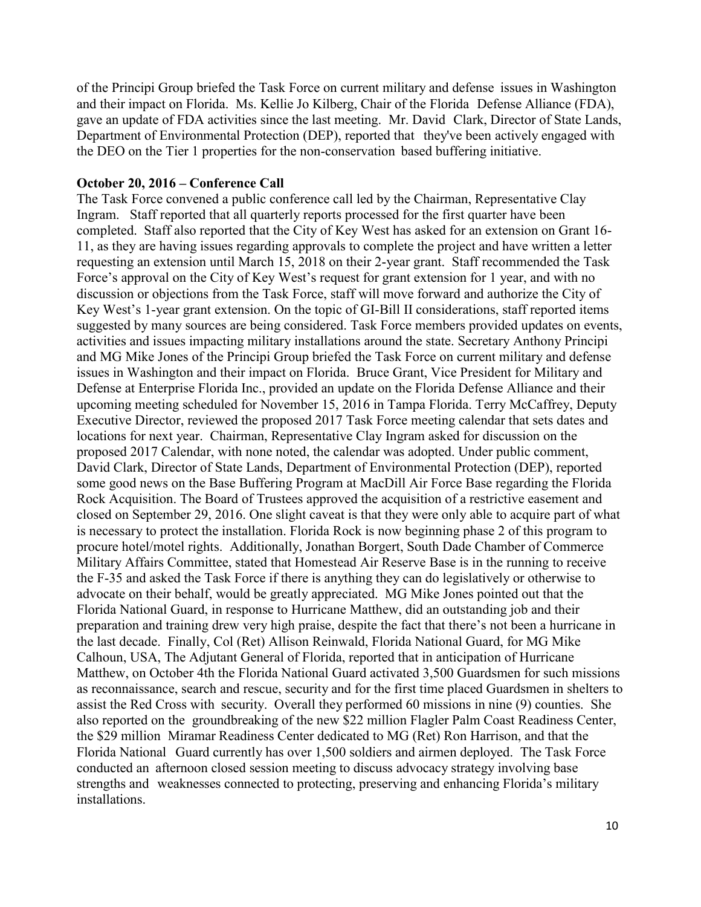of the Principi Group briefed the Task Force on current military and defense issues in Washington and their impact on Florida. Ms. Kellie Jo Kilberg, Chair of the Florida Defense Alliance (FDA), gave an update of FDA activities since the last meeting. Mr. David Clark, Director of State Lands, Department of Environmental Protection (DEP), reported that they've been actively engaged with the DEO on the Tier 1 properties for the non-conservation based buffering initiative.

**October 20, 2016 – Conference Call**

The Task Force convened a public conference call led by the Chairman, Representative Clay Ingram. Staff reported that all quarterly reports processed for the first quarter have been completed. Staff also reported that the City of Key West has asked for an extension on Grant 16-11, as they are having issues regarding approvals to complete the project and have written a letter requesting an extension until March 15, 2018 on their 2-year grant. Staff recommended the Task Force's approval on the City of Key West's request for grant extension for 1 year, and with no discussion or objections from the Task Force, staff will move forward and authorize the City of Key West's 1-year grant extension. On the topic of GI-Bill II considerations, staff reported items suggested by many sources are being considered. Task Force members provided updates on events, activities and issues impacting military installations around the state. Secretary Anthony Principi and MG Mike Jones of the Principi Group briefed the Task Force on current military and defense issues in Washington and their impact on Florida. Bruce Grant, Vice President for Military and Defense at Enterprise Florida Inc., provided an update on the Florida Defense Alliance and their upcoming meeting scheduled for November 15, 2016 in Tampa Florida. Terry McCaffrey, Deputy Executive Director, reviewed the proposed 2017 Task Force meeting calendar that sets dates and locations for next year. Chairman, Representative Clay Ingram asked for discussion on the proposed 2017 Calendar, with none noted, the calendar was adopted. Under public comment, David Clark, Director of State Lands, Department of Environmental Protection (DEP), reported some good news on the Base Buffering Program at MacDill Air Force Base regarding the Florida Rock Acquisition. The Board of Trustees approved the acquisition of a restrictive easement and closed on September 29, 2016. One slight caveat is that they were only able to acquire part of what is necessary to protect the installation. Florida Rock is now beginning phase 2 of this program to procure hotel/motel rights. Additionally, Jonathan Borgert, South Dade Chamber of Commerce Military Affairs Committee, stated that Homestead Air Reserve Base is in the running to receive the F-35 and asked the Task Force if there is anything they can do legislatively or otherwise to advocate on their behalf, would be greatly appreciated. MG Mike Jones pointed out that the Florida National Guard, in response to Hurricane Matthew, did an outstanding job and their preparation and training drew very high praise, despite the fact that there's not been a hurricane in the last decade. Finally, Col (Ret) Allison Reinwald, Florida National Guard, for MG Mike Calhoun, USA, The Adjutant General of Florida, reported that in anticipation of Hurricane Matthew, on October 4th the Florida National Guard activated 3,500 Guardsmen for such missions as reconnaissance, search and rescue, security and for the first time placed Guardsmen in shelters to assist the Red Cross with security. Overall they performed 60 missions in nine (9) counties. She also reported on the groundbreaking of the new $22 million Flagler Palm Coast Readiness Center, the $29 million Miramar Readiness Center dedicated to MG (Ret) Ron Harrison, and that the Florida National Guard currently has over 1,500 soldiers and airmen deployed. The Task Force conducted an afternoon closed session meeting to discuss advocacy strategy involving base strengths and weaknesses connected to protecting, preserving and enhancing Florida's military installations.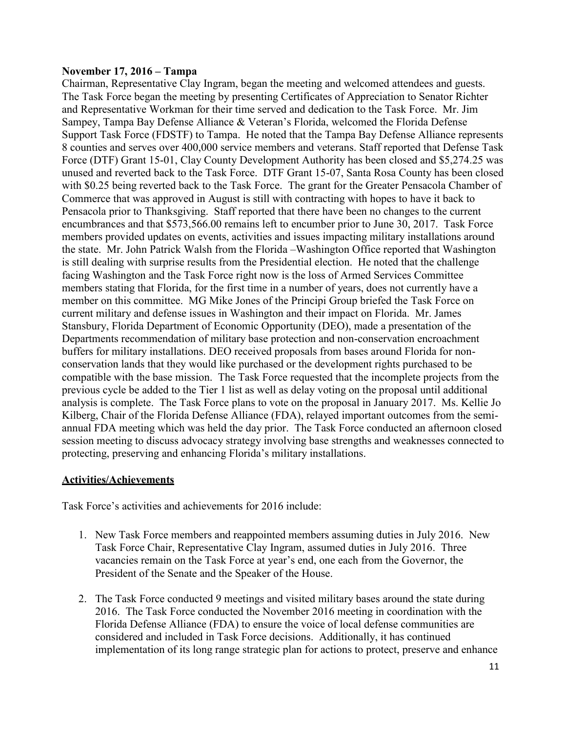**November 17, 2016 – Tampa**

Chairman, Representative Clay Ingram, began the meeting and welcomed attendees and guests. The Task Force began the meeting by presenting Certificates of Appreciation to Senator Richter and Representative Workman for their time served and dedication to the Task Force. Mr. Jim Sampey, Tampa Bay Defense Alliance & Veteran's Florida, welcomed the Florida Defense Support Task Force (FDSTF) to Tampa. He noted that the Tampa Bay Defense Alliance represents 8 counties and serves over 400,000 service members and veterans. Staff reported that Defense Task Force (DTF) Grant 15-01, Clay County Development Authority has been closed and $5,274.25 was unused and reverted back to the Task Force. DTF Grant 15-07, Santa Rosa County has been closed with $0.25 being reverted back to the Task Force. The grant for the Greater Pensacola Chamber of Commerce that was approved in August is still with contracting with hopes to have it back to Pensacola prior to Thanksgiving. Staff reported that there have been no changes to the current encumbrances and that $573,566.00 remains left to encumber prior to June 30, 2017. Task Force members provided updates on events, activities and issues impacting military installations around the state. Mr. John Patrick Walsh from the Florida –Washington Office reported that Washington is still dealing with surprise results from the Presidential election. He noted that the challenge facing Washington and the Task Force right now is the loss of Armed Services Committee members stating that Florida, for the first time in a number of years, does not currently have a member on this committee. MG Mike Jones of the Principi Group briefed the Task Force on current military and defense issues in Washington and their impact on Florida. Mr. James Stansbury, Florida Department of Economic Opportunity (DEO), made a presentation of the Departments recommendation of military base protection and non-conservation encroachment buffers for military installations. DEO received proposals from bases around Florida for non-conservation lands that they would like purchased or the development rights purchased to be compatible with the base mission. The Task Force requested that the incomplete projects from the previous cycle be added to the Tier 1 list as well as delay voting on the proposal until additional analysis is complete. The Task Force plans to vote on the proposal in January 2017. Ms. Kellie Jo Kilberg, Chair of the Florida Defense Alliance (FDA), relayed important outcomes from the semi-annual FDA meeting which was held the day prior. The Task Force conducted an afternoon closed session meeting to discuss advocacy strategy involving base strengths and weaknesses connected to protecting, preserving and enhancing Florida's military installations.

## Activities/Achievements

Task Force's activities and achievements for 2016 include:

1. New Task Force members and reappointed members assuming duties in July 2016. New Task Force Chair, Representative Clay Ingram, assumed duties in July 2016. Three vacancies remain on the Task Force at year's end, one each from the Governor, the President of the Senate and the Speaker of the House.

2. The Task Force conducted 9 meetings and visited military bases around the state during 2016. The Task Force conducted the November 2016 meeting in coordination with the Florida Defense Alliance (FDA) to ensure the voice of local defense communities are considered and included in Task Force decisions. Additionally, it has continued implementation of its long range strategic plan for actions to protect, preserve and enhance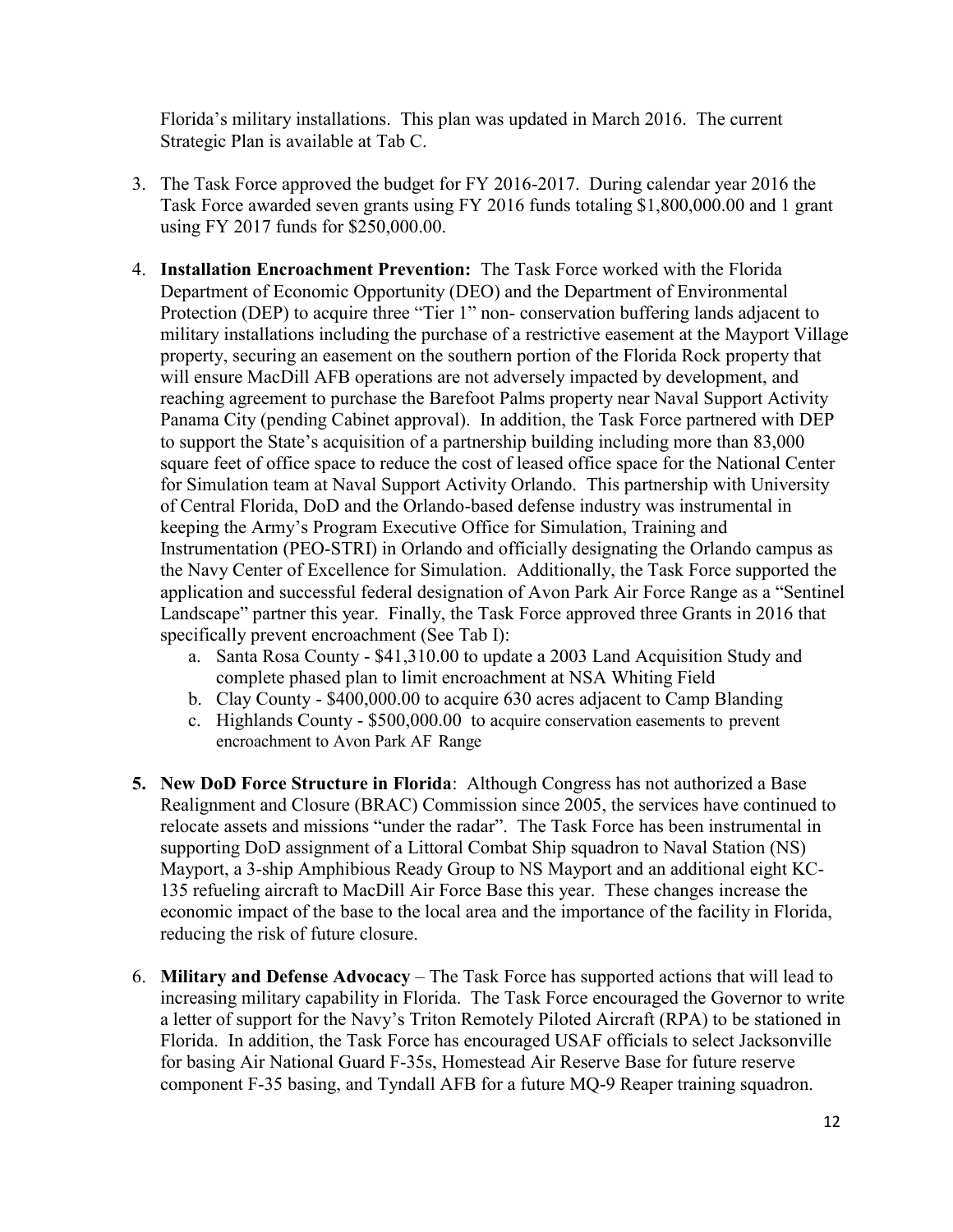Florida's military installations. This plan was updated in March 2016. The current Strategic Plan is available at Tab C.

3. The Task Force approved the budget for FY 2016-2017. During calendar year 2016 the Task Force awarded seven grants using FY 2016 funds totaling $1,800,000.00 and 1 grant using FY 2017 funds for $250,000.00.

4. **Installation Encroachment Prevention:** The Task Force worked with the Florida Department of Economic Opportunity (DEO) and the Department of Environmental Protection (DEP) to acquire three "Tier 1" non- conservation buffering lands adjacent to military installations including the purchase of a restrictive easement at the Mayport Village property, securing an easement on the southern portion of the Florida Rock property that will ensure MacDill AFB operations are not adversely impacted by development, and reaching agreement to purchase the Barefoot Palms property near Naval Support Activity Panama City (pending Cabinet approval). In addition, the Task Force partnered with DEP to support the State's acquisition of a partnership building including more than 83,000 square feet of office space to reduce the cost of leased office space for the National Center for Simulation team at Naval Support Activity Orlando. This partnership with University of Central Florida, DoD and the Orlando-based defense industry was instrumental in keeping the Army's Program Executive Office for Simulation, Training and Instrumentation (PEO-STRI) in Orlando and officially designating the Orlando campus as the Navy Center of Excellence for Simulation. Additionally, the Task Force supported the application and successful federal designation of Avon Park Air Force Range as a "Sentinel Landscape" partner this year. Finally, the Task Force approved three Grants in 2016 that specifically prevent encroachment (See Tab I):
   a. Santa Rosa County - $41,310.00 to update a 2003 Land Acquisition Study and complete phased plan to limit encroachment at NSA Whiting Field
   b. Clay County - $400,000.00 to acquire 630 acres adjacent to Camp Blanding
   c. Highlands County - $500,000.00 to acquire conservation easements to prevent encroachment to Avon Park AF Range

5. **New DoD Force Structure in Florida**: Although Congress has not authorized a Base Realignment and Closure (BRAC) Commission since 2005, the services have continued to relocate assets and missions "under the radar". The Task Force has been instrumental in supporting DoD assignment of a Littoral Combat Ship squadron to Naval Station (NS) Mayport, a 3-ship Amphibious Ready Group to NS Mayport and an additional eight KC-135 refueling aircraft to MacDill Air Force Base this year. These changes increase the economic impact of the base to the local area and the importance of the facility in Florida, reducing the risk of future closure.

6. **Military and Defense Advocacy** – The Task Force has supported actions that will lead to increasing military capability in Florida. The Task Force encouraged the Governor to write a letter of support for the Navy's Triton Remotely Piloted Aircraft (RPA) to be stationed in Florida. In addition, the Task Force has encouraged USAF officials to select Jacksonville for basing Air National Guard F-35s, Homestead Air Reserve Base for future reserve component F-35 basing, and Tyndall AFB for a future MQ-9 Reaper training squadron.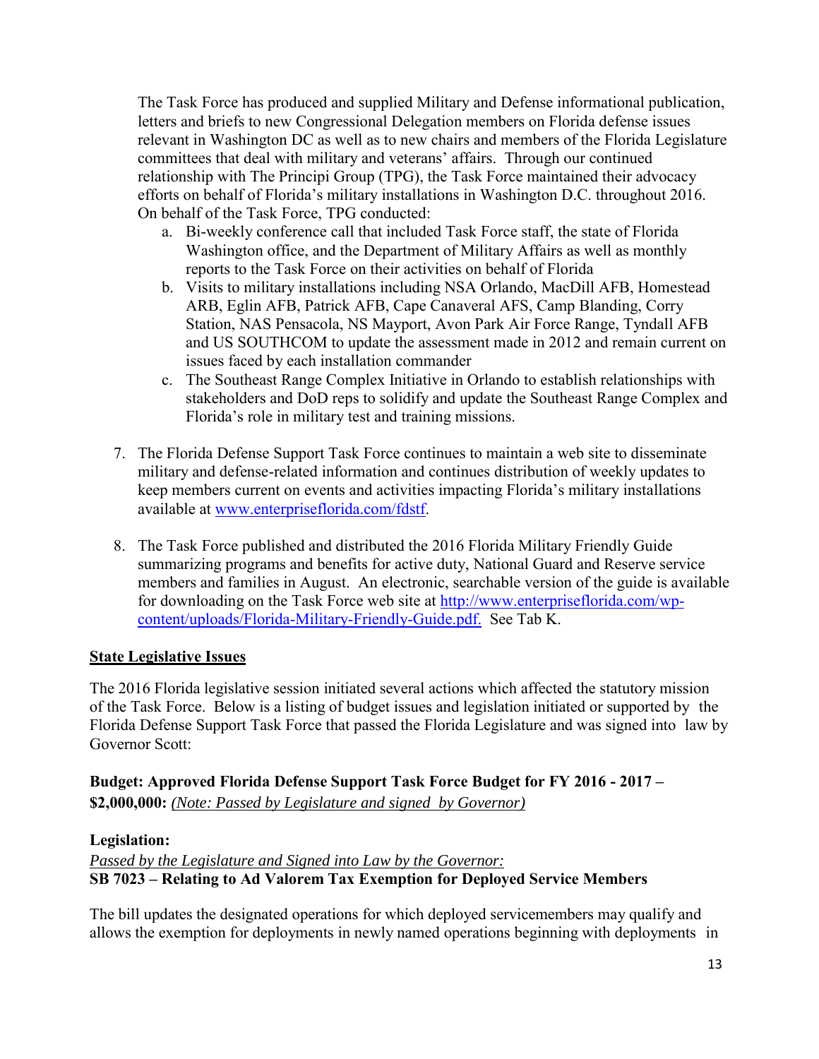The Task Force has produced and supplied Military and Defense informational publication, letters and briefs to new Congressional Delegation members on Florida defense issues relevant in Washington DC as well as to new chairs and members of the Florida Legislature committees that deal with military and veterans' affairs. Through our continued relationship with The Principi Group (TPG), the Task Force maintained their advocacy efforts on behalf of Florida's military installations in Washington D.C. throughout 2016. On behalf of the Task Force, TPG conducted:

a. Bi-weekly conference call that included Task Force staff, the state of Florida Washington office, and the Department of Military Affairs as well as monthly reports to the Task Force on their activities on behalf of Florida
b. Visits to military installations including NSA Orlando, MacDill AFB, Homestead ARB, Eglin AFB, Patrick AFB, Cape Canaveral AFS, Camp Blanding, Corry Station, NAS Pensacola, NS Mayport, Avon Park Air Force Range, Tyndall AFB and US SOUTHCOM to update the assessment made in 2012 and remain current on issues faced by each installation commander
c. The Southeast Range Complex Initiative in Orlando to establish relationships with stakeholders and DoD reps to solidify and update the Southeast Range Complex and Florida's role in military test and training missions.

7. The Florida Defense Support Task Force continues to maintain a web site to disseminate military and defense-related information and continues distribution of weekly updates to keep members current on events and activities impacting Florida's military installations available at www.enterpriseflorida.com/fdstf.

8. The Task Force published and distributed the 2016 Florida Military Friendly Guide summarizing programs and benefits for active duty, National Guard and Reserve service members and families in August. An electronic, searchable version of the guide is available for downloading on the Task Force web site at http://www.enterpriseflorida.com/wp-content/uploads/Florida-Military-Friendly-Guide.pdf. See Tab K.

## State Legislative Issues

The 2016 Florida legislative session initiated several actions which affected the statutory mission of the Task Force. Below is a listing of budget issues and legislation initiated or supported by the Florida Defense Support Task Force that passed the Florida Legislature and was signed into law by Governor Scott:

**Budget: Approved Florida Defense Support Task Force Budget for FY 2016 - 2017 – $2,000,000:** *(Note: Passed by Legislature and signed by Governor)*

**Legislation:**

*Passed by the Legislature and Signed into Law by the Governor:*

**SB 7023 – Relating to Ad Valorem Tax Exemption for Deployed Service Members**

The bill updates the designated operations for which deployed servicemembers may qualify and allows the exemption for deployments in newly named operations beginning with deployments in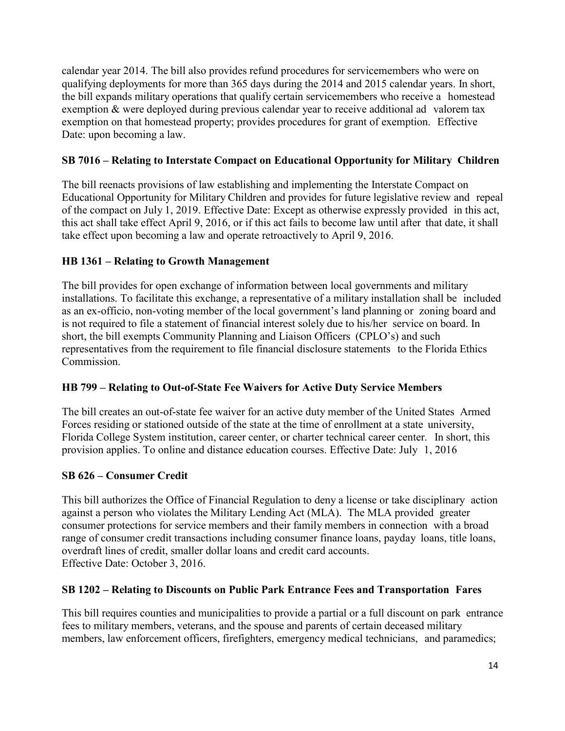calendar year 2014. The bill also provides refund procedures for servicemembers who were on qualifying deployments for more than 365 days during the 2014 and 2015 calendar years. In short, the bill expands military operations that qualify certain servicemembers who receive a homestead exemption & were deployed during previous calendar year to receive additional ad valorem tax exemption on that homestead property; provides procedures for grant of exemption. Effective Date: upon becoming a law.

**SB 7016 – Relating to Interstate Compact on Educational Opportunity for Military Children**

The bill reenacts provisions of law establishing and implementing the Interstate Compact on Educational Opportunity for Military Children and provides for future legislative review and repeal of the compact on July 1, 2019. Effective Date: Except as otherwise expressly provided in this act, this act shall take effect April 9, 2016, or if this act fails to become law until after that date, it shall take effect upon becoming a law and operate retroactively to April 9, 2016.

**HB 1361 – Relating to Growth Management**

The bill provides for open exchange of information between local governments and military installations. To facilitate this exchange, a representative of a military installation shall be included as an ex-officio, non-voting member of the local government's land planning or zoning board and is not required to file a statement of financial interest solely due to his/her service on board. In short, the bill exempts Community Planning and Liaison Officers (CPLO's) and such representatives from the requirement to file financial disclosure statements to the Florida Ethics Commission.

**HB 799 – Relating to Out-of-State Fee Waivers for Active Duty Service Members**

The bill creates an out-of-state fee waiver for an active duty member of the United States Armed Forces residing or stationed outside of the state at the time of enrollment at a state university, Florida College System institution, career center, or charter technical career center. In short, this provision applies. To online and distance education courses. Effective Date: July 1, 2016

**SB 626 – Consumer Credit**

This bill authorizes the Office of Financial Regulation to deny a license or take disciplinary action against a person who violates the Military Lending Act (MLA). The MLA provided greater consumer protections for service members and their family members in connection with a broad range of consumer credit transactions including consumer finance loans, payday loans, title loans, overdraft lines of credit, smaller dollar loans and credit card accounts.
Effective Date: October 3, 2016.

**SB 1202 – Relating to Discounts on Public Park Entrance Fees and Transportation Fares**

This bill requires counties and municipalities to provide a partial or a full discount on park entrance fees to military members, veterans, and the spouse and parents of certain deceased military members, law enforcement officers, firefighters, emergency medical technicians, and paramedics;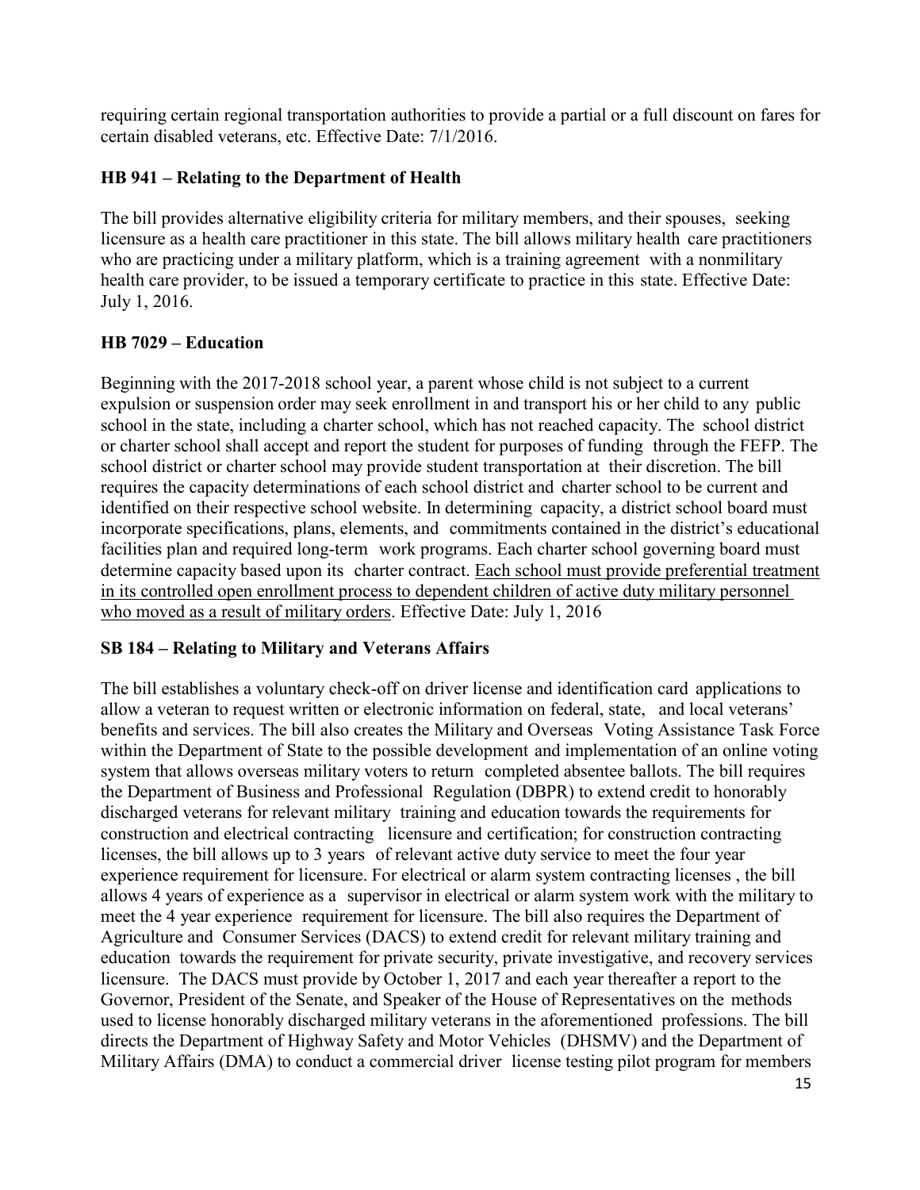requiring certain regional transportation authorities to provide a partial or a full discount on fares for certain disabled veterans, etc. Effective Date: 7/1/2016.

### HB 941 – Relating to the Department of Health

The bill provides alternative eligibility criteria for military members, and their spouses, seeking licensure as a health care practitioner in this state. The bill allows military health care practitioners who are practicing under a military platform, which is a training agreement with a nonmilitary health care provider, to be issued a temporary certificate to practice in this state. Effective Date: July 1, 2016.

### HB 7029 – Education

Beginning with the 2017-2018 school year, a parent whose child is not subject to a current expulsion or suspension order may seek enrollment in and transport his or her child to any public school in the state, including a charter school, which has not reached capacity. The school district or charter school shall accept and report the student for purposes of funding through the FEFP. The school district or charter school may provide student transportation at their discretion. The bill requires the capacity determinations of each school district and charter school to be current and identified on their respective school website. In determining capacity, a district school board must incorporate specifications, plans, elements, and commitments contained in the district's educational facilities plan and required long-term work programs. Each charter school governing board must determine capacity based upon its charter contract. <u>Each school must provide preferential treatment in its controlled open enrollment process to dependent children of active duty military personnel who moved as a result of military orders</u>. Effective Date: July 1, 2016

### SB 184 – Relating to Military and Veterans Affairs

The bill establishes a voluntary check-off on driver license and identification card applications to allow a veteran to request written or electronic information on federal, state, and local veterans' benefits and services. The bill also creates the Military and Overseas Voting Assistance Task Force within the Department of State to the possible development and implementation of an online voting system that allows overseas military voters to return completed absentee ballots. The bill requires the Department of Business and Professional Regulation (DBPR) to extend credit to honorably discharged veterans for relevant military training and education towards the requirements for construction and electrical contracting licensure and certification; for construction contracting licenses, the bill allows up to 3 years of relevant active duty service to meet the four year experience requirement for licensure. For electrical or alarm system contracting licenses , the bill allows 4 years of experience as a supervisor in electrical or alarm system work with the military to meet the 4 year experience requirement for licensure. The bill also requires the Department of Agriculture and Consumer Services (DACS) to extend credit for relevant military training and education towards the requirement for private security, private investigative, and recovery services licensure. The DACS must provide by October 1, 2017 and each year thereafter a report to the Governor, President of the Senate, and Speaker of the House of Representatives on the methods used to license honorably discharged military veterans in the aforementioned professions. The bill directs the Department of Highway Safety and Motor Vehicles (DHSMV) and the Department of Military Affairs (DMA) to conduct a commercial driver license testing pilot program for members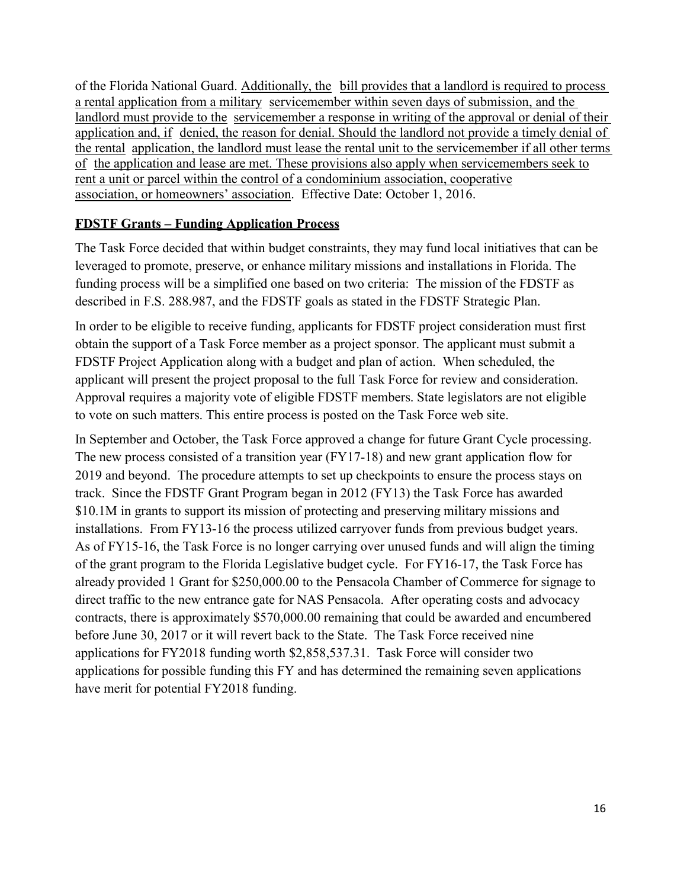of the Florida National Guard. Additionally, the bill provides that a landlord is required to process a rental application from a military servicemember within seven days of submission, and the landlord must provide to the servicemember a response in writing of the approval or denial of their application and, if denied, the reason for denial. Should the landlord not provide a timely denial of the rental application, the landlord must lease the rental unit to the servicemember if all other terms of the application and lease are met. These provisions also apply when servicemembers seek to rent a unit or parcel within the control of a condominium association, cooperative association, or homeowners' association. Effective Date: October 1, 2016.

## FDSTF Grants – Funding Application Process

The Task Force decided that within budget constraints, they may fund local initiatives that can be leveraged to promote, preserve, or enhance military missions and installations in Florida. The funding process will be a simplified one based on two criteria: The mission of the FDSTF as described in F.S. 288.987, and the FDSTF goals as stated in the FDSTF Strategic Plan.

In order to be eligible to receive funding, applicants for FDSTF project consideration must first obtain the support of a Task Force member as a project sponsor. The applicant must submit a FDSTF Project Application along with a budget and plan of action. When scheduled, the applicant will present the project proposal to the full Task Force for review and consideration. Approval requires a majority vote of eligible FDSTF members. State legislators are not eligible to vote on such matters. This entire process is posted on the Task Force web site.

In September and October, the Task Force approved a change for future Grant Cycle processing. The new process consisted of a transition year (FY17-18) and new grant application flow for 2019 and beyond. The procedure attempts to set up checkpoints to ensure the process stays on track. Since the FDSTF Grant Program began in 2012 (FY13) the Task Force has awarded $10.1M in grants to support its mission of protecting and preserving military missions and installations. From FY13-16 the process utilized carryover funds from previous budget years. As of FY15-16, the Task Force is no longer carrying over unused funds and will align the timing of the grant program to the Florida Legislative budget cycle. For FY16-17, the Task Force has already provided 1 Grant for $250,000.00 to the Pensacola Chamber of Commerce for signage to direct traffic to the new entrance gate for NAS Pensacola. After operating costs and advocacy contracts, there is approximately $570,000.00 remaining that could be awarded and encumbered before June 30, 2017 or it will revert back to the State. The Task Force received nine applications for FY2018 funding worth $2,858,537.31. Task Force will consider two applications for possible funding this FY and has determined the remaining seven applications have merit for potential FY2018 funding.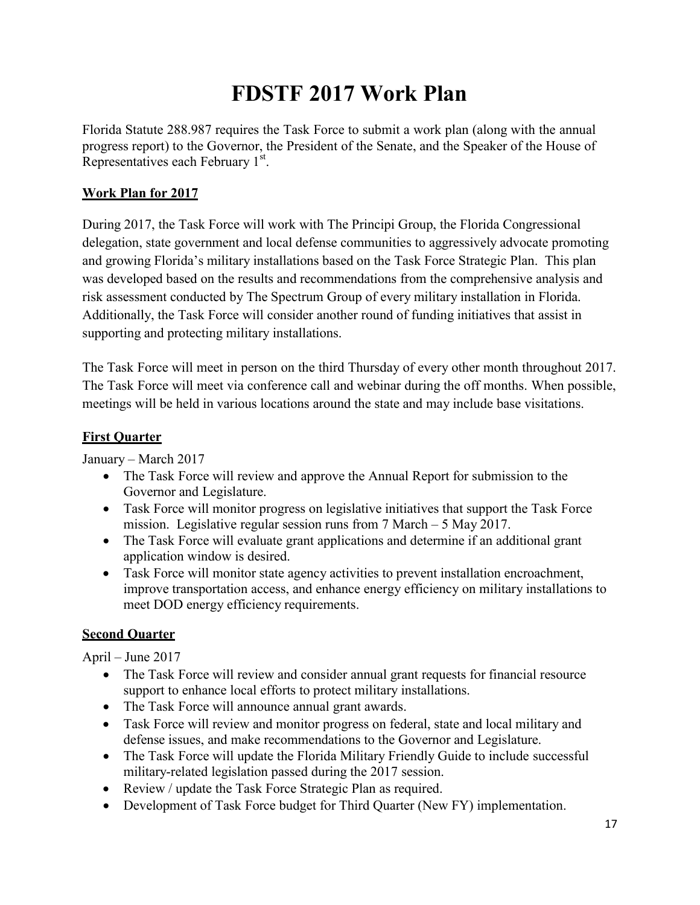# FDSTF 2017 Work Plan

Florida Statute 288.987 requires the Task Force to submit a work plan (along with the annual progress report) to the Governor, the President of the Senate, and the Speaker of the House of Representatives each February 1st.

**Work Plan for 2017**

During 2017, the Task Force will work with The Principi Group, the Florida Congressional delegation, state government and local defense communities to aggressively advocate promoting and growing Florida's military installations based on the Task Force Strategic Plan. This plan was developed based on the results and recommendations from the comprehensive analysis and risk assessment conducted by The Spectrum Group of every military installation in Florida. Additionally, the Task Force will consider another round of funding initiatives that assist in supporting and protecting military installations.

The Task Force will meet in person on the third Thursday of every other month throughout 2017. The Task Force will meet via conference call and webinar during the off months. When possible, meetings will be held in various locations around the state and may include base visitations.

**First Quarter**

January – March 2017

- The Task Force will review and approve the Annual Report for submission to the Governor and Legislature.
- Task Force will monitor progress on legislative initiatives that support the Task Force mission. Legislative regular session runs from 7 March – 5 May 2017.
- The Task Force will evaluate grant applications and determine if an additional grant application window is desired.
- Task Force will monitor state agency activities to prevent installation encroachment, improve transportation access, and enhance energy efficiency on military installations to meet DOD energy efficiency requirements.

**Second Quarter**

April – June 2017

- The Task Force will review and consider annual grant requests for financial resource support to enhance local efforts to protect military installations.
- The Task Force will announce annual grant awards.
- Task Force will review and monitor progress on federal, state and local military and defense issues, and make recommendations to the Governor and Legislature.
- The Task Force will update the Florida Military Friendly Guide to include successful military-related legislation passed during the 2017 session.
- Review / update the Task Force Strategic Plan as required.
- Development of Task Force budget for Third Quarter (New FY) implementation.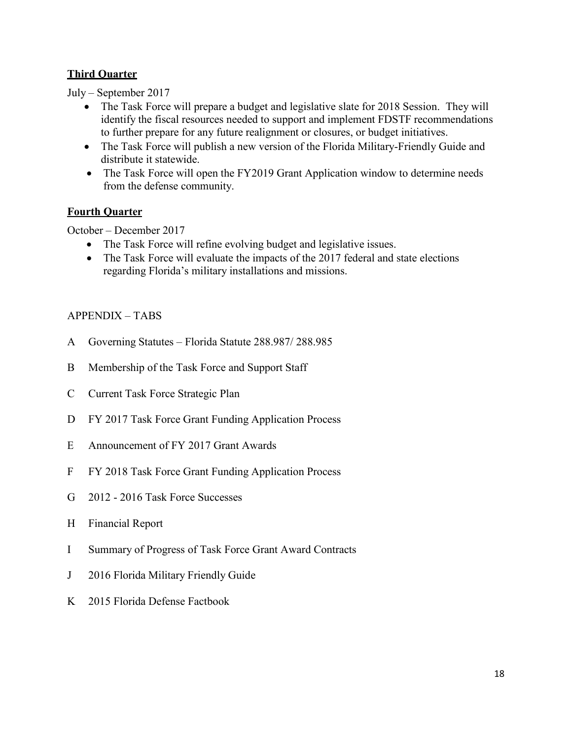**Third Quarter**

July – September 2017

- The Task Force will prepare a budget and legislative slate for 2018 Session. They will identify the fiscal resources needed to support and implement FDSTF recommendations to further prepare for any future realignment or closures, or budget initiatives.
- The Task Force will publish a new version of the Florida Military-Friendly Guide and distribute it statewide.
- The Task Force will open the FY2019 Grant Application window to determine needs from the defense community.

**Fourth Quarter**

October – December 2017

- The Task Force will refine evolving budget and legislative issues.
- The Task Force will evaluate the impacts of the 2017 federal and state elections regarding Florida's military installations and missions.

APPENDIX – TABS

A Governing Statutes – Florida Statute 288.987/ 288.985

B Membership of the Task Force and Support Staff

C Current Task Force Strategic Plan

D FY 2017 Task Force Grant Funding Application Process

E Announcement of FY 2017 Grant Awards

F FY 2018 Task Force Grant Funding Application Process

G 2012 - 2016 Task Force Successes

H Financial Report

I Summary of Progress of Task Force Grant Award Contracts

J 2016 Florida Military Friendly Guide

K 2015 Florida Defense Factbook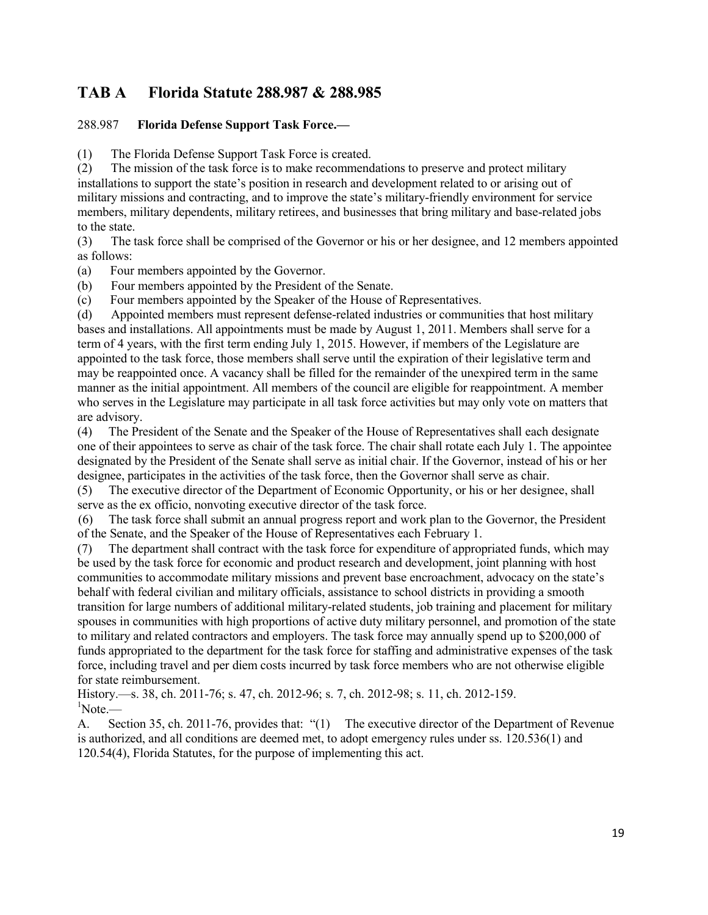## TAB A Florida Statute 288.987 & 288.985

288.987 **Florida Defense Support Task Force.—**

(1) The Florida Defense Support Task Force is created.

(2) The mission of the task force is to make recommendations to preserve and protect military installations to support the state's position in research and development related to or arising out of military missions and contracting, and to improve the state's military-friendly environment for service members, military dependents, military retirees, and businesses that bring military and base-related jobs to the state.

(3) The task force shall be comprised of the Governor or his or her designee, and 12 members appointed as follows:

(a) Four members appointed by the Governor.

(b) Four members appointed by the President of the Senate.

(c) Four members appointed by the Speaker of the House of Representatives.

(d) Appointed members must represent defense-related industries or communities that host military bases and installations. All appointments must be made by August 1, 2011. Members shall serve for a term of 4 years, with the first term ending July 1, 2015. However, if members of the Legislature are appointed to the task force, those members shall serve until the expiration of their legislative term and may be reappointed once. A vacancy shall be filled for the remainder of the unexpired term in the same manner as the initial appointment. All members of the council are eligible for reappointment. A member who serves in the Legislature may participate in all task force activities but may only vote on matters that are advisory.

(4) The President of the Senate and the Speaker of the House of Representatives shall each designate one of their appointees to serve as chair of the task force. The chair shall rotate each July 1. The appointee designated by the President of the Senate shall serve as initial chair. If the Governor, instead of his or her designee, participates in the activities of the task force, then the Governor shall serve as chair.

(5) The executive director of the Department of Economic Opportunity, or his or her designee, shall serve as the ex officio, nonvoting executive director of the task force.

(6) The task force shall submit an annual progress report and work plan to the Governor, the President of the Senate, and the Speaker of the House of Representatives each February 1.

(7) The department shall contract with the task force for expenditure of appropriated funds, which may be used by the task force for economic and product research and development, joint planning with host communities to accommodate military missions and prevent base encroachment, advocacy on the state's behalf with federal civilian and military officials, assistance to school districts in providing a smooth transition for large numbers of additional military-related students, job training and placement for military spouses in communities with high proportions of active duty military personnel, and promotion of the state to military and related contractors and employers. The task force may annually spend up to $200,000 of funds appropriated to the department for the task force for staffing and administrative expenses of the task force, including travel and per diem costs incurred by task force members who are not otherwise eligible for state reimbursement.

History.—s. 38, ch. 2011-76; s. 47, ch. 2012-96; s. 7, ch. 2012-98; s. 11, ch. 2012-159.

[1]Note.—

A. Section 35, ch. 2011-76, provides that: "(1) The executive director of the Department of Revenue is authorized, and all conditions are deemed met, to adopt emergency rules under ss. 120.536(1) and 120.54(4), Florida Statutes, for the purpose of implementing this act.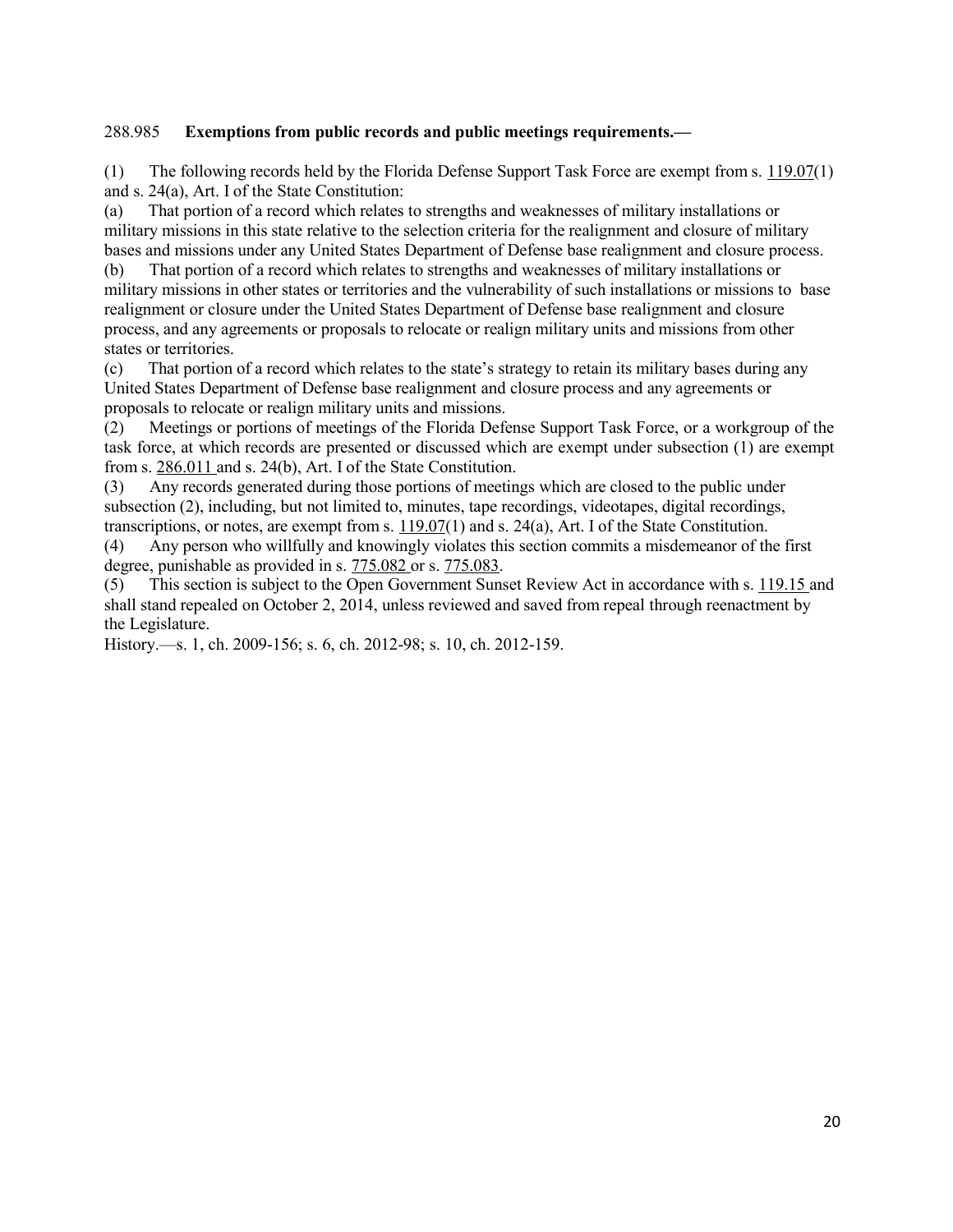288.985 **Exemptions from public records and public meetings requirements.—**

(1) The following records held by the Florida Defense Support Task Force are exempt from s. 119.07(1) and s. 24(a), Art. I of the State Constitution:

(a) That portion of a record which relates to strengths and weaknesses of military installations or military missions in this state relative to the selection criteria for the realignment and closure of military bases and missions under any United States Department of Defense base realignment and closure process.

(b) That portion of a record which relates to strengths and weaknesses of military installations or military missions in other states or territories and the vulnerability of such installations or missions to base realignment or closure under the United States Department of Defense base realignment and closure process, and any agreements or proposals to relocate or realign military units and missions from other states or territories.

(c) That portion of a record which relates to the state's strategy to retain its military bases during any United States Department of Defense base realignment and closure process and any agreements or proposals to relocate or realign military units and missions.

(2) Meetings or portions of meetings of the Florida Defense Support Task Force, or a workgroup of the task force, at which records are presented or discussed which are exempt under subsection (1) are exempt from s. 286.011 and s. 24(b), Art. I of the State Constitution.

(3) Any records generated during those portions of meetings which are closed to the public under subsection (2), including, but not limited to, minutes, tape recordings, videotapes, digital recordings, transcriptions, or notes, are exempt from s. 119.07(1) and s. 24(a), Art. I of the State Constitution.

(4) Any person who willfully and knowingly violates this section commits a misdemeanor of the first degree, punishable as provided in s. 775.082 or s. 775.083.

(5) This section is subject to the Open Government Sunset Review Act in accordance with s. 119.15 and shall stand repealed on October 2, 2014, unless reviewed and saved from repeal through reenactment by the Legislature.

History.—s. 1, ch. 2009-156; s. 6, ch. 2012-98; s. 10, ch. 2012-159.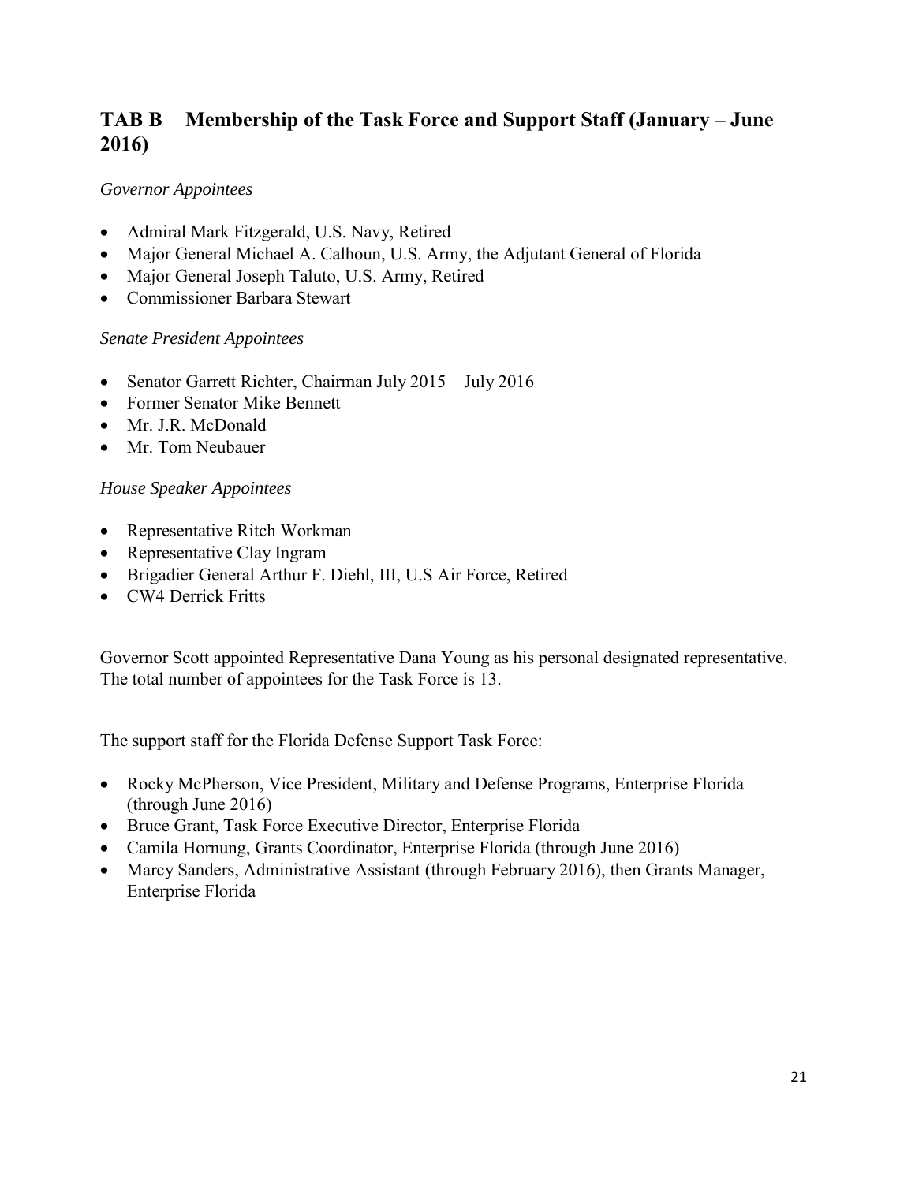## TAB B Membership of the Task Force and Support Staff (January – June 2016)

*Governor Appointees*

- Admiral Mark Fitzgerald, U.S. Navy, Retired
- Major General Michael A. Calhoun, U.S. Army, the Adjutant General of Florida
- Major General Joseph Taluto, U.S. Army, Retired
- Commissioner Barbara Stewart

*Senate President Appointees*

- Senator Garrett Richter, Chairman July 2015 – July 2016
- Former Senator Mike Bennett
- Mr. J.R. McDonald
- Mr. Tom Neubauer

*House Speaker Appointees*

- Representative Ritch Workman
- Representative Clay Ingram
- Brigadier General Arthur F. Diehl, III, U.S Air Force, Retired
- CW4 Derrick Fritts

Governor Scott appointed Representative Dana Young as his personal designated representative. The total number of appointees for the Task Force is 13.

The support staff for the Florida Defense Support Task Force:

- Rocky McPherson, Vice President, Military and Defense Programs, Enterprise Florida (through June 2016)
- Bruce Grant, Task Force Executive Director, Enterprise Florida
- Camila Hornung, Grants Coordinator, Enterprise Florida (through June 2016)
- Marcy Sanders, Administrative Assistant (through February 2016), then Grants Manager, Enterprise Florida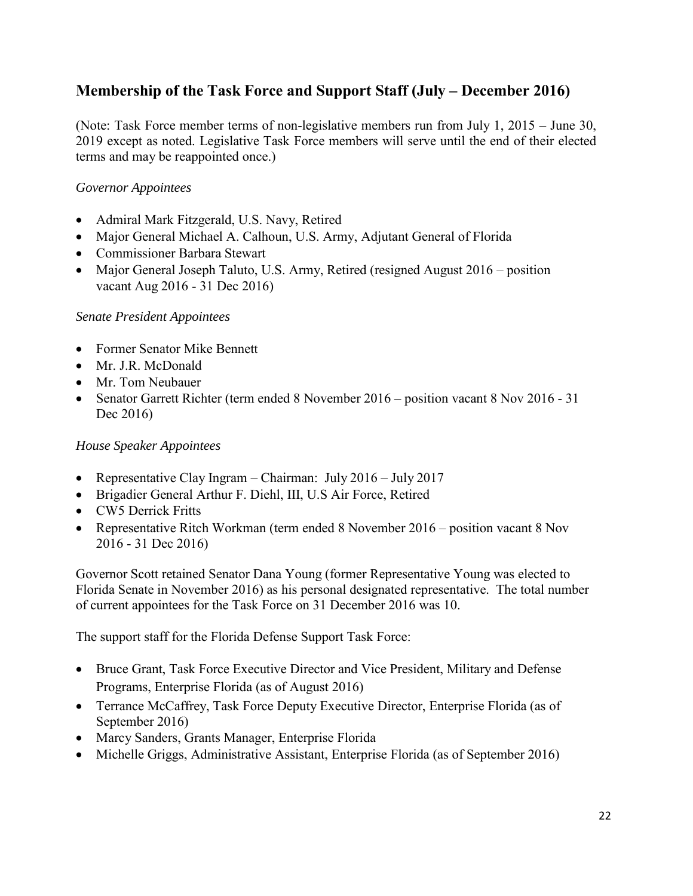## Membership of the Task Force and Support Staff (July – December 2016)

(Note: Task Force member terms of non-legislative members run from July 1, 2015 – June 30, 2019 except as noted. Legislative Task Force members will serve until the end of their elected terms and may be reappointed once.)

*Governor Appointees*

- Admiral Mark Fitzgerald, U.S. Navy, Retired
- Major General Michael A. Calhoun, U.S. Army, Adjutant General of Florida
- Commissioner Barbara Stewart
- Major General Joseph Taluto, U.S. Army, Retired (resigned August 2016 – position vacant Aug 2016 - 31 Dec 2016)

*Senate President Appointees*

- Former Senator Mike Bennett
- Mr. J.R. McDonald
- Mr. Tom Neubauer
- Senator Garrett Richter (term ended 8 November 2016 – position vacant 8 Nov 2016 - 31 Dec 2016)

*House Speaker Appointees*

- Representative Clay Ingram – Chairman: July 2016 – July 2017
- Brigadier General Arthur F. Diehl, III, U.S Air Force, Retired
- CW5 Derrick Fritts
- Representative Ritch Workman (term ended 8 November 2016 – position vacant 8 Nov 2016 - 31 Dec 2016)

Governor Scott retained Senator Dana Young (former Representative Young was elected to Florida Senate in November 2016) as his personal designated representative. The total number of current appointees for the Task Force on 31 December 2016 was 10.

The support staff for the Florida Defense Support Task Force:

- Bruce Grant, Task Force Executive Director and Vice President, Military and Defense Programs, Enterprise Florida (as of August 2016)
- Terrance McCaffrey, Task Force Deputy Executive Director, Enterprise Florida (as of September 2016)
- Marcy Sanders, Grants Manager, Enterprise Florida
- Michelle Griggs, Administrative Assistant, Enterprise Florida (as of September 2016)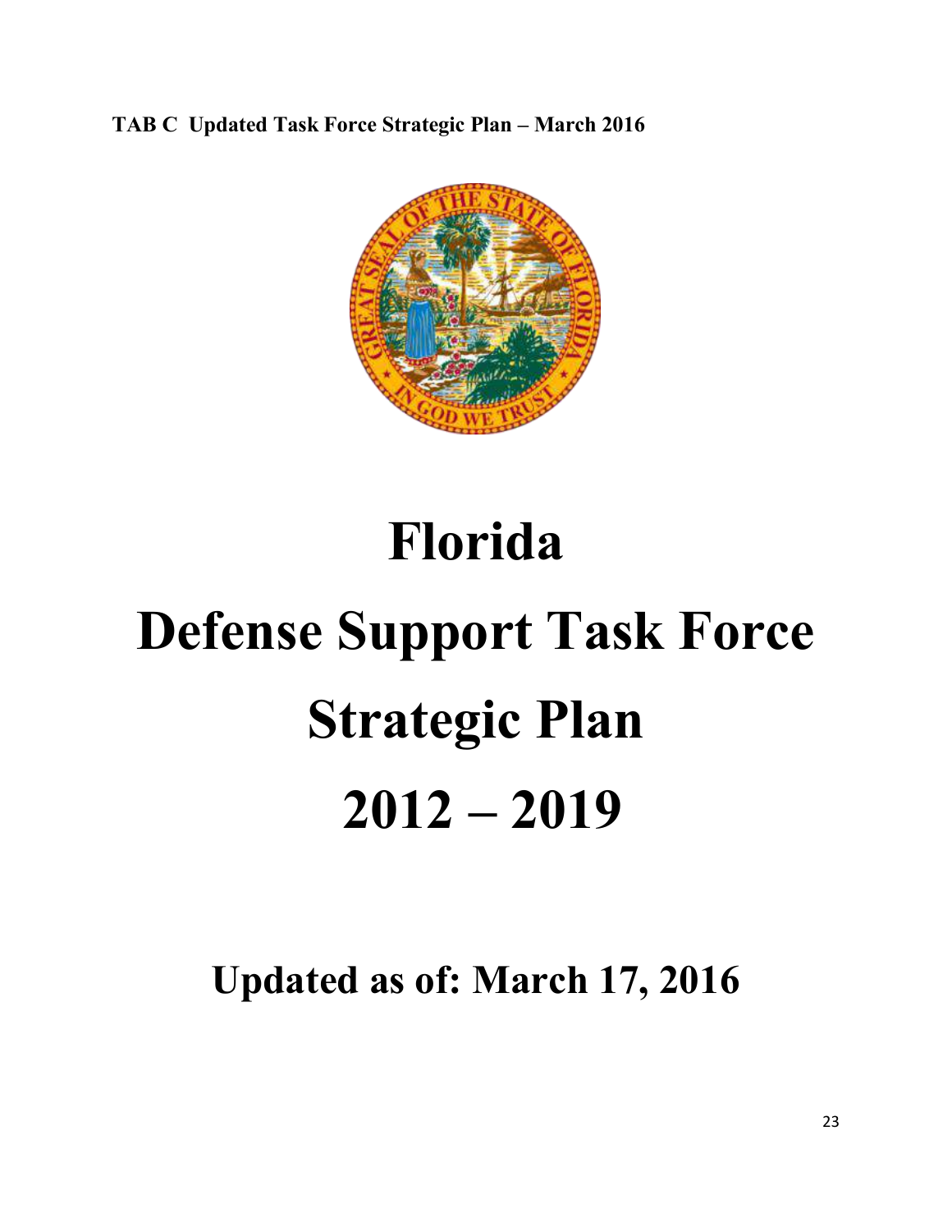**TAB C Updated Task Force Strategic Plan – March 2016**

# Florida

# Defense Support Task Force

# Strategic Plan

# 2012 – 2019

## Updated as of: March 17, 2016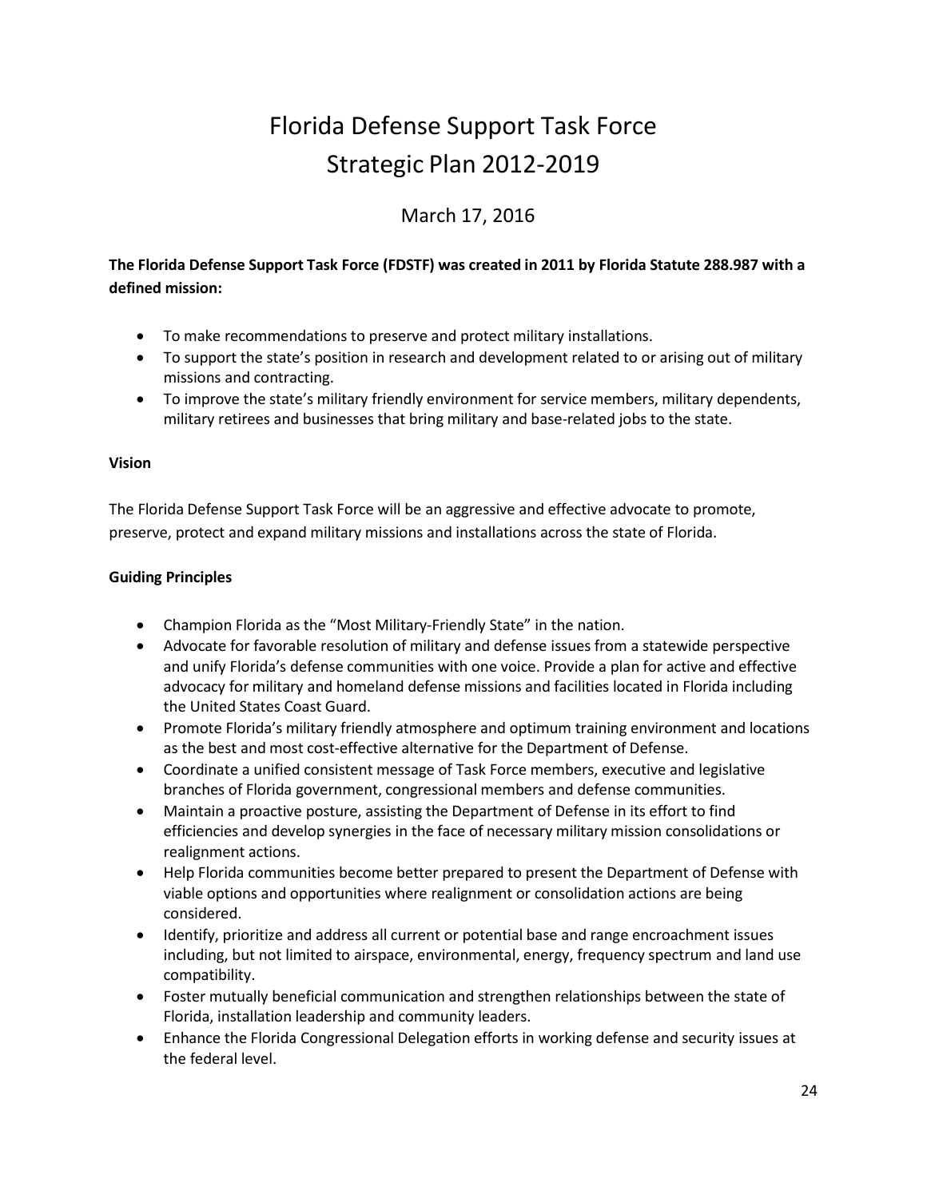# Florida Defense Support Task Force
# Strategic Plan 2012-2019

March 17, 2016

**The Florida Defense Support Task Force (FDSTF) was created in 2011 by Florida Statute 288.987 with a defined mission:**

- To make recommendations to preserve and protect military installations.
- To support the state's position in research and development related to or arising out of military missions and contracting.
- To improve the state's military friendly environment for service members, military dependents, military retirees and businesses that bring military and base-related jobs to the state.

**Vision**

The Florida Defense Support Task Force will be an aggressive and effective advocate to promote, preserve, protect and expand military missions and installations across the state of Florida.

**Guiding Principles**

- Champion Florida as the "Most Military-Friendly State" in the nation.
- Advocate for favorable resolution of military and defense issues from a statewide perspective and unify Florida's defense communities with one voice. Provide a plan for active and effective advocacy for military and homeland defense missions and facilities located in Florida including the United States Coast Guard.
- Promote Florida's military friendly atmosphere and optimum training environment and locations as the best and most cost-effective alternative for the Department of Defense.
- Coordinate a unified consistent message of Task Force members, executive and legislative branches of Florida government, congressional members and defense communities.
- Maintain a proactive posture, assisting the Department of Defense in its effort to find efficiencies and develop synergies in the face of necessary military mission consolidations or realignment actions.
- Help Florida communities become better prepared to present the Department of Defense with viable options and opportunities where realignment or consolidation actions are being considered.
- Identify, prioritize and address all current or potential base and range encroachment issues including, but not limited to airspace, environmental, energy, frequency spectrum and land use compatibility.
- Foster mutually beneficial communication and strengthen relationships between the state of Florida, installation leadership and community leaders.
- Enhance the Florida Congressional Delegation efforts in working defense and security issues at the federal level.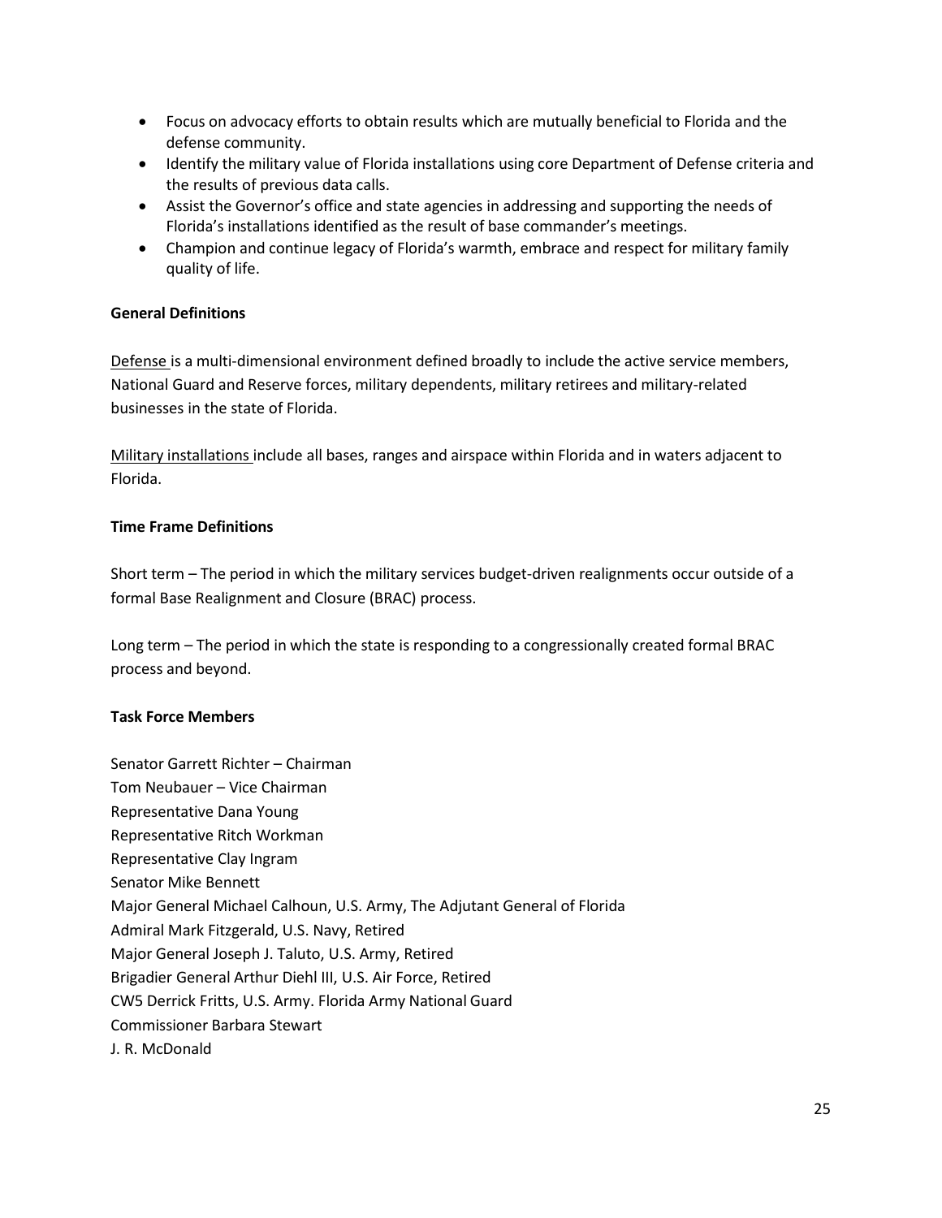- Focus on advocacy efforts to obtain results which are mutually beneficial to Florida and the defense community.
- Identify the military value of Florida installations using core Department of Defense criteria and the results of previous data calls.
- Assist the Governor's office and state agencies in addressing and supporting the needs of Florida's installations identified as the result of base commander's meetings.
- Champion and continue legacy of Florida's warmth, embrace and respect for military family quality of life.

**General Definitions**

Defense is a multi-dimensional environment defined broadly to include the active service members, National Guard and Reserve forces, military dependents, military retirees and military-related businesses in the state of Florida.

Military installations include all bases, ranges and airspace within Florida and in waters adjacent to Florida.

**Time Frame Definitions**

Short term – The period in which the military services budget-driven realignments occur outside of a formal Base Realignment and Closure (BRAC) process.

Long term – The period in which the state is responding to a congressionally created formal BRAC process and beyond.

**Task Force Members**

Senator Garrett Richter – Chairman
Tom Neubauer – Vice Chairman
Representative Dana Young
Representative Ritch Workman
Representative Clay Ingram
Senator Mike Bennett
Major General Michael Calhoun, U.S. Army, The Adjutant General of Florida
Admiral Mark Fitzgerald, U.S. Navy, Retired
Major General Joseph J. Taluto, U.S. Army, Retired
Brigadier General Arthur Diehl III, U.S. Air Force, Retired
CW5 Derrick Fritts, U.S. Army. Florida Army National Guard
Commissioner Barbara Stewart
J. R. McDonald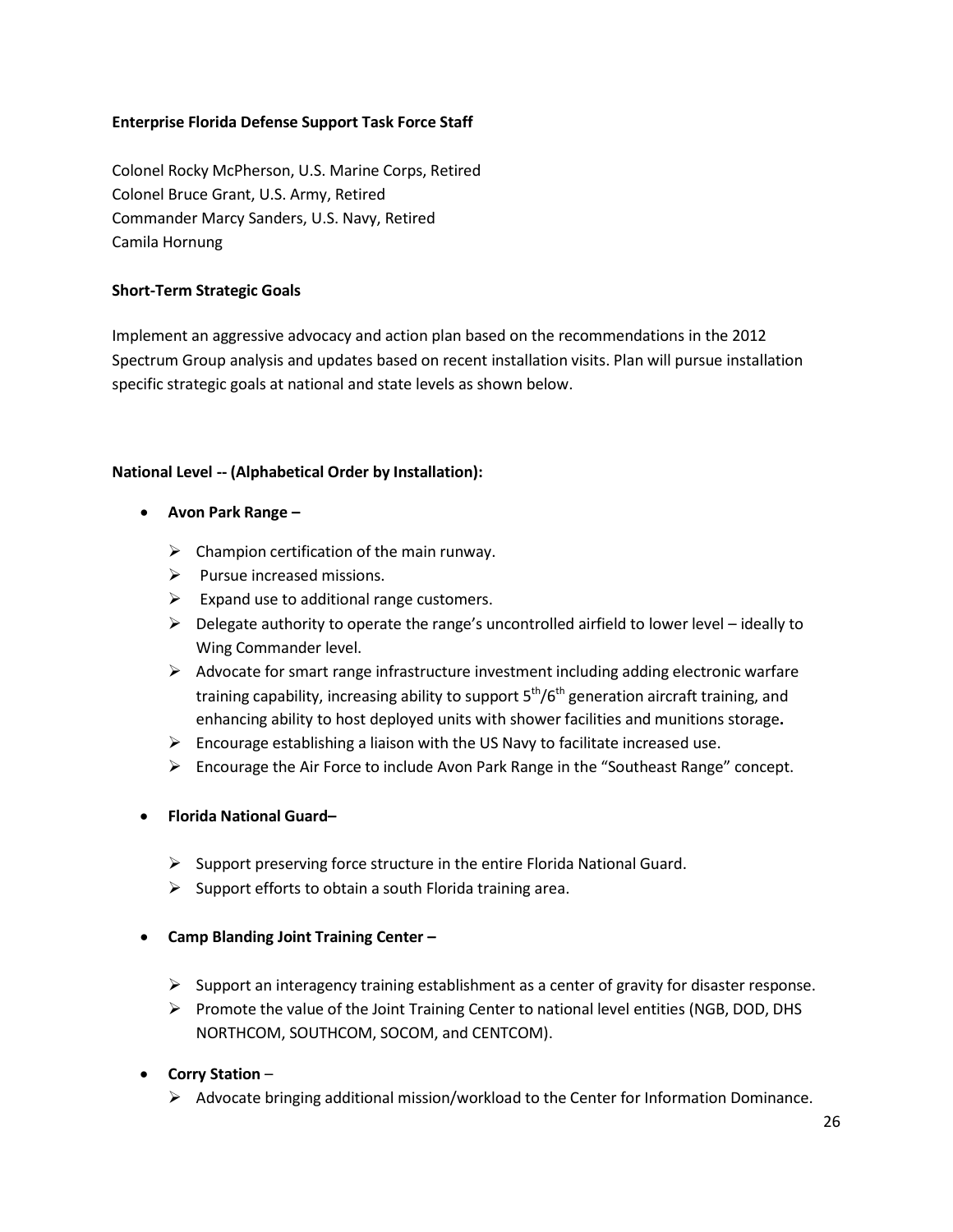**Enterprise Florida Defense Support Task Force Staff**

Colonel Rocky McPherson, U.S. Marine Corps, Retired
Colonel Bruce Grant, U.S. Army, Retired
Commander Marcy Sanders, U.S. Navy, Retired
Camila Hornung

**Short-Term Strategic Goals**

Implement an aggressive advocacy and action plan based on the recommendations in the 2012 Spectrum Group analysis and updates based on recent installation visits. Plan will pursue installation specific strategic goals at national and state levels as shown below.

**National Level -- (Alphabetical Order by Installation):**

- **Avon Park Range –**
  - Champion certification of the main runway.
  - Pursue increased missions.
  - Expand use to additional range customers.
  - Delegate authority to operate the range's uncontrolled airfield to lower level – ideally to Wing Commander level.
  - Advocate for smart range infrastructure investment including adding electronic warfare training capability, increasing ability to support 5th/6th generation aircraft training, and enhancing ability to host deployed units with shower facilities and munitions storage**.**
  - Encourage establishing a liaison with the US Navy to facilitate increased use.
  - Encourage the Air Force to include Avon Park Range in the "Southeast Range" concept.

- **Florida National Guard–**
  - Support preserving force structure in the entire Florida National Guard.
  - Support efforts to obtain a south Florida training area.

- **Camp Blanding Joint Training Center –**
  - Support an interagency training establishment as a center of gravity for disaster response.
  - Promote the value of the Joint Training Center to national level entities (NGB, DOD, DHS NORTHCOM, SOUTHCOM, SOCOM, and CENTCOM).

- **Corry Station** –
  - Advocate bringing additional mission/workload to the Center for Information Dominance.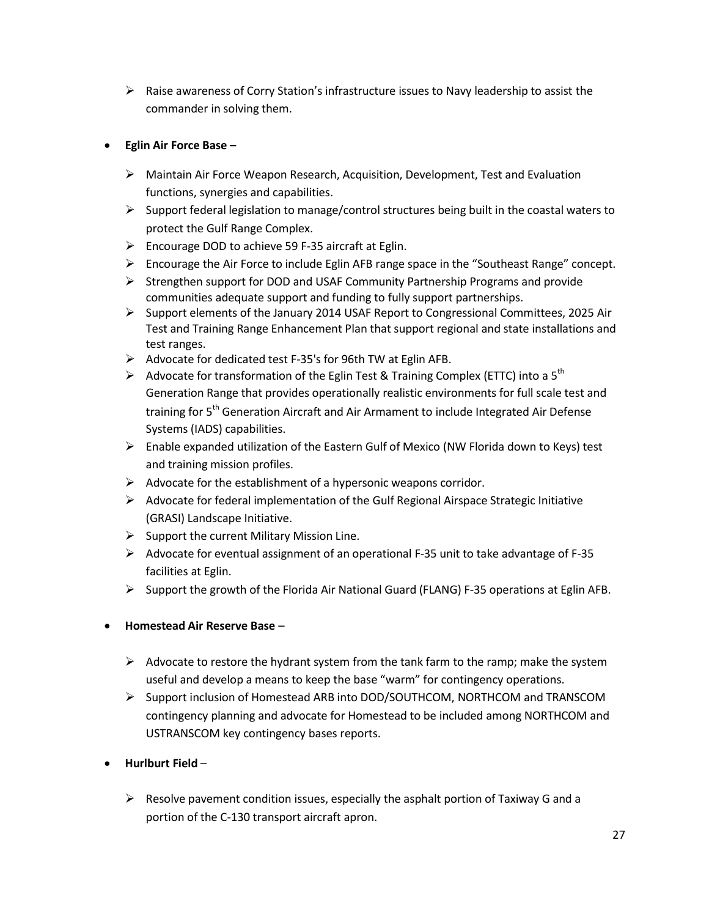- Raise awareness of Corry Station's infrastructure issues to Navy leadership to assist the commander in solving them.

- **Eglin Air Force Base –**

  - Maintain Air Force Weapon Research, Acquisition, Development, Test and Evaluation functions, synergies and capabilities.
  - Support federal legislation to manage/control structures being built in the coastal waters to protect the Gulf Range Complex.
  - Encourage DOD to achieve 59 F-35 aircraft at Eglin.
  - Encourage the Air Force to include Eglin AFB range space in the "Southeast Range" concept.
  - Strengthen support for DOD and USAF Community Partnership Programs and provide communities adequate support and funding to fully support partnerships.
  - Support elements of the January 2014 USAF Report to Congressional Committees, 2025 Air Test and Training Range Enhancement Plan that support regional and state installations and test ranges.
  - Advocate for dedicated test F-35's for 96th TW at Eglin AFB.
  - Advocate for transformation of the Eglin Test & Training Complex (ETTC) into a 5th Generation Range that provides operationally realistic environments for full scale test and training for 5th Generation Aircraft and Air Armament to include Integrated Air Defense Systems (IADS) capabilities.
  - Enable expanded utilization of the Eastern Gulf of Mexico (NW Florida down to Keys) test and training mission profiles.
  - Advocate for the establishment of a hypersonic weapons corridor.
  - Advocate for federal implementation of the Gulf Regional Airspace Strategic Initiative (GRASI) Landscape Initiative.
  - Support the current Military Mission Line.
  - Advocate for eventual assignment of an operational F-35 unit to take advantage of F-35 facilities at Eglin.
  - Support the growth of the Florida Air National Guard (FLANG) F-35 operations at Eglin AFB.

- **Homestead Air Reserve Base** –

  - Advocate to restore the hydrant system from the tank farm to the ramp; make the system useful and develop a means to keep the base "warm" for contingency operations.
  - Support inclusion of Homestead ARB into DOD/SOUTHCOM, NORTHCOM and TRANSCOM contingency planning and advocate for Homestead to be included among NORTHCOM and USTRANSCOM key contingency bases reports.

- **Hurlburt Field** –

  - Resolve pavement condition issues, especially the asphalt portion of Taxiway G and a portion of the C-130 transport aircraft apron.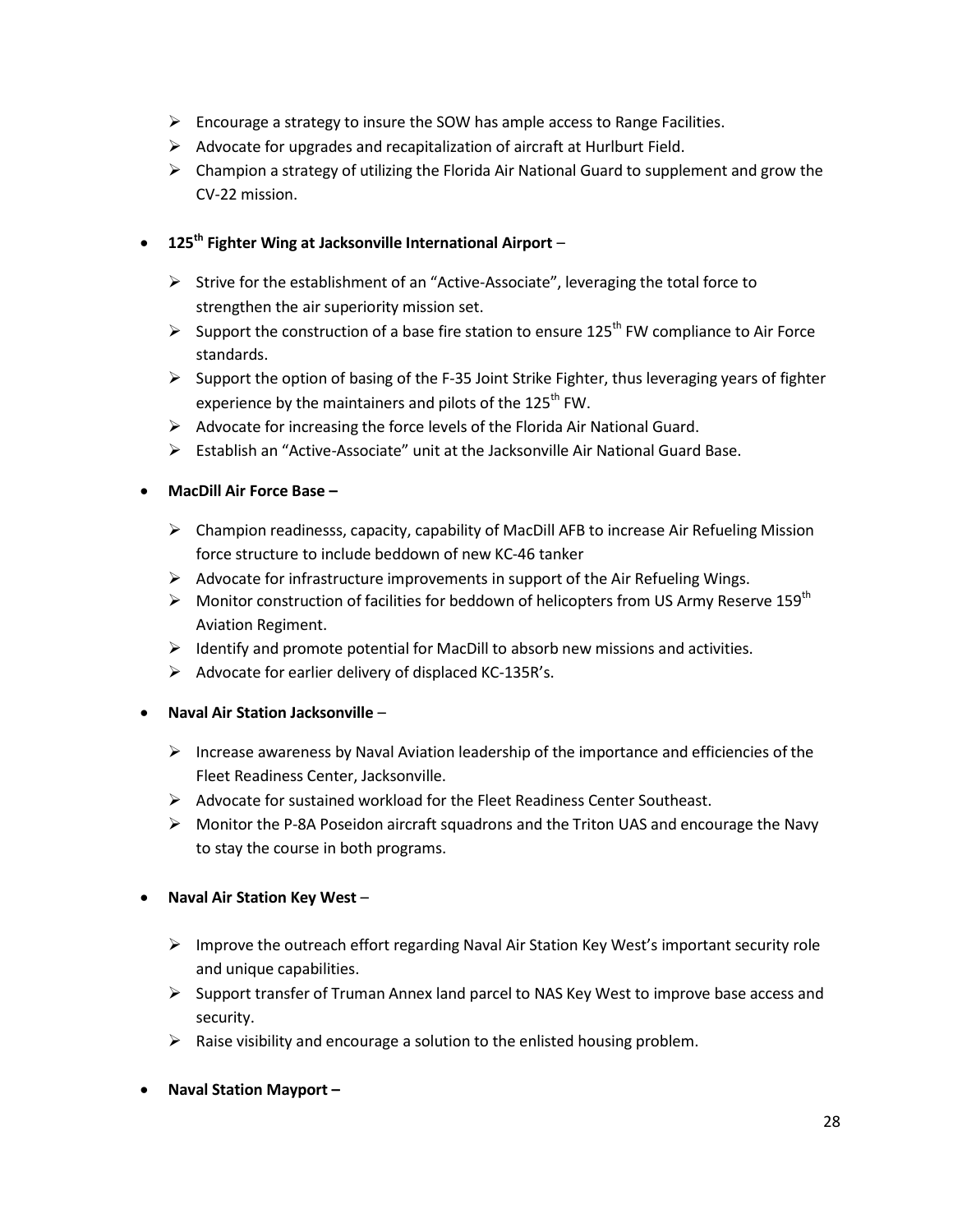- Encourage a strategy to insure the SOW has ample access to Range Facilities.
  - Advocate for upgrades and recapitalization of aircraft at Hurlburt Field.
  - Champion a strategy of utilizing the Florida Air National Guard to supplement and grow the CV-22 mission.

- **125th Fighter Wing at Jacksonville International Airport** –

  - Strive for the establishment of an "Active-Associate", leveraging the total force to strengthen the air superiority mission set.
  - Support the construction of a base fire station to ensure 125th FW compliance to Air Force standards.
  - Support the option of basing of the F-35 Joint Strike Fighter, thus leveraging years of fighter experience by the maintainers and pilots of the 125th FW.
  - Advocate for increasing the force levels of the Florida Air National Guard.
  - Establish an "Active-Associate" unit at the Jacksonville Air National Guard Base.

- **MacDill Air Force Base –**

  - Champion readinesss, capacity, capability of MacDill AFB to increase Air Refueling Mission force structure to include beddown of new KC-46 tanker
  - Advocate for infrastructure improvements in support of the Air Refueling Wings.
  - Monitor construction of facilities for beddown of helicopters from US Army Reserve 159th Aviation Regiment.
  - Identify and promote potential for MacDill to absorb new missions and activities.
  - Advocate for earlier delivery of displaced KC-135R's.

- **Naval Air Station Jacksonville** –

  - Increase awareness by Naval Aviation leadership of the importance and efficiencies of the Fleet Readiness Center, Jacksonville.
  - Advocate for sustained workload for the Fleet Readiness Center Southeast.
  - Monitor the P-8A Poseidon aircraft squadrons and the Triton UAS and encourage the Navy to stay the course in both programs.

- **Naval Air Station Key West** –

  - Improve the outreach effort regarding Naval Air Station Key West's important security role and unique capabilities.
  - Support transfer of Truman Annex land parcel to NAS Key West to improve base access and security.
  - Raise visibility and encourage a solution to the enlisted housing problem.

- **Naval Station Mayport –**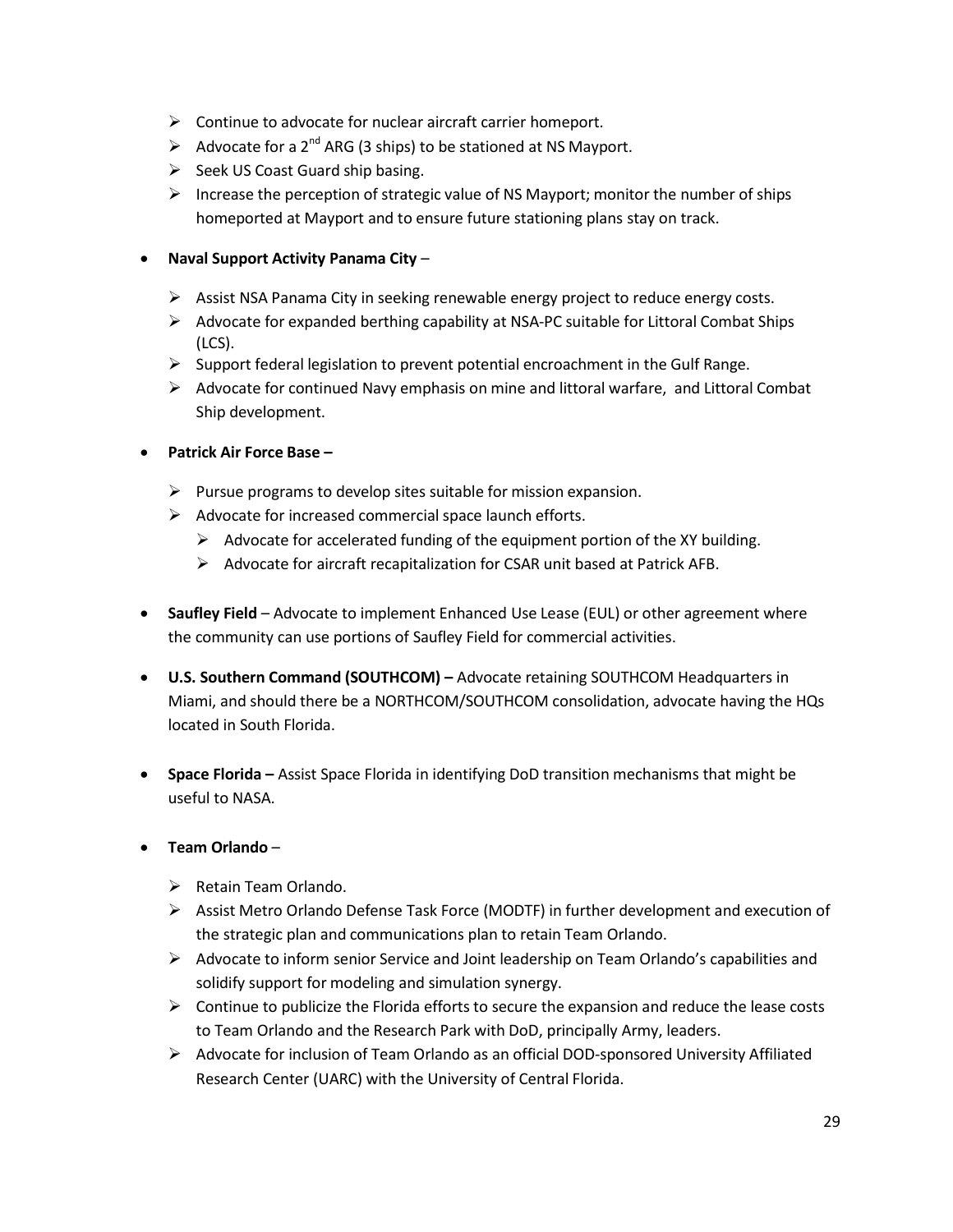- Continue to advocate for nuclear aircraft carrier homeport.
- Advocate for a 2nd ARG (3 ships) to be stationed at NS Mayport.
- Seek US Coast Guard ship basing.
- Increase the perception of strategic value of NS Mayport; monitor the number of ships homeported at Mayport and to ensure future stationing plans stay on track.

- **Naval Support Activity Panama City** –
  - Assist NSA Panama City in seeking renewable energy project to reduce energy costs.
  - Advocate for expanded berthing capability at NSA-PC suitable for Littoral Combat Ships (LCS).
  - Support federal legislation to prevent potential encroachment in the Gulf Range.
  - Advocate for continued Navy emphasis on mine and littoral warfare, and Littoral Combat Ship development.

- **Patrick Air Force Base –**
  - Pursue programs to develop sites suitable for mission expansion.
  - Advocate for increased commercial space launch efforts.
    - Advocate for accelerated funding of the equipment portion of the XY building.
    - Advocate for aircraft recapitalization for CSAR unit based at Patrick AFB.

- **Saufley Field** – Advocate to implement Enhanced Use Lease (EUL) or other agreement where the community can use portions of Saufley Field for commercial activities.

- **U.S. Southern Command (SOUTHCOM) –** Advocate retaining SOUTHCOM Headquarters in Miami, and should there be a NORTHCOM/SOUTHCOM consolidation, advocate having the HQs located in South Florida.

- **Space Florida –** Assist Space Florida in identifying DoD transition mechanisms that might be useful to NASA.

- **Team Orlando** –
  - Retain Team Orlando.
  - Assist Metro Orlando Defense Task Force (MODTF) in further development and execution of the strategic plan and communications plan to retain Team Orlando.
  - Advocate to inform senior Service and Joint leadership on Team Orlando's capabilities and solidify support for modeling and simulation synergy.
  - Continue to publicize the Florida efforts to secure the expansion and reduce the lease costs to Team Orlando and the Research Park with DoD, principally Army, leaders.
  - Advocate for inclusion of Team Orlando as an official DOD-sponsored University Affiliated Research Center (UARC) with the University of Central Florida.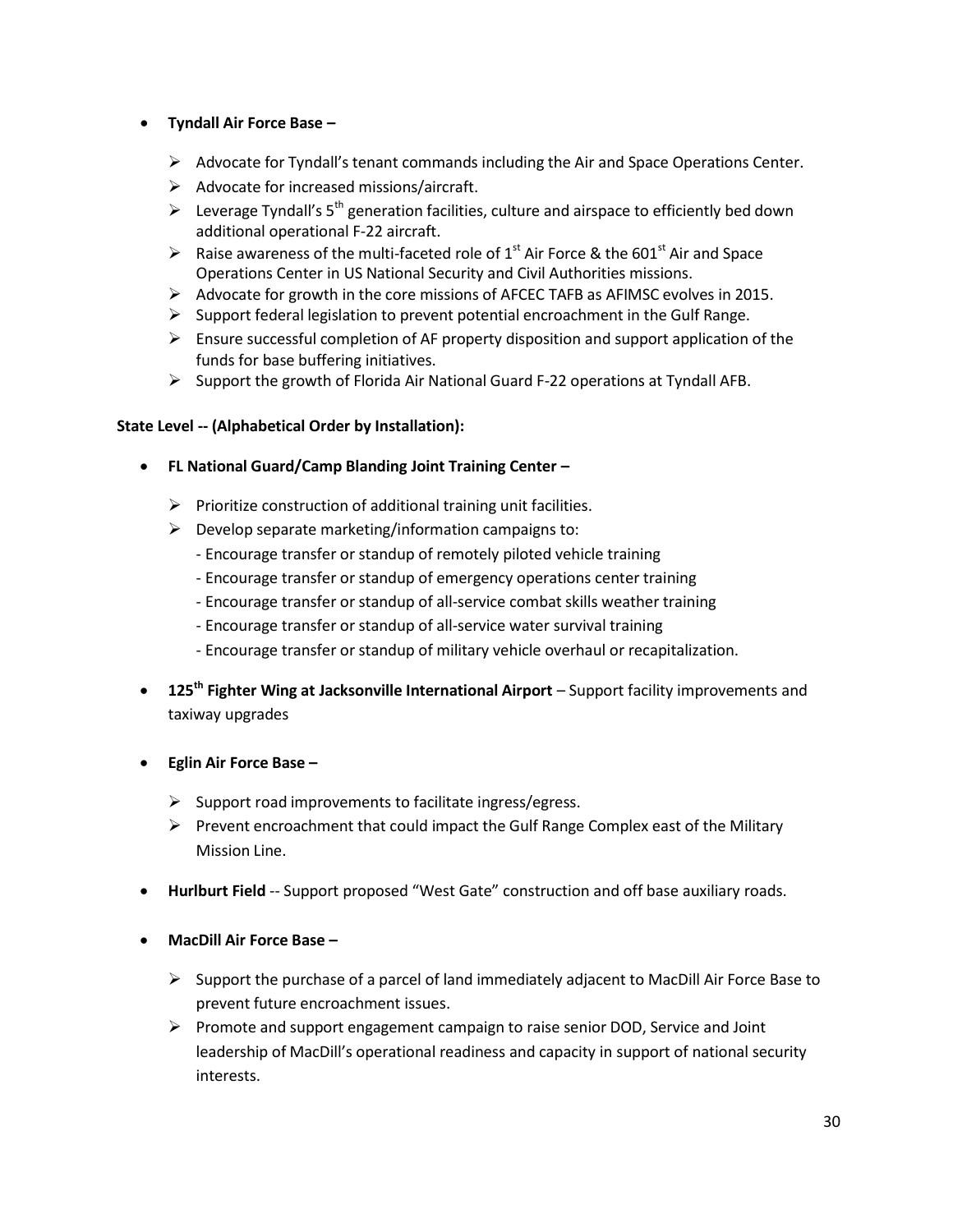- **Tyndall Air Force Base –**
  - Advocate for Tyndall's tenant commands including the Air and Space Operations Center.
  - Advocate for increased missions/aircraft.
  - Leverage Tyndall's 5th generation facilities, culture and airspace to efficiently bed down additional operational F-22 aircraft.
  - Raise awareness of the multi-faceted role of 1st Air Force & the 601st Air and Space Operations Center in US National Security and Civil Authorities missions.
  - Advocate for growth in the core missions of AFCEC TAFB as AFIMSC evolves in 2015.
  - Support federal legislation to prevent potential encroachment in the Gulf Range.
  - Ensure successful completion of AF property disposition and support application of the funds for base buffering initiatives.
  - Support the growth of Florida Air National Guard F-22 operations at Tyndall AFB.

**State Level -- (Alphabetical Order by Installation):**

- **FL National Guard/Camp Blanding Joint Training Center –**
  - Prioritize construction of additional training unit facilities.
  - Develop separate marketing/information campaigns to:
    - Encourage transfer or standup of remotely piloted vehicle training
    - Encourage transfer or standup of emergency operations center training
    - Encourage transfer or standup of all-service combat skills weather training
    - Encourage transfer or standup of all-service water survival training
    - Encourage transfer or standup of military vehicle overhaul or recapitalization.

- **125th Fighter Wing at Jacksonville International Airport** – Support facility improvements and taxiway upgrades

- **Eglin Air Force Base –**
  - Support road improvements to facilitate ingress/egress.
  - Prevent encroachment that could impact the Gulf Range Complex east of the Military Mission Line.

- **Hurlburt Field** -- Support proposed "West Gate" construction and off base auxiliary roads.

- **MacDill Air Force Base –**
  - Support the purchase of a parcel of land immediately adjacent to MacDill Air Force Base to prevent future encroachment issues.
  - Promote and support engagement campaign to raise senior DOD, Service and Joint leadership of MacDill's operational readiness and capacity in support of national security interests.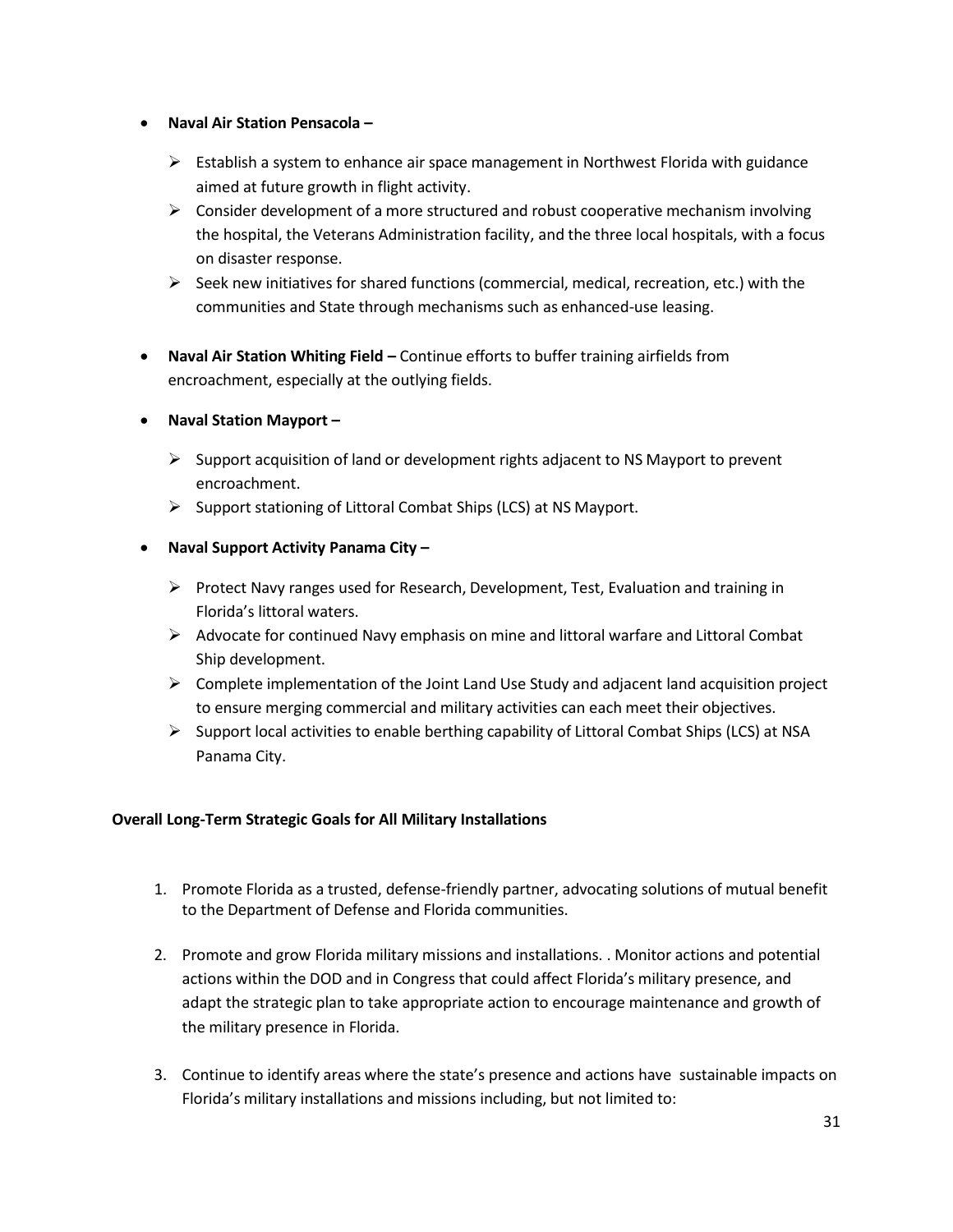- **Naval Air Station Pensacola –**
  - Establish a system to enhance air space management in Northwest Florida with guidance aimed at future growth in flight activity.
  - Consider development of a more structured and robust cooperative mechanism involving the hospital, the Veterans Administration facility, and the three local hospitals, with a focus on disaster response.
  - Seek new initiatives for shared functions (commercial, medical, recreation, etc.) with the communities and State through mechanisms such as enhanced-use leasing.

- **Naval Air Station Whiting Field –** Continue efforts to buffer training airfields from encroachment, especially at the outlying fields.

- **Naval Station Mayport –**
  - Support acquisition of land or development rights adjacent to NS Mayport to prevent encroachment.
  - Support stationing of Littoral Combat Ships (LCS) at NS Mayport.

- **Naval Support Activity Panama City –**
  - Protect Navy ranges used for Research, Development, Test, Evaluation and training in Florida's littoral waters.
  - Advocate for continued Navy emphasis on mine and littoral warfare and Littoral Combat Ship development.
  - Complete implementation of the Joint Land Use Study and adjacent land acquisition project to ensure merging commercial and military activities can each meet their objectives.
  - Support local activities to enable berthing capability of Littoral Combat Ships (LCS) at NSA Panama City.

**Overall Long-Term Strategic Goals for All Military Installations**

1. Promote Florida as a trusted, defense-friendly partner, advocating solutions of mutual benefit to the Department of Defense and Florida communities.

2. Promote and grow Florida military missions and installations. . Monitor actions and potential actions within the DOD and in Congress that could affect Florida's military presence, and adapt the strategic plan to take appropriate action to encourage maintenance and growth of the military presence in Florida.

3. Continue to identify areas where the state's presence and actions have sustainable impacts on Florida's military installations and missions including, but not limited to: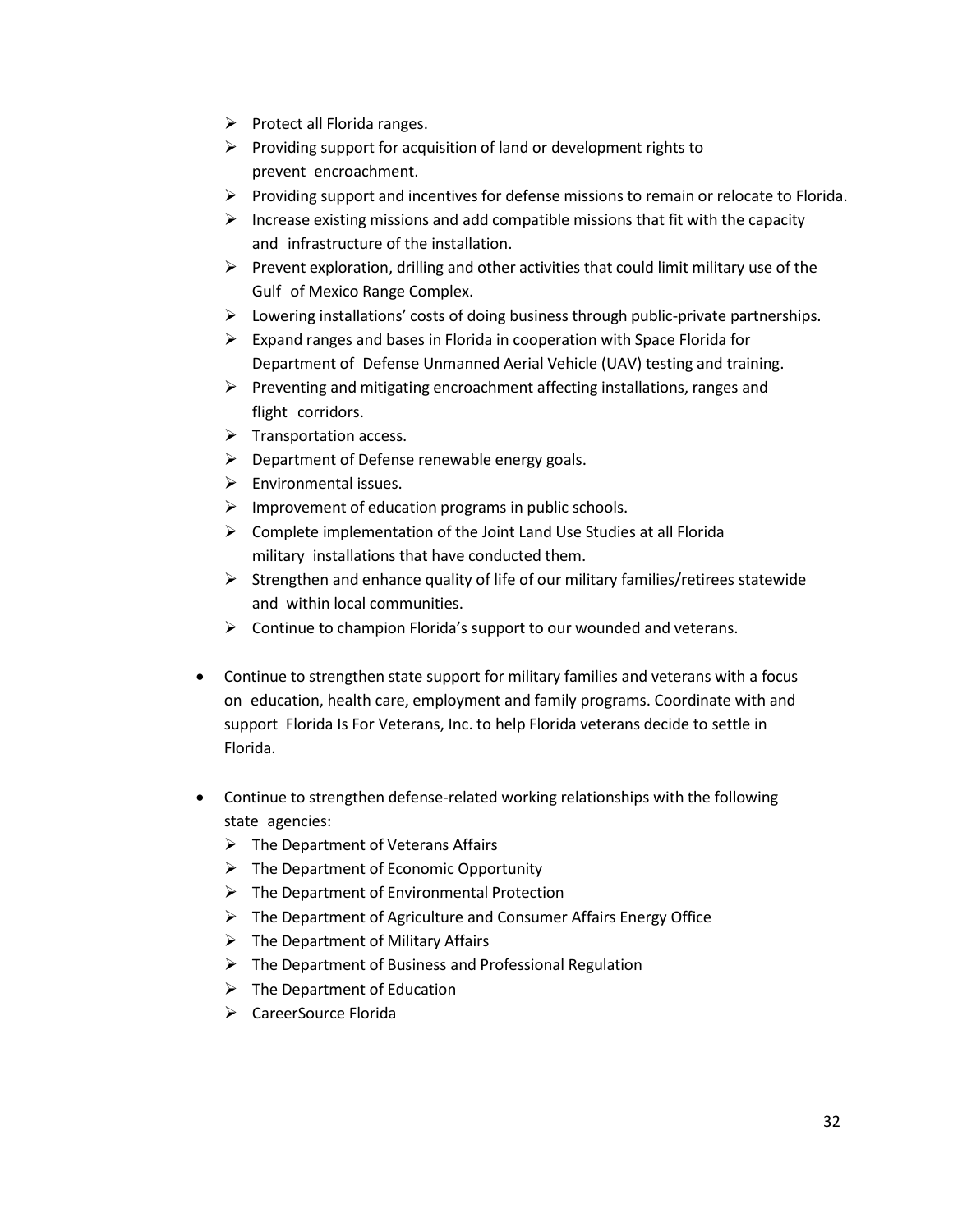- Protect all Florida ranges.
  - Providing support for acquisition of land or development rights to prevent encroachment.
  - Providing support and incentives for defense missions to remain or relocate to Florida.
  - Increase existing missions and add compatible missions that fit with the capacity and infrastructure of the installation.
  - Prevent exploration, drilling and other activities that could limit military use of the Gulf of Mexico Range Complex.
  - Lowering installations' costs of doing business through public-private partnerships.
  - Expand ranges and bases in Florida in cooperation with Space Florida for Department of Defense Unmanned Aerial Vehicle (UAV) testing and training.
  - Preventing and mitigating encroachment affecting installations, ranges and flight corridors.
  - Transportation access.
  - Department of Defense renewable energy goals.
  - Environmental issues.
  - Improvement of education programs in public schools.
  - Complete implementation of the Joint Land Use Studies at all Florida military installations that have conducted them.
  - Strengthen and enhance quality of life of our military families/retirees statewide and within local communities.
  - Continue to champion Florida's support to our wounded and veterans.

- Continue to strengthen state support for military families and veterans with a focus on education, health care, employment and family programs. Coordinate with and support Florida Is For Veterans, Inc. to help Florida veterans decide to settle in Florida.

- Continue to strengthen defense-related working relationships with the following state agencies:
  - The Department of Veterans Affairs
  - The Department of Economic Opportunity
  - The Department of Environmental Protection
  - The Department of Agriculture and Consumer Affairs Energy Office
  - The Department of Military Affairs
  - The Department of Business and Professional Regulation
  - The Department of Education
  - CareerSource Florida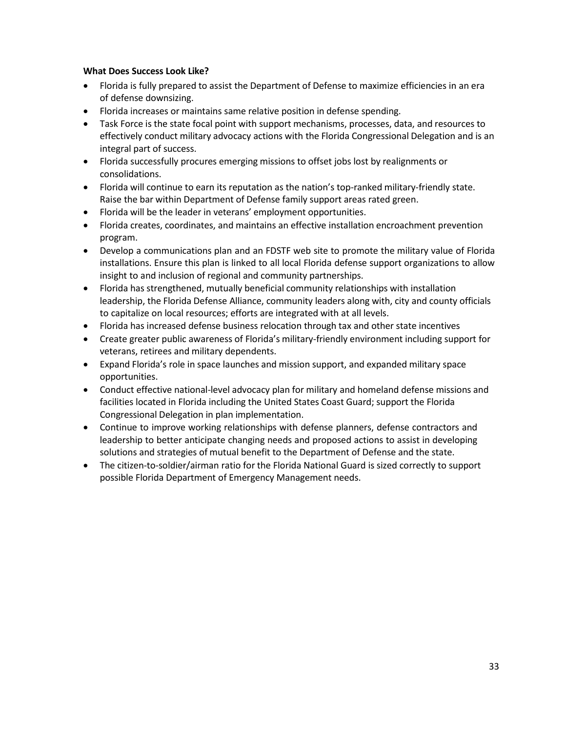**What Does Success Look Like?**

- Florida is fully prepared to assist the Department of Defense to maximize efficiencies in an era of defense downsizing.
- Florida increases or maintains same relative position in defense spending.
- Task Force is the state focal point with support mechanisms, processes, data, and resources to effectively conduct military advocacy actions with the Florida Congressional Delegation and is an integral part of success.
- Florida successfully procures emerging missions to offset jobs lost by realignments or consolidations.
- Florida will continue to earn its reputation as the nation's top-ranked military-friendly state. Raise the bar within Department of Defense family support areas rated green.
- Florida will be the leader in veterans' employment opportunities.
- Florida creates, coordinates, and maintains an effective installation encroachment prevention program.
- Develop a communications plan and an FDSTF web site to promote the military value of Florida installations. Ensure this plan is linked to all local Florida defense support organizations to allow insight to and inclusion of regional and community partnerships.
- Florida has strengthened, mutually beneficial community relationships with installation leadership, the Florida Defense Alliance, community leaders along with, city and county officials to capitalize on local resources; efforts are integrated with at all levels.
- Florida has increased defense business relocation through tax and other state incentives
- Create greater public awareness of Florida's military-friendly environment including support for veterans, retirees and military dependents.
- Expand Florida's role in space launches and mission support, and expanded military space opportunities.
- Conduct effective national-level advocacy plan for military and homeland defense missions and facilities located in Florida including the United States Coast Guard; support the Florida Congressional Delegation in plan implementation.
- Continue to improve working relationships with defense planners, defense contractors and leadership to better anticipate changing needs and proposed actions to assist in developing solutions and strategies of mutual benefit to the Department of Defense and the state.
- The citizen-to-soldier/airman ratio for the Florida National Guard is sized correctly to support possible Florida Department of Emergency Management needs.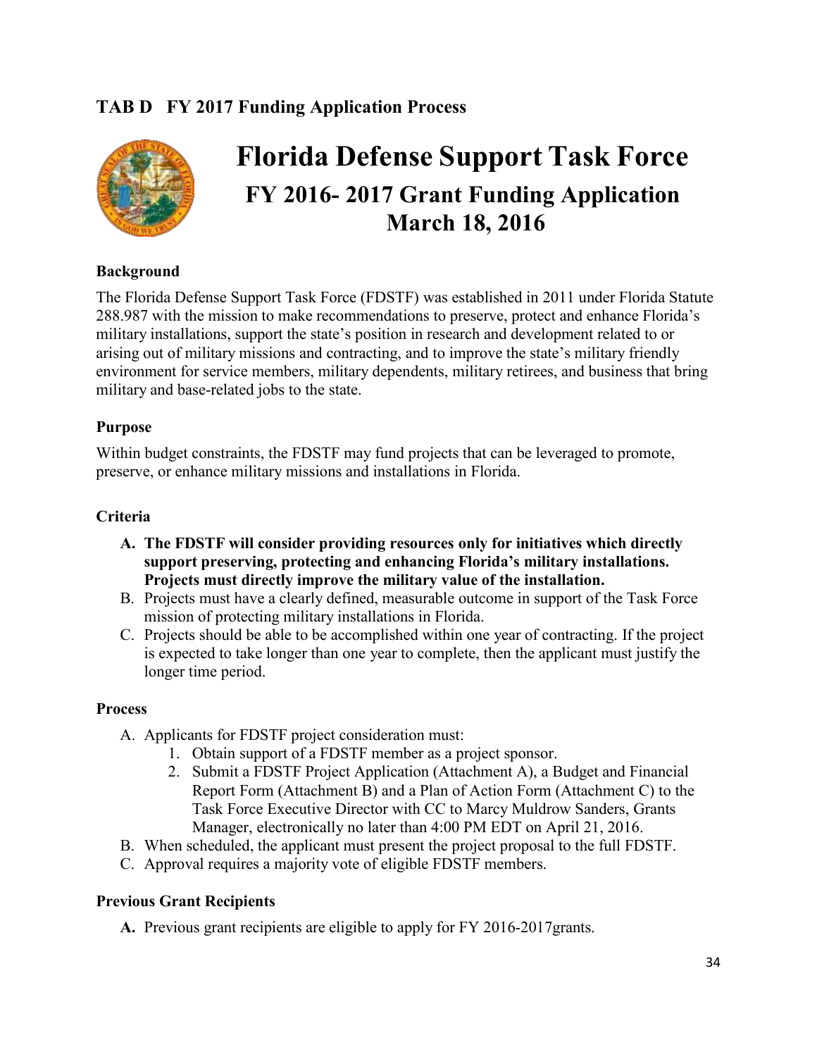## TAB D FY 2017 Funding Application Process

# Florida Defense Support Task Force

## FY 2016- 2017 Grant Funding Application
## March 18, 2016

**Background**

The Florida Defense Support Task Force (FDSTF) was established in 2011 under Florida Statute 288.987 with the mission to make recommendations to preserve, protect and enhance Florida's military installations, support the state's position in research and development related to or arising out of military missions and contracting, and to improve the state's military friendly environment for service members, military dependents, military retirees, and business that bring military and base-related jobs to the state.

**Purpose**

Within budget constraints, the FDSTF may fund projects that can be leveraged to promote, preserve, or enhance military missions and installations in Florida.

**Criteria**

A. **The FDSTF will consider providing resources only for initiatives which directly support preserving, protecting and enhancing Florida's military installations. Projects must directly improve the military value of the installation.**

B. Projects must have a clearly defined, measurable outcome in support of the Task Force mission of protecting military installations in Florida.

C. Projects should be able to be accomplished within one year of contracting. If the project is expected to take longer than one year to complete, then the applicant must justify the longer time period.

**Process**

A. Applicants for FDSTF project consideration must:
   1. Obtain support of a FDSTF member as a project sponsor.
   2. Submit a FDSTF Project Application (Attachment A), a Budget and Financial Report Form (Attachment B) and a Plan of Action Form (Attachment C) to the Task Force Executive Director with CC to Marcy Muldrow Sanders, Grants Manager, electronically no later than 4:00 PM EDT on April 21, 2016.

B. When scheduled, the applicant must present the project proposal to the full FDSTF.

C. Approval requires a majority vote of eligible FDSTF members.

**Previous Grant Recipients**

**A.** Previous grant recipients are eligible to apply for FY 2016-2017grants.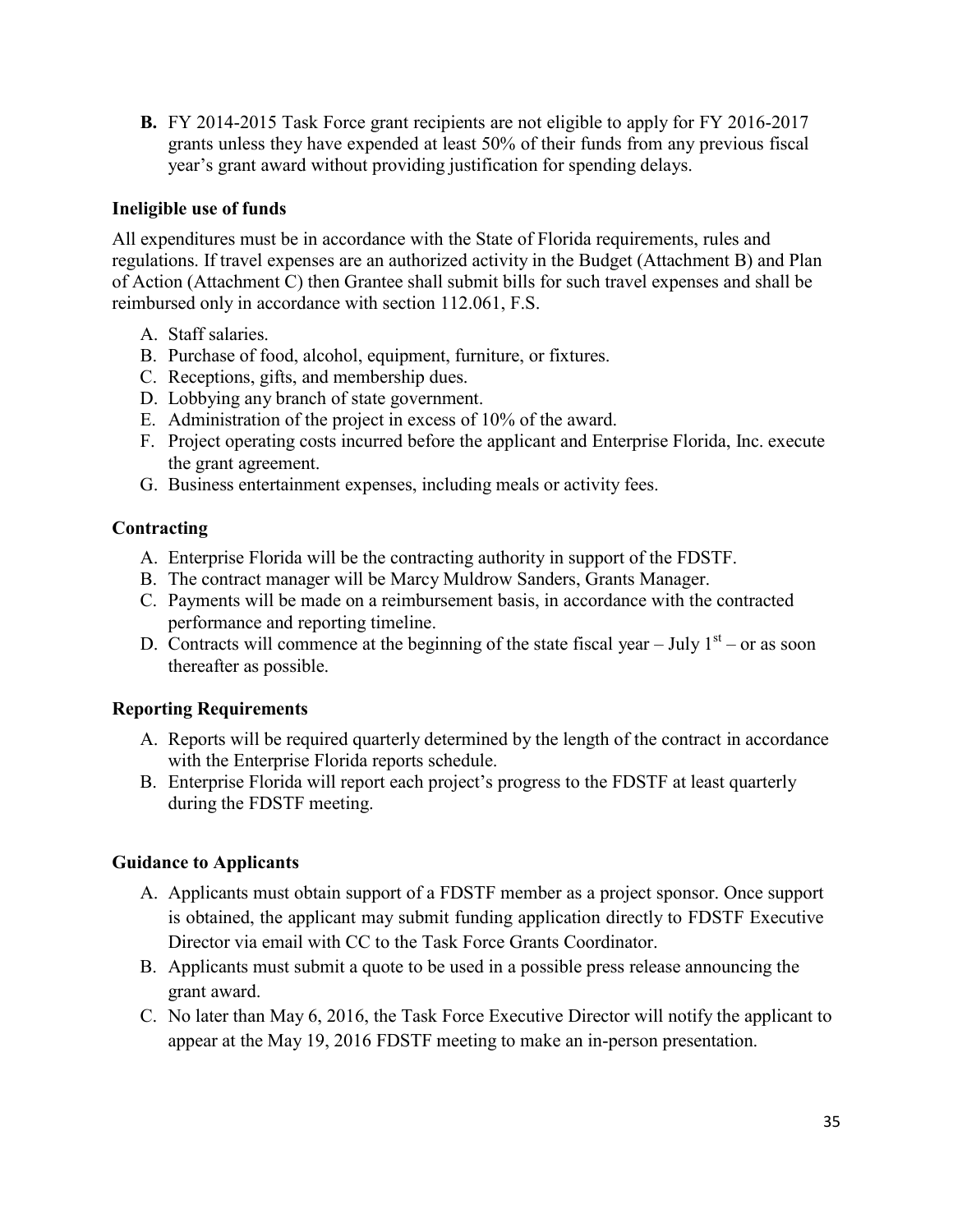**B.** FY 2014-2015 Task Force grant recipients are not eligible to apply for FY 2016-2017 grants unless they have expended at least 50% of their funds from any previous fiscal year's grant award without providing justification for spending delays.

### Ineligible use of funds

All expenditures must be in accordance with the State of Florida requirements, rules and regulations. If travel expenses are an authorized activity in the Budget (Attachment B) and Plan of Action (Attachment C) then Grantee shall submit bills for such travel expenses and shall be reimbursed only in accordance with section 112.061, F.S.

A. Staff salaries.
B. Purchase of food, alcohol, equipment, furniture, or fixtures.
C. Receptions, gifts, and membership dues.
D. Lobbying any branch of state government.
E. Administration of the project in excess of 10% of the award.
F. Project operating costs incurred before the applicant and Enterprise Florida, Inc. execute the grant agreement.
G. Business entertainment expenses, including meals or activity fees.

### Contracting

A. Enterprise Florida will be the contracting authority in support of the FDSTF.
B. The contract manager will be Marcy Muldrow Sanders, Grants Manager.
C. Payments will be made on a reimbursement basis, in accordance with the contracted performance and reporting timeline.
D. Contracts will commence at the beginning of the state fiscal year – July 1st – or as soon thereafter as possible.

### Reporting Requirements

A. Reports will be required quarterly determined by the length of the contract in accordance with the Enterprise Florida reports schedule.
B. Enterprise Florida will report each project's progress to the FDSTF at least quarterly during the FDSTF meeting.

### Guidance to Applicants

A. Applicants must obtain support of a FDSTF member as a project sponsor. Once support is obtained, the applicant may submit funding application directly to FDSTF Executive Director via email with CC to the Task Force Grants Coordinator.
B. Applicants must submit a quote to be used in a possible press release announcing the grant award.
C. No later than May 6, 2016, the Task Force Executive Director will notify the applicant to appear at the May 19, 2016 FDSTF meeting to make an in-person presentation.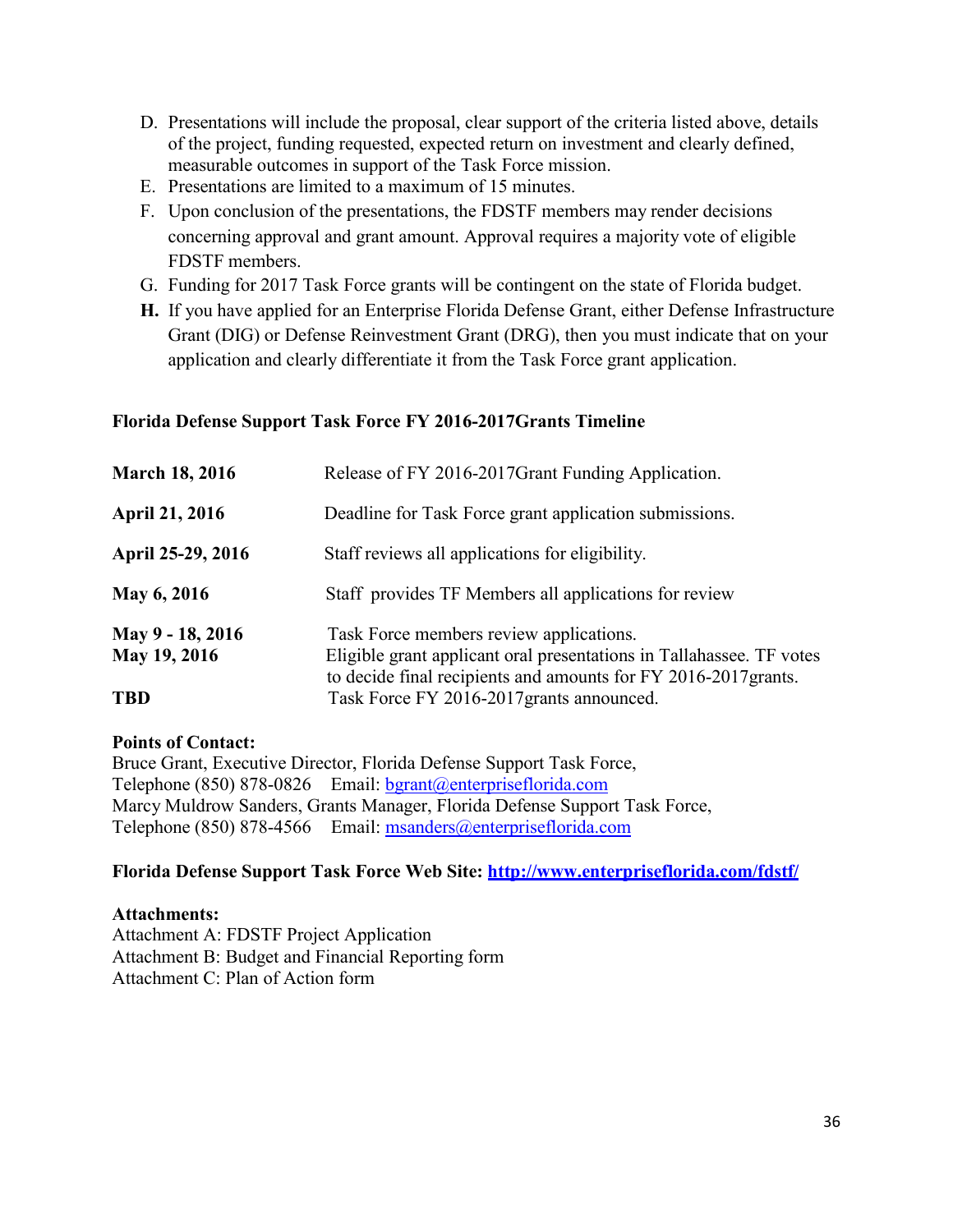D. Presentations will include the proposal, clear support of the criteria listed above, details of the project, funding requested, expected return on investment and clearly defined, measurable outcomes in support of the Task Force mission.
E. Presentations are limited to a maximum of 15 minutes.
F. Upon conclusion of the presentations, the FDSTF members may render decisions concerning approval and grant amount. Approval requires a majority vote of eligible FDSTF members.
G. Funding for 2017 Task Force grants will be contingent on the state of Florida budget.
**H.** If you have applied for an Enterprise Florida Defense Grant, either Defense Infrastructure Grant (DIG) or Defense Reinvestment Grant (DRG), then you must indicate that on your application and clearly differentiate it from the Task Force grant application.

**Florida Defense Support Task Force FY 2016-2017Grants Timeline**

| | |
|---|---|
| **March 18, 2016** | Release of FY 2016-2017Grant Funding Application. |
| **April 21, 2016** | Deadline for Task Force grant application submissions. |
| **April 25-29, 2016** | Staff reviews all applications for eligibility. |
| **May 6, 2016** | Staff provides TF Members all applications for review |
| **May 9 - 18, 2016** | Task Force members review applications. |
| **May 19, 2016** | Eligible grant applicant oral presentations in Tallahassee. TF votes to decide final recipients and amounts for FY 2016-2017grants. |
| **TBD** | Task Force FY 2016-2017grants announced. |

**Points of Contact:**
Bruce Grant, Executive Director, Florida Defense Support Task Force,
Telephone (850) 878-0826 Email: bgrant@enterpriseflorida.com
Marcy Muldrow Sanders, Grants Manager, Florida Defense Support Task Force,
Telephone (850) 878-4566 Email: msanders@enterpriseflorida.com

**Florida Defense Support Task Force Web Site: http://www.enterpriseflorida.com/fdstf/**

**Attachments:**
Attachment A: FDSTF Project Application
Attachment B: Budget and Financial Reporting form
Attachment C: Plan of Action form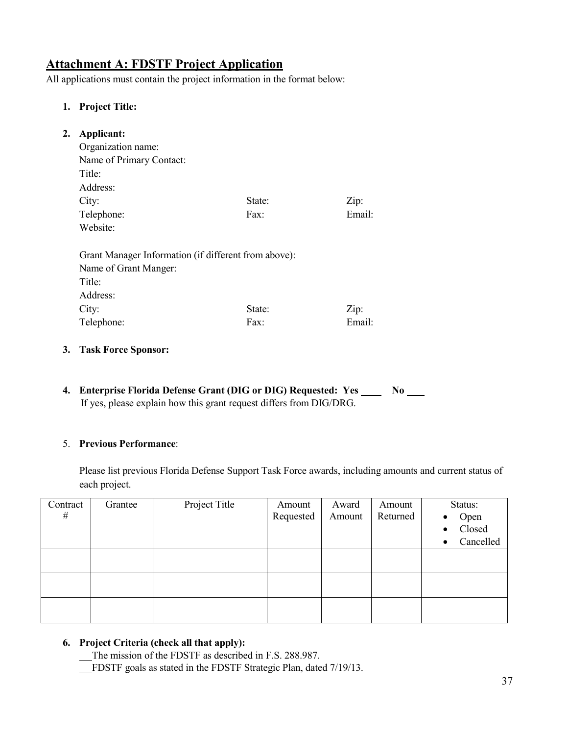## Attachment A: FDSTF Project Application

All applications must contain the project information in the format below:

1. **Project Title:**

2. **Applicant:**

   Organization name:
   Name of Primary Contact:
   Title:
   Address:
   City: State: Zip:
   Telephone: Fax: Email:
   Website:

   Grant Manager Information (if different from above):
   Name of Grant Manger:
   Title:
   Address:
   City: State: Zip:
   Telephone: Fax: Email:

3. **Task Force Sponsor:**

4. **Enterprise Florida Defense Grant (DIG or DIG) Requested: Yes ____ No ___**
   If yes, please explain how this grant request differs from DIG/DRG.

5. **Previous Performance**:

   Please list previous Florida Defense Support Task Force awards, including amounts and current status of each project.

| Contract # | Grantee | Project Title | Amount Requested | Award Amount | Amount Returned | Status:<br>• Open<br>• Closed<br>• Cancelled |
|---|---|---|---|---|---|---|
| | | | | | | |
| | | | | | | |
| | | | | | | |

6. **Project Criteria (check all that apply):**

   __The mission of the FDSTF as described in F.S. 288.987.
   __FDSTF goals as stated in the FDSTF Strategic Plan, dated 7/19/13.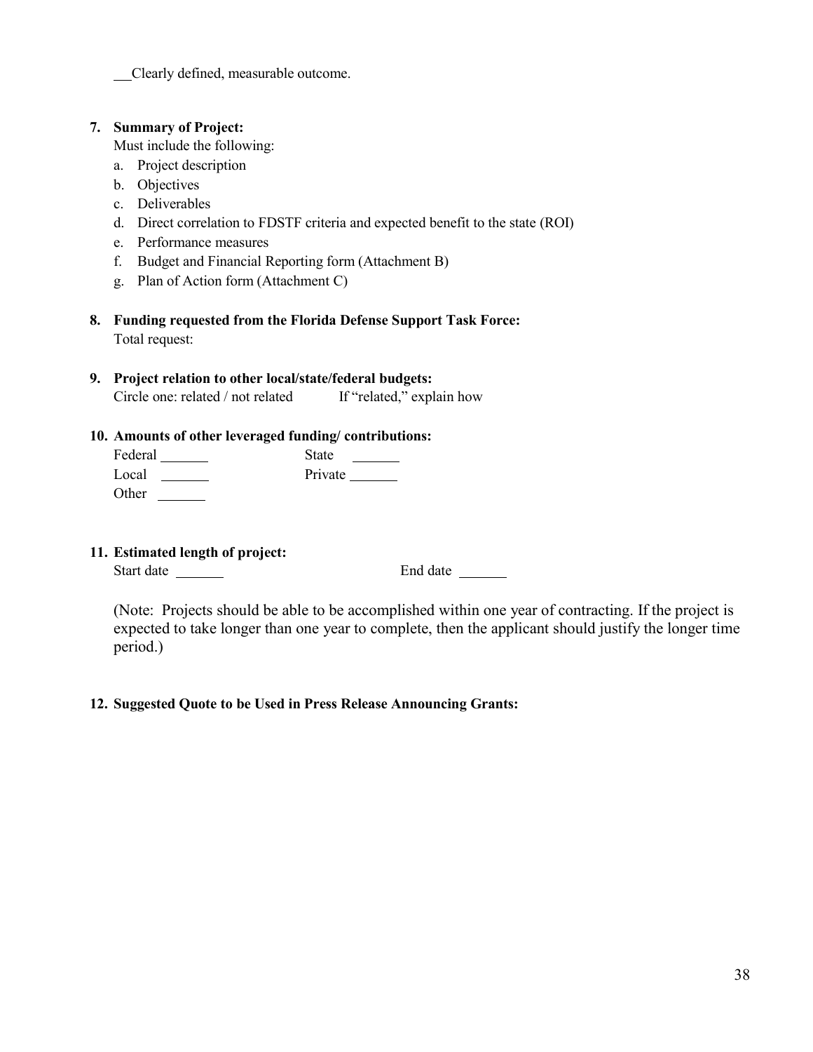__Clearly defined, measurable outcome.

**7. Summary of Project:**

Must include the following:

a. Project description
b. Objectives
c. Deliverables
d. Direct correlation to FDSTF criteria and expected benefit to the state (ROI)
e. Performance measures
f. Budget and Financial Reporting form (Attachment B)
g. Plan of Action form (Attachment C)

**8. Funding requested from the Florida Defense Support Task Force:**

Total request:

**9. Project relation to other local/state/federal budgets:**

Circle one: related / not related  If "related," explain how

**10. Amounts of other leveraged funding/ contributions:**

Federal ______  State ______

Local ______  Private ______

Other ______

**11. Estimated length of project:**

Start date ______  End date ______

(Note: Projects should be able to be accomplished within one year of contracting. If the project is expected to take longer than one year to complete, then the applicant should justify the longer time period.)

**12. Suggested Quote to be Used in Press Release Announcing Grants:**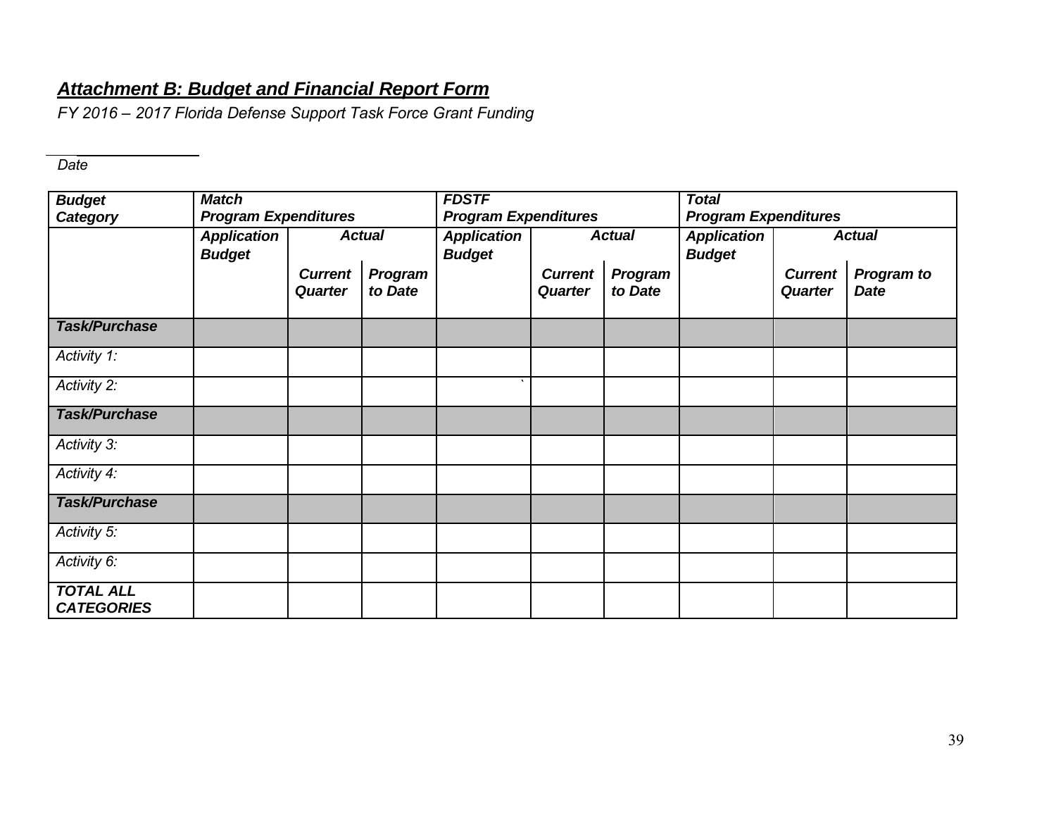***Attachment B: Budget and Financial Report Form***

*FY 2016 – 2017 Florida Defense Support Task Force Grant Funding*

______________
*Date*

| ***Budget Category*** | ***Match Program Expenditures*** | | | ***FDSTF Program Expenditures*** | | | ***Total Program Expenditures*** | | |
|---|---|---|---|---|---|---|---|---|---|
| | ***Application Budget*** | ***Actual*** | | ***Application Budget*** | ***Actual*** | | ***Application Budget*** | ***Actual*** | |
| | | ***Current Quarter*** | ***Program to Date*** | | ***Current Quarter*** | ***Program to Date*** | | ***Current Quarter*** | ***Program to Date*** |
| ***Task/Purchase*** | | | | | | | | | |
| *Activity 1:* | | | | | | | | | |
| *Activity 2:* | | | | ` | | | | | |
| ***Task/Purchase*** | | | | | | | | | |
| *Activity 3:* | | | | | | | | | |
| *Activity 4:* | | | | | | | | | |
| ***Task/Purchase*** | | | | | | | | | |
| *Activity 5:* | | | | | | | | | |
| *Activity 6:* | | | | | | | | | |
| ***TOTAL ALL CATEGORIES*** | | | | | | | | | |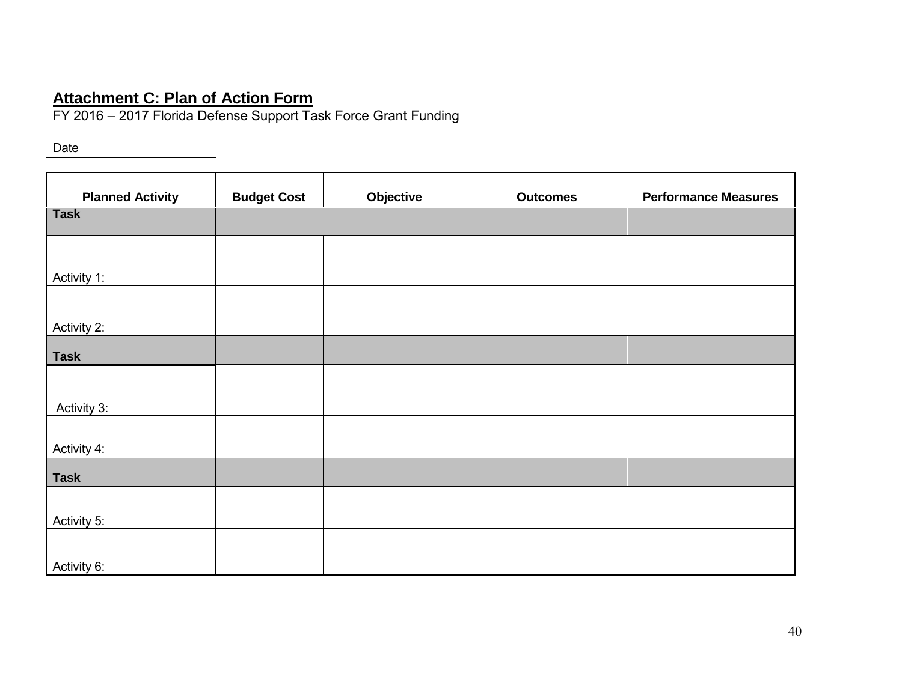**Attachment C: Plan of Action Form**

FY 2016 – 2017 Florida Defense Support Task Force Grant Funding

Date \_\_\_\_\_\_\_\_\_\_\_\_\_\_\_\_\_\_\_\_

| Planned Activity | Budget Cost | Objective | Outcomes | Performance Measures |
|---|---|---|---|---|
| **Task** | | | | |
| Activity 1: | | | | |
| Activity 2: | | | | |
| **Task** | | | | |
| Activity 3: | | | | |
| Activity 4: | | | | |
| **Task** | | | | |
| Activity 5: | | | | |
| Activity 6: | | | | |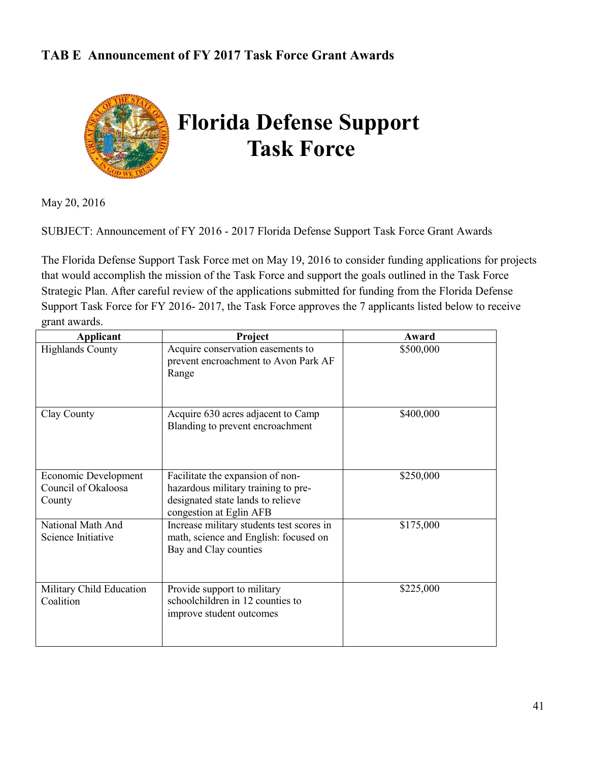## TAB E Announcement of FY 2017 Task Force Grant Awards

# Florida Defense Support Task Force

May 20, 2016

SUBJECT: Announcement of FY 2016 - 2017 Florida Defense Support Task Force Grant Awards

The Florida Defense Support Task Force met on May 19, 2016 to consider funding applications for projects that would accomplish the mission of the Task Force and support the goals outlined in the Task Force Strategic Plan. After careful review of the applications submitted for funding from the Florida Defense Support Task Force for FY 2016- 2017, the Task Force approves the 7 applicants listed below to receive grant awards.

| Applicant | Project | Award |
|---|---|---|
| Highlands County | Acquire conservation easements to prevent encroachment to Avon Park AF Range | $500,000 |
| Clay County | Acquire 630 acres adjacent to Camp Blanding to prevent encroachment | $400,000 |
| Economic Development Council of Okaloosa County | Facilitate the expansion of non-hazardous military training to pre-designated state lands to relieve congestion at Eglin AFB | $250,000 |
| National Math And Science Initiative | Increase military students test scores in math, science and English: focused on Bay and Clay counties | $175,000 |
| Military Child Education Coalition | Provide support to military schoolchildren in 12 counties to improve student outcomes | $225,000 |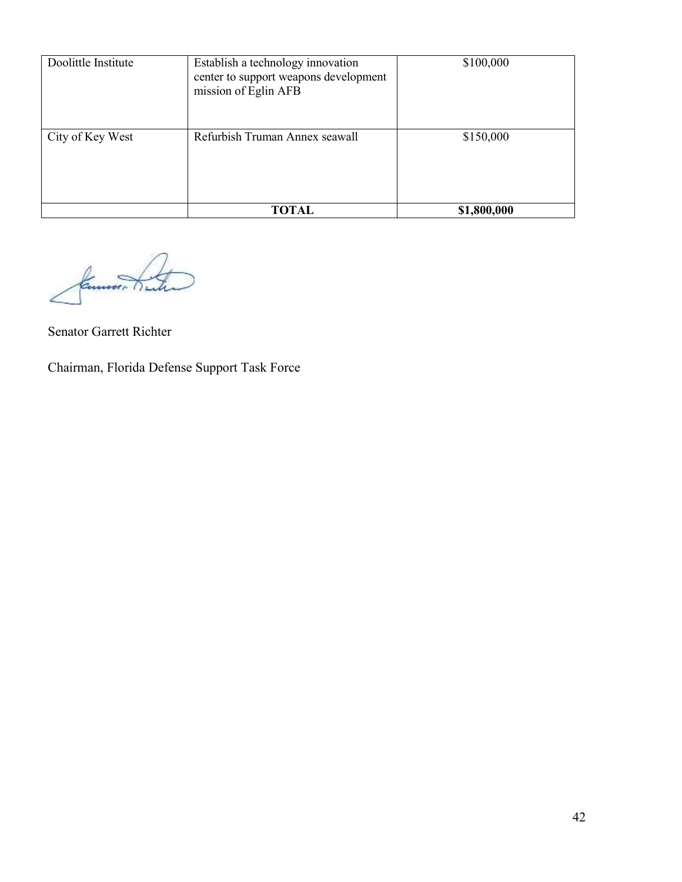| | | |
|---|---|---|
| Doolittle Institute | Establish a technology innovation center to support weapons development mission of Eglin AFB | \$100,000 |
| City of Key West | Refurbish Truman Annex seawall | \$150,000 |
| | **TOTAL** | **\$1,800,000** |

Senator Garrett Richter

Chairman, Florida Defense Support Task Force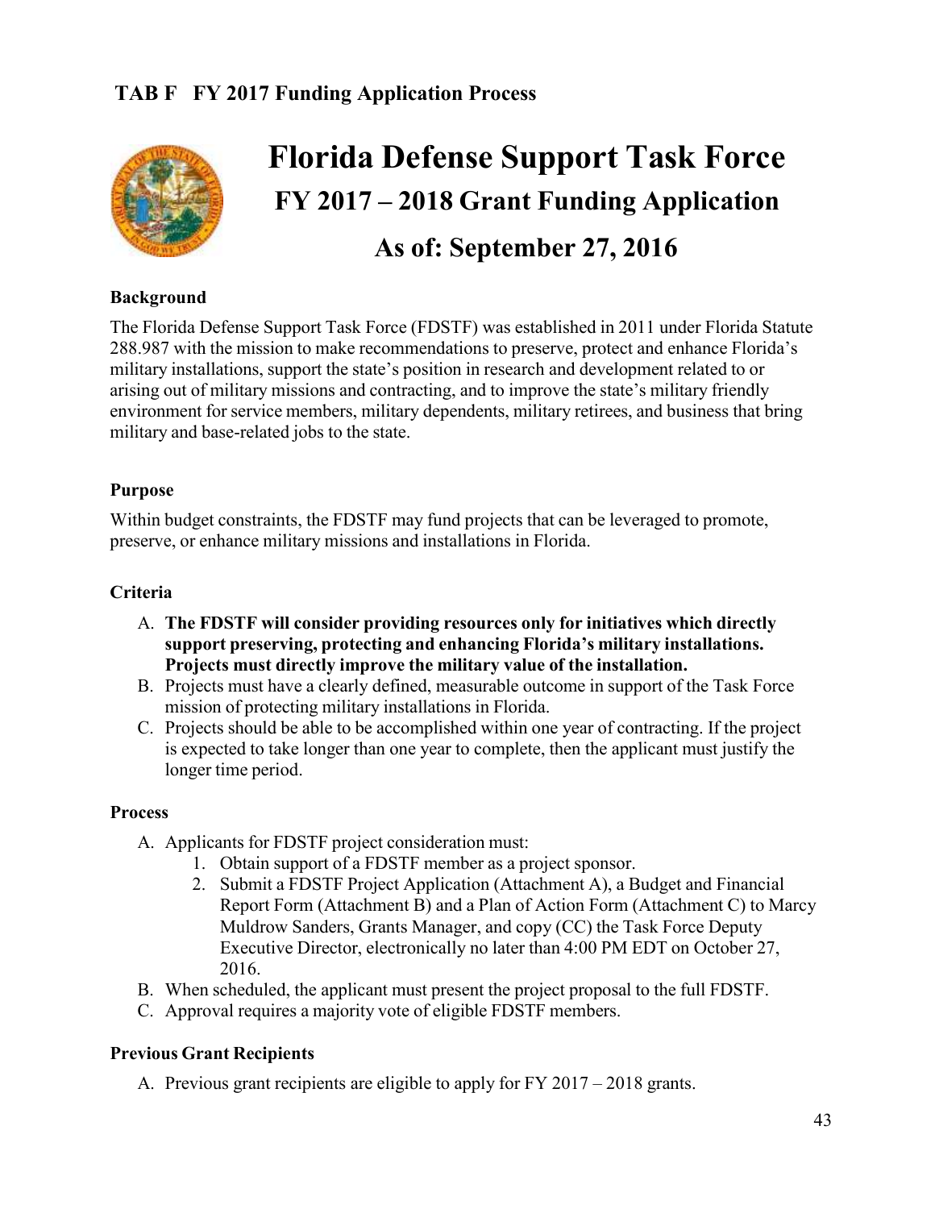## TAB F FY 2017 Funding Application Process

# Florida Defense Support Task Force

## FY 2017 – 2018 Grant Funding Application

## As of: September 27, 2016

**Background**

The Florida Defense Support Task Force (FDSTF) was established in 2011 under Florida Statute 288.987 with the mission to make recommendations to preserve, protect and enhance Florida's military installations, support the state's position in research and development related to or arising out of military missions and contracting, and to improve the state's military friendly environment for service members, military dependents, military retirees, and business that bring military and base-related jobs to the state.

**Purpose**

Within budget constraints, the FDSTF may fund projects that can be leveraged to promote, preserve, or enhance military missions and installations in Florida.

**Criteria**

A. **The FDSTF will consider providing resources only for initiatives which directly support preserving, protecting and enhancing Florida's military installations. Projects must directly improve the military value of the installation.**
B. Projects must have a clearly defined, measurable outcome in support of the Task Force mission of protecting military installations in Florida.
C. Projects should be able to be accomplished within one year of contracting. If the project is expected to take longer than one year to complete, then the applicant must justify the longer time period.

**Process**

A. Applicants for FDSTF project consideration must:
   1. Obtain support of a FDSTF member as a project sponsor.
   2. Submit a FDSTF Project Application (Attachment A), a Budget and Financial Report Form (Attachment B) and a Plan of Action Form (Attachment C) to Marcy Muldrow Sanders, Grants Manager, and copy (CC) the Task Force Deputy Executive Director, electronically no later than 4:00 PM EDT on October 27, 2016.
B. When scheduled, the applicant must present the project proposal to the full FDSTF.
C. Approval requires a majority vote of eligible FDSTF members.

**Previous Grant Recipients**

A. Previous grant recipients are eligible to apply for FY 2017 – 2018 grants.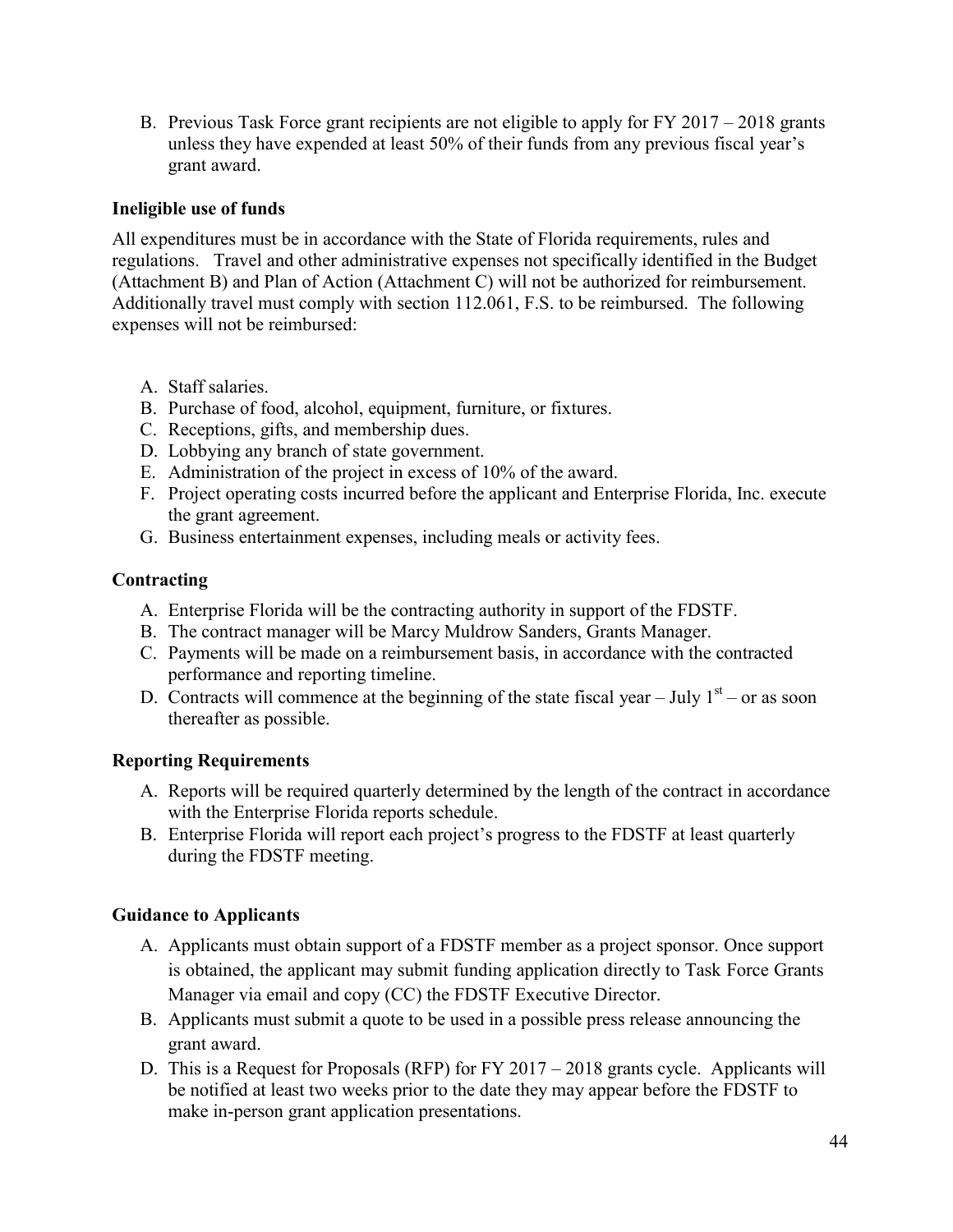B. Previous Task Force grant recipients are not eligible to apply for FY 2017 – 2018 grants unless they have expended at least 50% of their funds from any previous fiscal year's grant award.

### Ineligible use of funds

All expenditures must be in accordance with the State of Florida requirements, rules and regulations. Travel and other administrative expenses not specifically identified in the Budget (Attachment B) and Plan of Action (Attachment C) will not be authorized for reimbursement. Additionally travel must comply with section 112.061, F.S. to be reimbursed. The following expenses will not be reimbursed:

A. Staff salaries.
B. Purchase of food, alcohol, equipment, furniture, or fixtures.
C. Receptions, gifts, and membership dues.
D. Lobbying any branch of state government.
E. Administration of the project in excess of 10% of the award.
F. Project operating costs incurred before the applicant and Enterprise Florida, Inc. execute the grant agreement.
G. Business entertainment expenses, including meals or activity fees.

### Contracting

A. Enterprise Florida will be the contracting authority in support of the FDSTF.
B. The contract manager will be Marcy Muldrow Sanders, Grants Manager.
C. Payments will be made on a reimbursement basis, in accordance with the contracted performance and reporting timeline.
D. Contracts will commence at the beginning of the state fiscal year – July 1st – or as soon thereafter as possible.

### Reporting Requirements

A. Reports will be required quarterly determined by the length of the contract in accordance with the Enterprise Florida reports schedule.
B. Enterprise Florida will report each project's progress to the FDSTF at least quarterly during the FDSTF meeting.

### Guidance to Applicants

A. Applicants must obtain support of a FDSTF member as a project sponsor. Once support is obtained, the applicant may submit funding application directly to Task Force Grants Manager via email and copy (CC) the FDSTF Executive Director.
B. Applicants must submit a quote to be used in a possible press release announcing the grant award.
D. This is a Request for Proposals (RFP) for FY 2017 – 2018 grants cycle. Applicants will be notified at least two weeks prior to the date they may appear before the FDSTF to make in-person grant application presentations.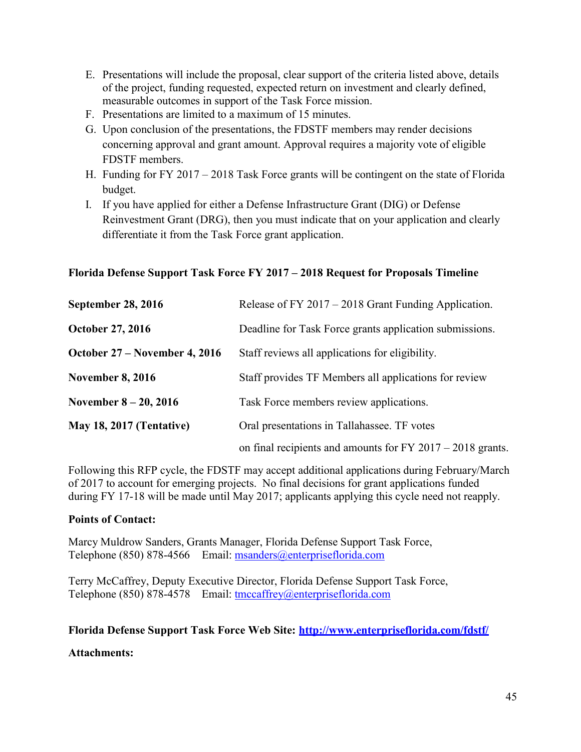E. Presentations will include the proposal, clear support of the criteria listed above, details of the project, funding requested, expected return on investment and clearly defined, measurable outcomes in support of the Task Force mission.
F. Presentations are limited to a maximum of 15 minutes.
G. Upon conclusion of the presentations, the FDSTF members may render decisions concerning approval and grant amount. Approval requires a majority vote of eligible FDSTF members.
H. Funding for FY 2017 – 2018 Task Force grants will be contingent on the state of Florida budget.
I. If you have applied for either a Defense Infrastructure Grant (DIG) or Defense Reinvestment Grant (DRG), then you must indicate that on your application and clearly differentiate it from the Task Force grant application.

**Florida Defense Support Task Force FY 2017 – 2018 Request for Proposals Timeline**

| | |
|---|---|
| **September 28, 2016** | Release of FY 2017 – 2018 Grant Funding Application. |
| **October 27, 2016** | Deadline for Task Force grants application submissions. |
| **October 27 – November 4, 2016** | Staff reviews all applications for eligibility. |
| **November 8, 2016** | Staff provides TF Members all applications for review |
| **November 8 – 20, 2016** | Task Force members review applications. |
| **May 18, 2017 (Tentative)** | Oral presentations in Tallahassee. TF votes on final recipients and amounts for FY 2017 – 2018 grants. |

Following this RFP cycle, the FDSTF may accept additional applications during February/March of 2017 to account for emerging projects. No final decisions for grant applications funded during FY 17-18 will be made until May 2017; applicants applying this cycle need not reapply.

**Points of Contact:**

Marcy Muldrow Sanders, Grants Manager, Florida Defense Support Task Force,
Telephone (850) 878-4566 Email: msanders@enterpriseflorida.com

Terry McCaffrey, Deputy Executive Director, Florida Defense Support Task Force,
Telephone (850) 878-4578 Email: tmccaffrey@enterpriseflorida.com

**Florida Defense Support Task Force Web Site: http://www.enterpriseflorida.com/fdstf/**

**Attachments:**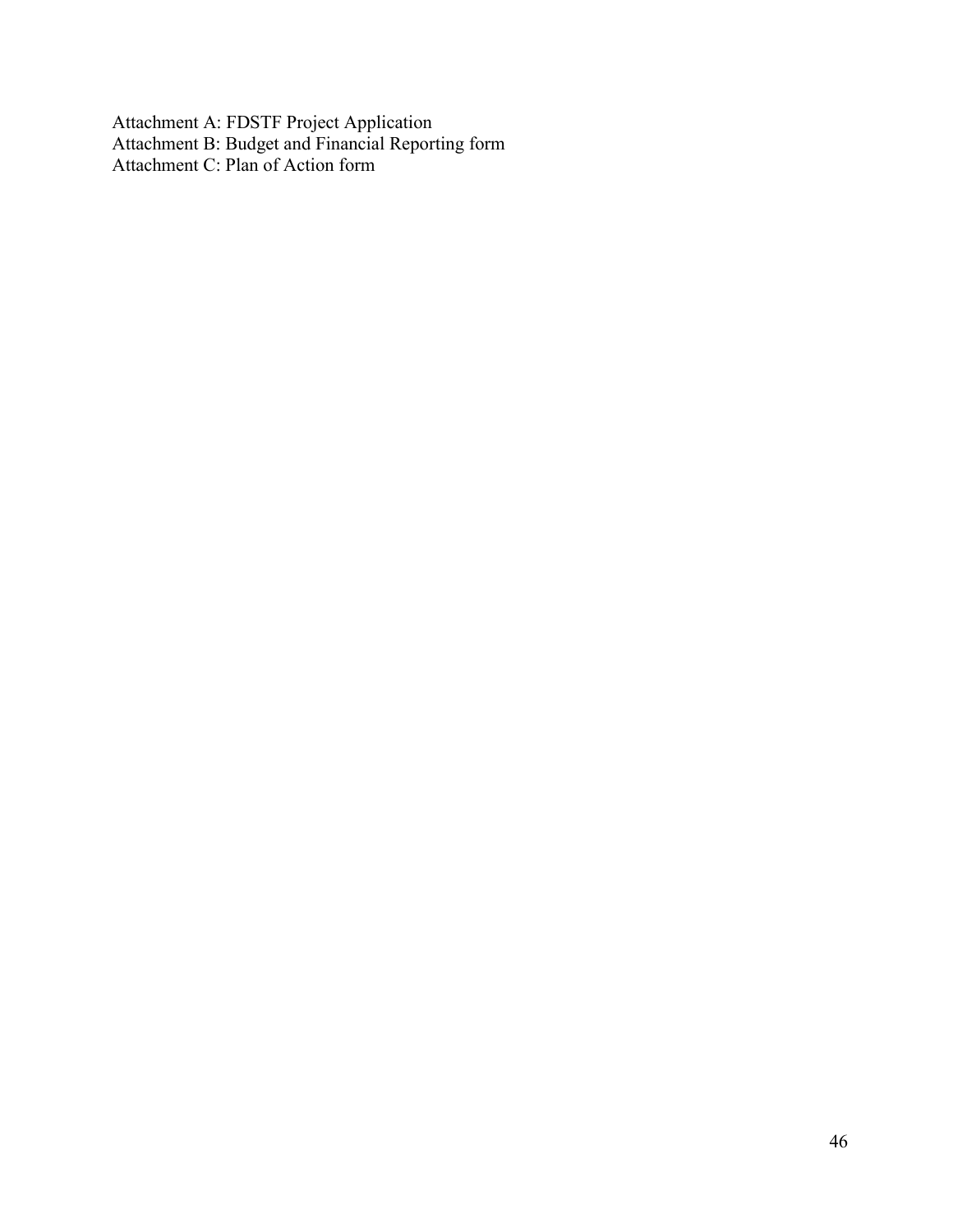Attachment A: FDSTF Project Application
Attachment B: Budget and Financial Reporting form
Attachment C: Plan of Action form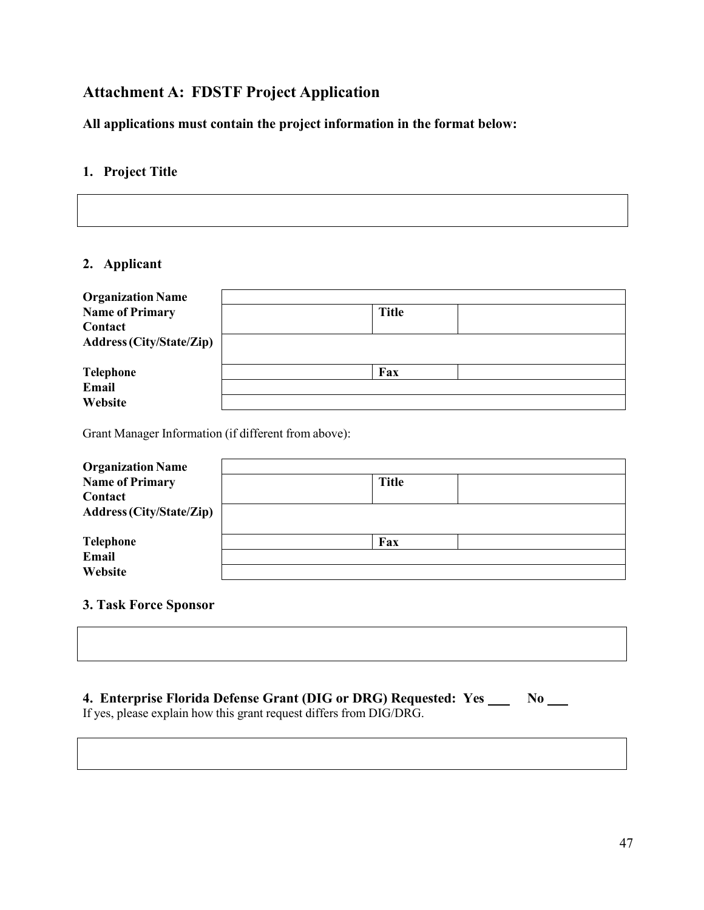## Attachment A: FDSTF Project Application

**All applications must contain the project information in the format below:**

### 1. Project Title

| |
|---|
| |

### 2. Applicant

| | | | |
|---|---|---|---|
| **Organization Name** | | | |
| **Name of Primary Contact** | | **Title** | |
| **Address (City/State/Zip)** | | | |
| **Telephone** | | **Fax** | |
| **Email** | | | |
| **Website** | | | |

Grant Manager Information (if different from above):

| | | | |
|---|---|---|---|
| **Organization Name** | | | |
| **Name of Primary Contact** | | **Title** | |
| **Address (City/State/Zip)** | | | |
| **Telephone** | | **Fax** | |
| **Email** | | | |
| **Website** | | | |

### 3. Task Force Sponsor

| |
|---|
| |

### 4. Enterprise Florida Defense Grant (DIG or DRG) Requested: Yes ___ No ___

If yes, please explain how this grant request differs from DIG/DRG.

| |
|---|
| |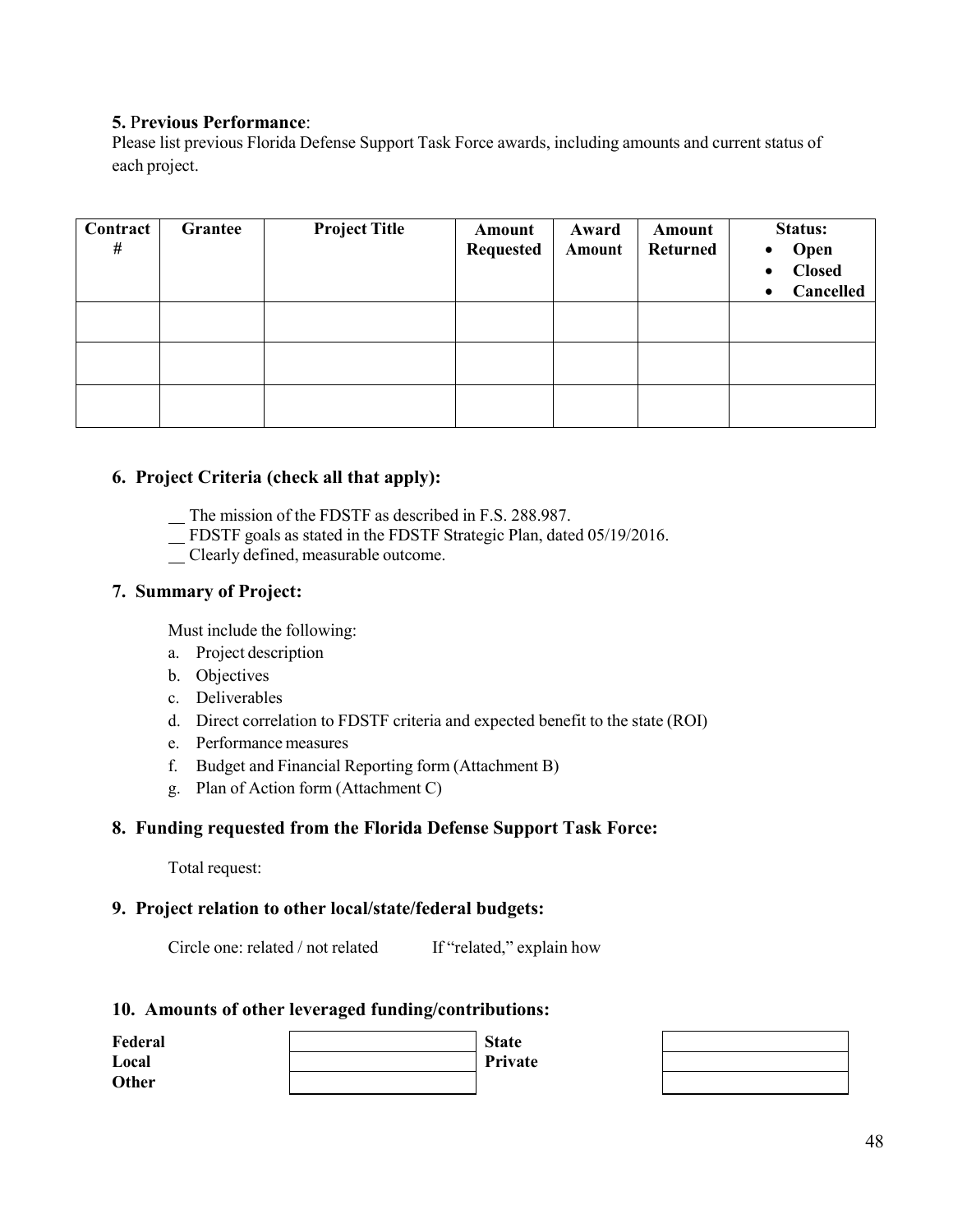**5. Previous Performance**:

Please list previous Florida Defense Support Task Force awards, including amounts and current status of each project.

| Contract # | Grantee | Project Title | Amount Requested | Award Amount | Amount Returned | Status:<br>• Open<br>• Closed<br>• Cancelled |
|---|---|---|---|---|---|---|
| | | | | | | |
| | | | | | | |
| | | | | | | |

### 6. Project Criteria (check all that apply):

__ The mission of the FDSTF as described in F.S. 288.987.
__ FDSTF goals as stated in the FDSTF Strategic Plan, dated 05/19/2016.
__ Clearly defined, measurable outcome.

### 7. Summary of Project:

Must include the following:

a. Project description
b. Objectives
c. Deliverables
d. Direct correlation to FDSTF criteria and expected benefit to the state (ROI)
e. Performance measures
f. Budget and Financial Reporting form (Attachment B)
g. Plan of Action form (Attachment C)

### 8. Funding requested from the Florida Defense Support Task Force:

Total request:

### 9. Project relation to other local/state/federal budgets:

Circle one: related / not related     If "related," explain how

### 10. Amounts of other leveraged funding/contributions:

| | | | |
|---|---|---|---|
| **Federal** | | **State** | |
| **Local** | | **Private** | |
| **Other** | | | |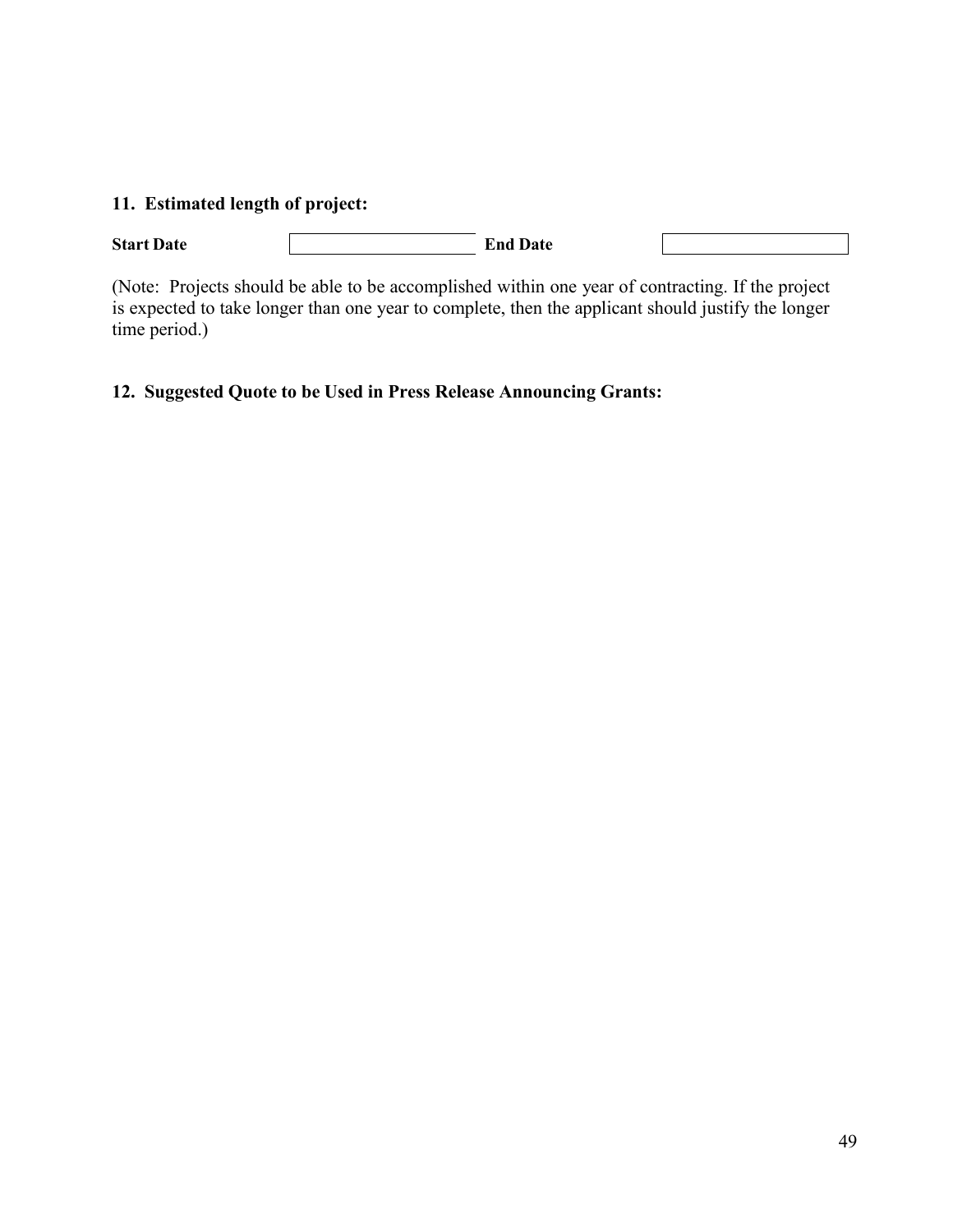**11. Estimated length of project:**

| **Start Date** | | **End Date** | |
|---|---|---|---|

(Note: Projects should be able to be accomplished within one year of contracting. If the project is expected to take longer than one year to complete, then the applicant should justify the longer time period.)

**12. Suggested Quote to be Used in Press Release Announcing Grants:**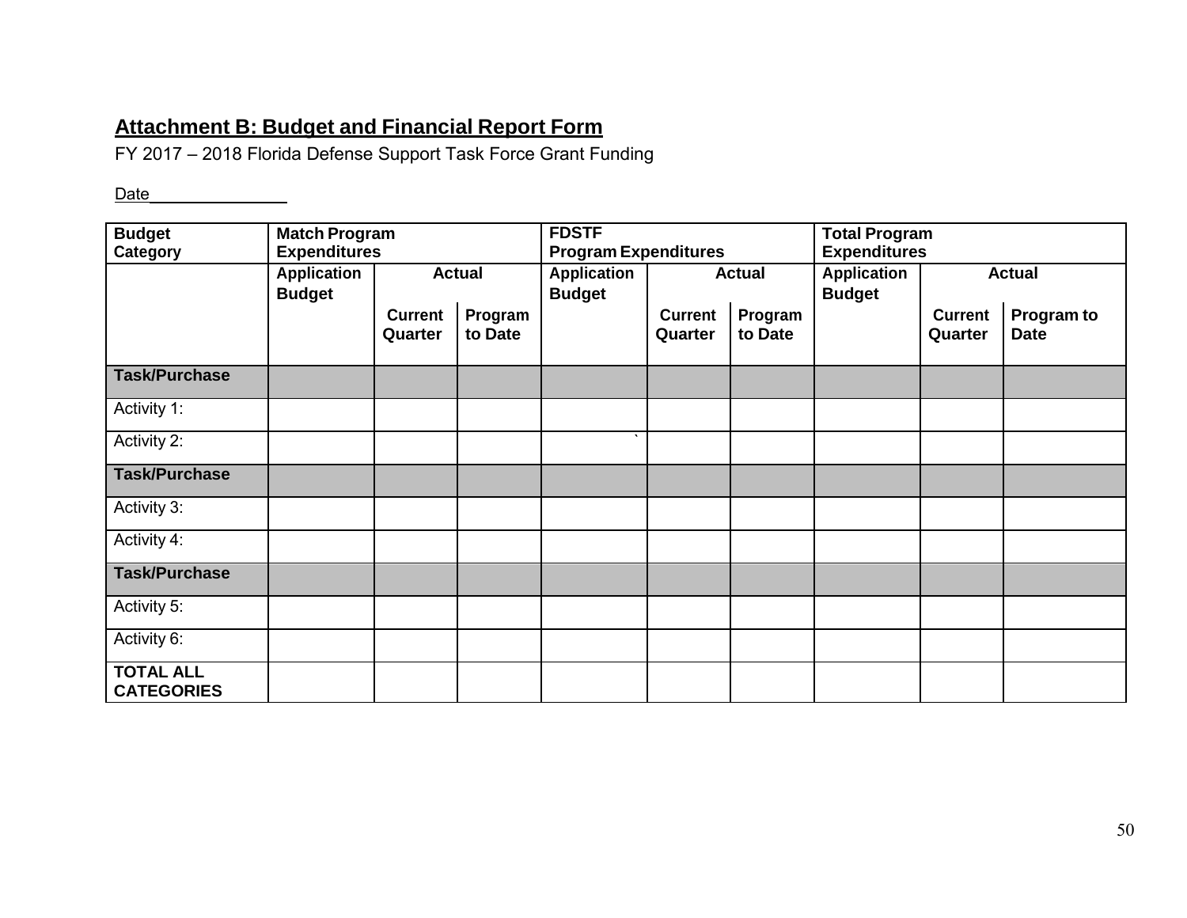## Attachment B: Budget and Financial Report Form

FY 2017 – 2018 Florida Defense Support Task Force Grant Funding

Date_______________

| Budget Category | Match Program Expenditures | | | FDSTF Program Expenditures | | | Total Program Expenditures | | |
|---|---|---|---|---|---|---|---|---|---|
| | Application Budget | Actual | | Application Budget | Actual | | Application Budget | Actual | |
| | | Current Quarter | Program to Date | | Current Quarter | Program to Date | | Current Quarter | Program to Date |
| **Task/Purchase** | | | | | | | | | |
| Activity 1: | | | | | | | | | |
| Activity 2: | | | | ` | | | | | |
| **Task/Purchase** | | | | | | | | | |
| Activity 3: | | | | | | | | | |
| Activity 4: | | | | | | | | | |
| **Task/Purchase** | | | | | | | | | |
| Activity 5: | | | | | | | | | |
| Activity 6: | | | | | | | | | |
| **TOTAL ALL CATEGORIES** | | | | | | | | | |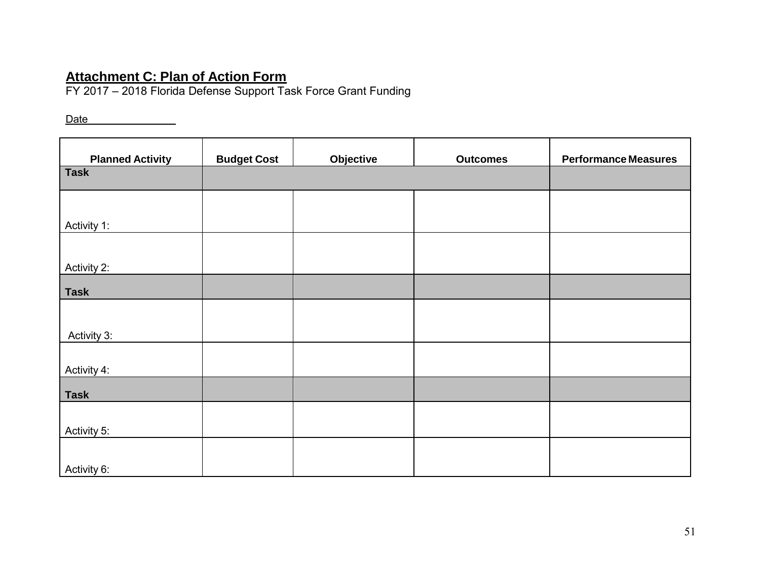**Attachment C: Plan of Action Form**

FY 2017 – 2018 Florida Defense Support Task Force Grant Funding

Date_______________

| Planned Activity | Budget Cost | Objective | Outcomes | Performance Measures |
|---|---|---|---|---|
| **Task** | | | | |
| Activity 1: | | | | |
| Activity 2: | | | | |
| **Task** | | | | |
| Activity 3: | | | | |
| Activity 4: | | | | |
| **Task** | | | | |
| Activity 5: | | | | |
| Activity 6: | | | | |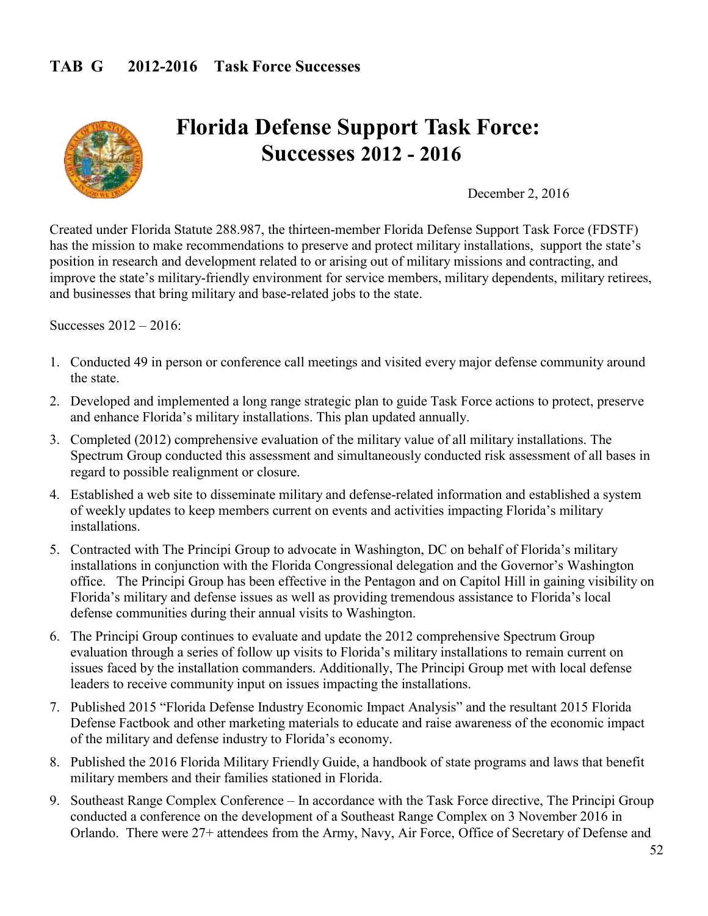**TAB G 2012-2016 Task Force Successes**

# Florida Defense Support Task Force: Successes 2012 - 2016

December 2, 2016

Created under Florida Statute 288.987, the thirteen-member Florida Defense Support Task Force (FDSTF) has the mission to make recommendations to preserve and protect military installations, support the state's position in research and development related to or arising out of military missions and contracting, and improve the state's military-friendly environment for service members, military dependents, military retirees, and businesses that bring military and base-related jobs to the state.

Successes 2012 – 2016:

1. Conducted 49 in person or conference call meetings and visited every major defense community around the state.
2. Developed and implemented a long range strategic plan to guide Task Force actions to protect, preserve and enhance Florida's military installations. This plan updated annually.
3. Completed (2012) comprehensive evaluation of the military value of all military installations. The Spectrum Group conducted this assessment and simultaneously conducted risk assessment of all bases in regard to possible realignment or closure.
4. Established a web site to disseminate military and defense-related information and established a system of weekly updates to keep members current on events and activities impacting Florida's military installations.
5. Contracted with The Principi Group to advocate in Washington, DC on behalf of Florida's military installations in conjunction with the Florida Congressional delegation and the Governor's Washington office. The Principi Group has been effective in the Pentagon and on Capitol Hill in gaining visibility on Florida's military and defense issues as well as providing tremendous assistance to Florida's local defense communities during their annual visits to Washington.
6. The Principi Group continues to evaluate and update the 2012 comprehensive Spectrum Group evaluation through a series of follow up visits to Florida's military installations to remain current on issues faced by the installation commanders. Additionally, The Principi Group met with local defense leaders to receive community input on issues impacting the installations.
7. Published 2015 "Florida Defense Industry Economic Impact Analysis" and the resultant 2015 Florida Defense Factbook and other marketing materials to educate and raise awareness of the economic impact of the military and defense industry to Florida's economy.
8. Published the 2016 Florida Military Friendly Guide, a handbook of state programs and laws that benefit military members and their families stationed in Florida.
9. Southeast Range Complex Conference – In accordance with the Task Force directive, The Principi Group conducted a conference on the development of a Southeast Range Complex on 3 November 2016 in Orlando. There were 27+ attendees from the Army, Navy, Air Force, Office of Secretary of Defense and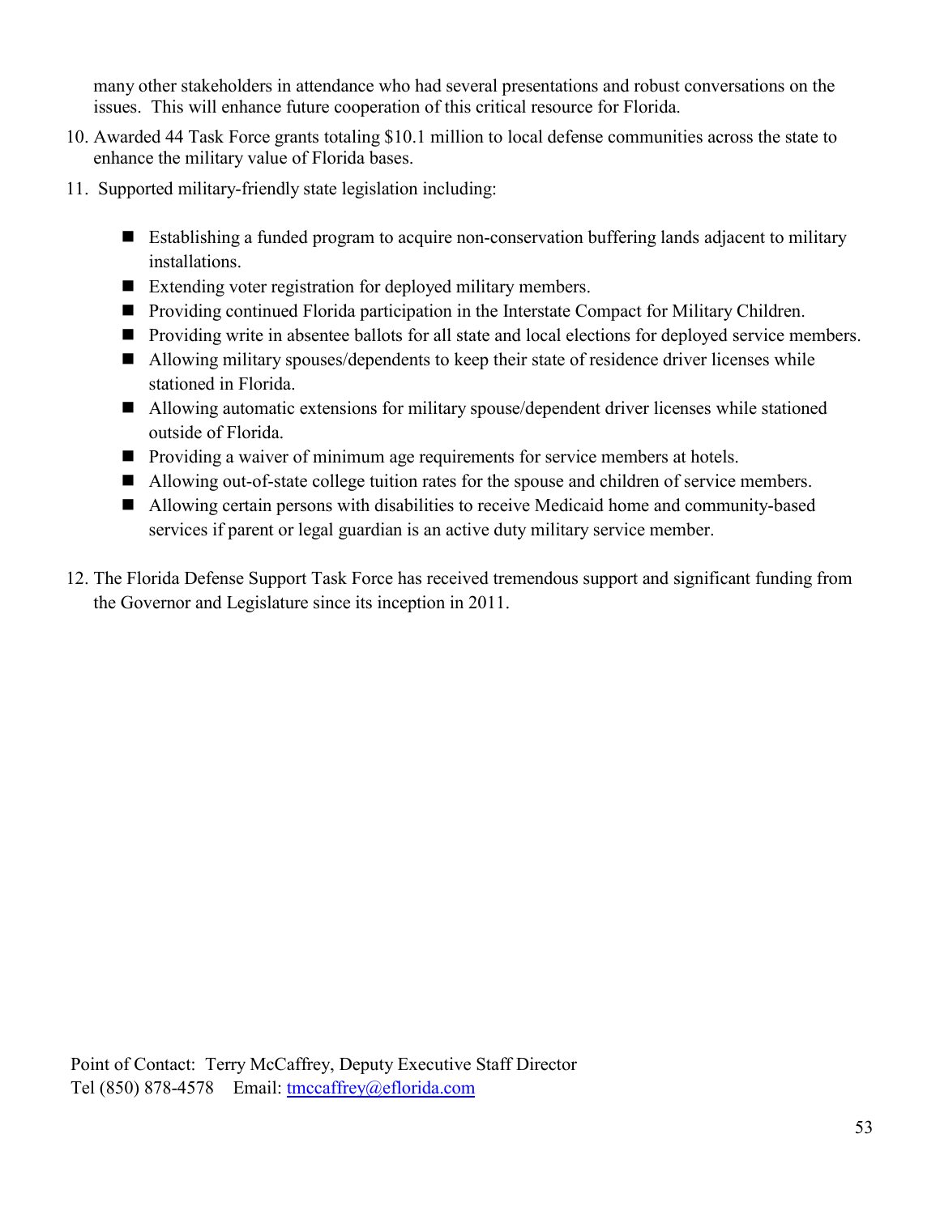many other stakeholders in attendance who had several presentations and robust conversations on the issues. This will enhance future cooperation of this critical resource for Florida.

10. Awarded 44 Task Force grants totaling $10.1 million to local defense communities across the state to enhance the military value of Florida bases.
11. Supported military-friendly state legislation including:
    - Establishing a funded program to acquire non-conservation buffering lands adjacent to military installations.
    - Extending voter registration for deployed military members.
    - Providing continued Florida participation in the Interstate Compact for Military Children.
    - Providing write in absentee ballots for all state and local elections for deployed service members.
    - Allowing military spouses/dependents to keep their state of residence driver licenses while stationed in Florida.
    - Allowing automatic extensions for military spouse/dependent driver licenses while stationed outside of Florida.
    - Providing a waiver of minimum age requirements for service members at hotels.
    - Allowing out-of-state college tuition rates for the spouse and children of service members.
    - Allowing certain persons with disabilities to receive Medicaid home and community-based services if parent or legal guardian is an active duty military service member.
12. The Florida Defense Support Task Force has received tremendous support and significant funding from the Governor and Legislature since its inception in 2011.

Point of Contact: Terry McCaffrey, Deputy Executive Staff Director
Tel (850) 878-4578 Email: tmccaffrey@eflorida.com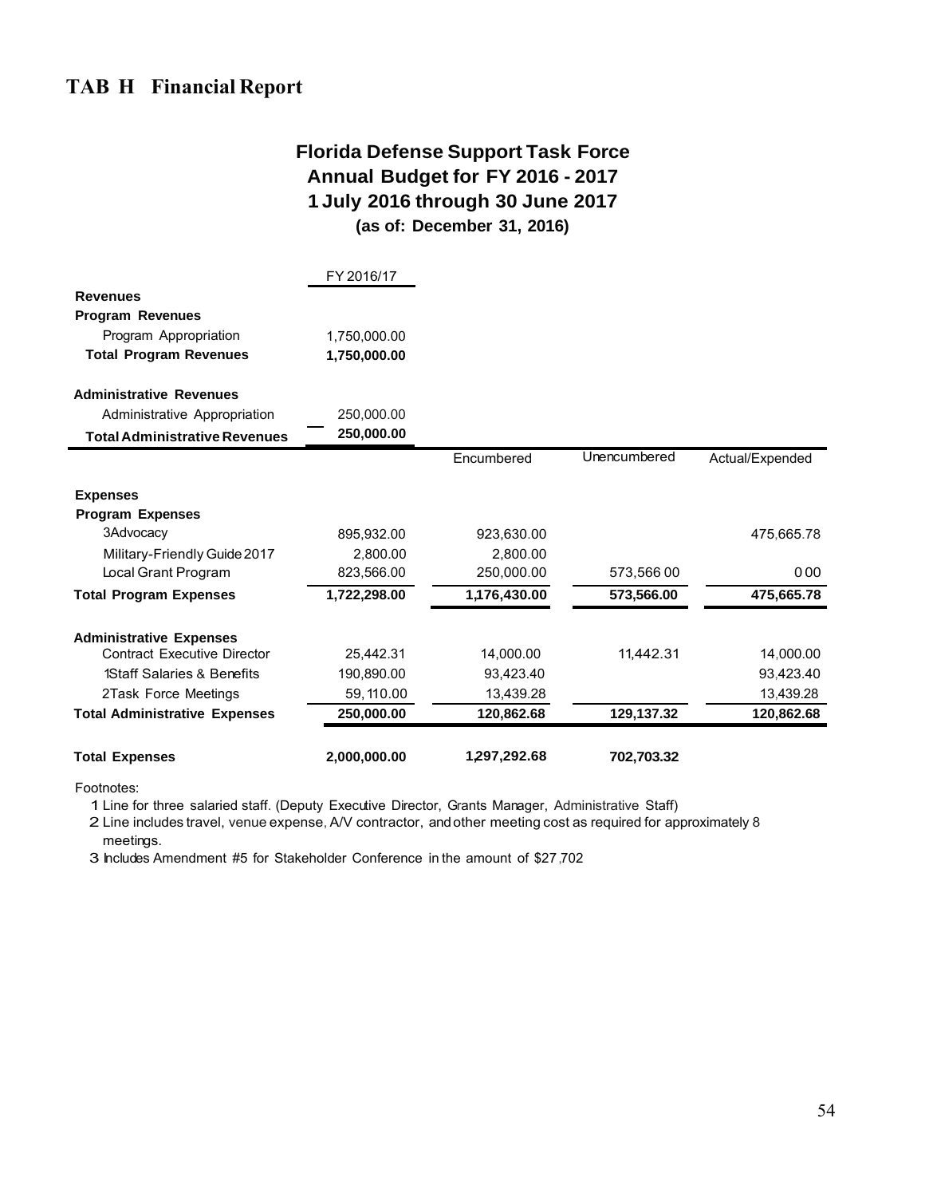## TAB H Financial Report

### Florida Defense Support Task Force
### Annual Budget for FY 2016 - 2017
### 1 July 2016 through 30 June 2017
**(as of: December 31, 2016)**

| | FY 2016/17 | | | |
|---|---|---|---|---|
| **Revenues** | | | | |
| **Program Revenues** | | | | |
| Program Appropriation | 1,750,000.00 | | | |
| **Total Program Revenues** | **1,750,000.00** | | | |
| **Administrative Revenues** | | | | |
| Administrative Appropriation | 250,000.00 | | | |
| **Total Administrative Revenues** | **250,000.00** | | | |
| | | Encumbered | Unencumbered | Actual/Expended |
| **Expenses** | | | | |
| **Program Expenses** | | | | |
| 3Advocacy | 895,932.00 | 923,630.00 | | 475,665.78 |
| Military-Friendly Guide 2017 | 2,800.00 | 2,800.00 | | |
| Local Grant Program | 823,566.00 | 250,000.00 | 573,566 00 | 0 00 |
| **Total Program Expenses** | **1,722,298.00** | **1,176,430.00** | **573,566.00** | **475,665.78** |
| **Administrative Expenses** | | | | |
| Contract Executive Director | 25,442.31 | 14,000.00 | 11,442.31 | 14,000.00 |
| 1Staff Salaries & Benefits | 190,890.00 | 93,423.40 | | 93,423.40 |
| 2Task Force Meetings | 59,110.00 | 13,439.28 | | 13,439.28 |
| **Total Administrative Expenses** | **250,000.00** | **120,862.68** | **129,137.32** | **120,862.68** |
| **Total Expenses** | **2,000,000.00** | **1,297,292.68** | **702,703.32** | |

Footnotes:

1 Line for three salaried staff. (Deputy Executive Director, Grants Manager, Administrative Staff)

2 Line includes travel, venue expense, A/V contractor, and other meeting cost as required for approximately 8 meetings.

3 Includes Amendment #5 for Stakeholder Conference in the amount of $27,702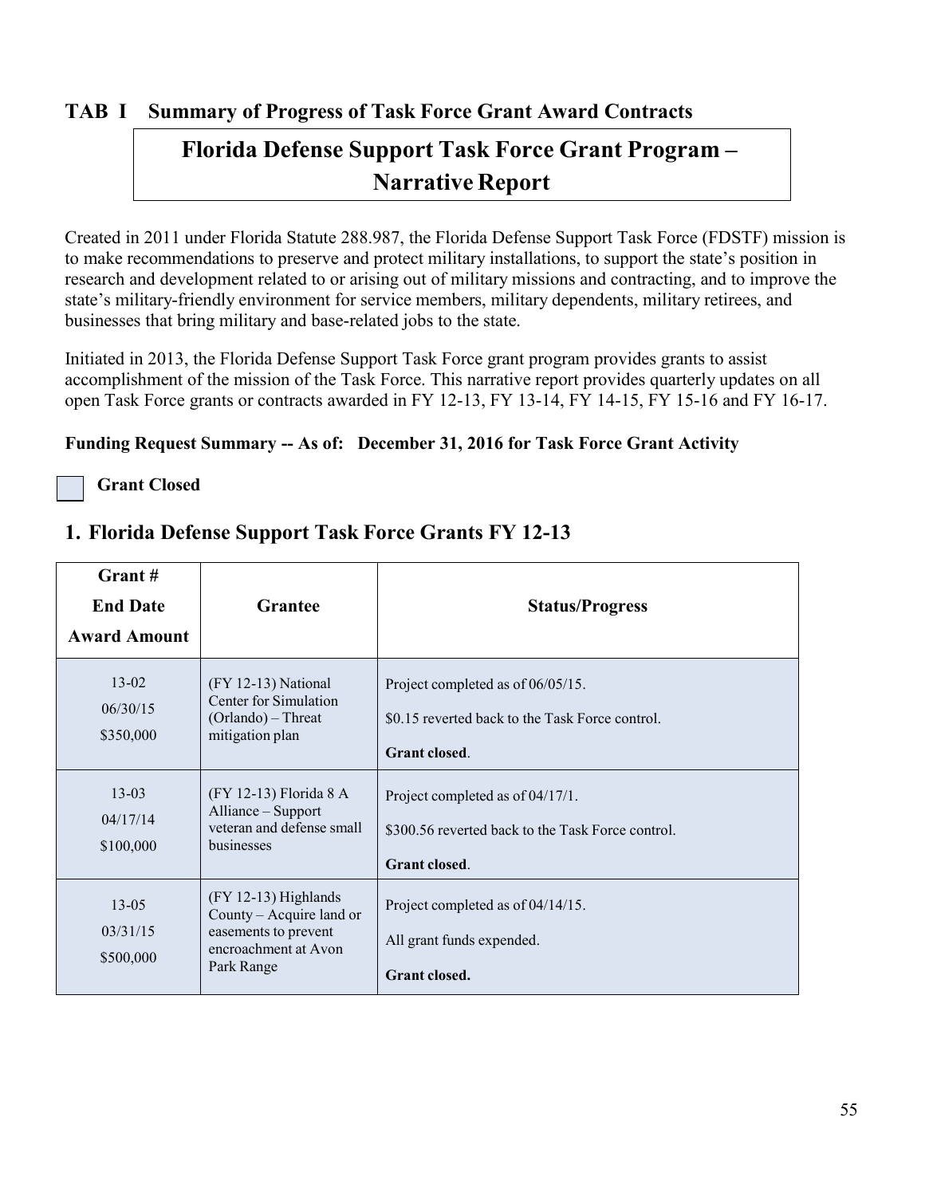## TAB I Summary of Progress of Task Force Grant Award Contracts

# Florida Defense Support Task Force Grant Program – Narrative Report

Created in 2011 under Florida Statute 288.987, the Florida Defense Support Task Force (FDSTF) mission is to make recommendations to preserve and protect military installations, to support the state's position in research and development related to or arising out of military missions and contracting, and to improve the state's military-friendly environment for service members, military dependents, military retirees, and businesses that bring military and base-related jobs to the state.

Initiated in 2013, the Florida Defense Support Task Force grant program provides grants to assist accomplishment of the mission of the Task Force. This narrative report provides quarterly updates on all open Task Force grants or contracts awarded in FY 12-13, FY 13-14, FY 14-15, FY 15-16 and FY 16-17.

**Funding Request Summary -- As of: December 31, 2016 for Task Force Grant Activity**

**Grant Closed**

## 1. Florida Defense Support Task Force Grants FY 12-13

| Grant #<br>End Date<br>Award Amount | Grantee | Status/Progress |
|---|---|---|
| 13-02<br>06/30/15<br>$350,000 | (FY 12-13) National Center for Simulation (Orlando) – Threat mitigation plan | Project completed as of 06/05/15.<br>$0.15 reverted back to the Task Force control.<br>**Grant closed**. |
| 13-03<br>04/17/14<br>$100,000 | (FY 12-13) Florida 8 A Alliance – Support veteran and defense small businesses | Project completed as of 04/17/1.<br>$300.56 reverted back to the Task Force control.<br>**Grant closed**. |
| 13-05<br>03/31/15<br>$500,000 | (FY 12-13) Highlands County – Acquire land or easements to prevent encroachment at Avon Park Range | Project completed as of 04/14/15.<br>All grant funds expended.<br>**Grant closed.** |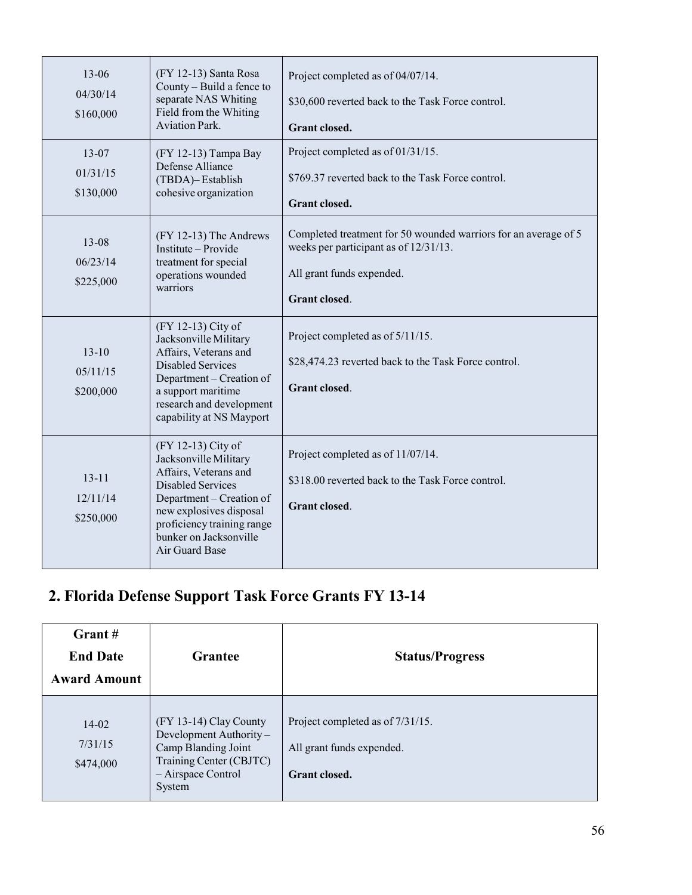| | | |
|---|---|---|
| 13-06<br>04/30/14<br>$160,000 | (FY 12-13) Santa Rosa County – Build a fence to separate NAS Whiting Field from the Whiting Aviation Park. | Project completed as of 04/07/14.<br>$30,600 reverted back to the Task Force control.<br>**Grant closed.** |
| 13-07<br>01/31/15<br>$130,000 | (FY 12-13) Tampa Bay Defense Alliance (TBDA)– Establish cohesive organization | Project completed as of 01/31/15.<br>$769.37 reverted back to the Task Force control.<br>**Grant closed.** |
| 13-08<br>06/23/14<br>$225,000 | (FY 12-13) The Andrews Institute – Provide treatment for special operations wounded warriors | Completed treatment for 50 wounded warriors for an average of 5 weeks per participant as of 12/31/13.<br>All grant funds expended.<br>**Grant closed**. |
| 13-10<br>05/11/15<br>$200,000 | (FY 12-13) City of Jacksonville Military Affairs, Veterans and Disabled Services Department – Creation of a support maritime research and development capability at NS Mayport | Project completed as of 5/11/15.<br>$28,474.23 reverted back to the Task Force control.<br>**Grant closed**. |
| 13-11<br>12/11/14<br>$250,000 | (FY 12-13) City of Jacksonville Military Affairs, Veterans and Disabled Services Department – Creation of new explosives disposal proficiency training range bunker on Jacksonville Air Guard Base | Project completed as of 11/07/14.<br>$318.00 reverted back to the Task Force control.<br>**Grant closed**. |

## 2. Florida Defense Support Task Force Grants FY 13-14

| Grant #<br>End Date<br>Award Amount | Grantee | Status/Progress |
|---|---|---|
| 14-02<br>7/31/15<br>$474,000 | (FY 13-14) Clay County Development Authority – Camp Blanding Joint Training Center (CBJTC) – Airspace Control System | Project completed as of 7/31/15.<br>All grant funds expended.<br>**Grant closed.** |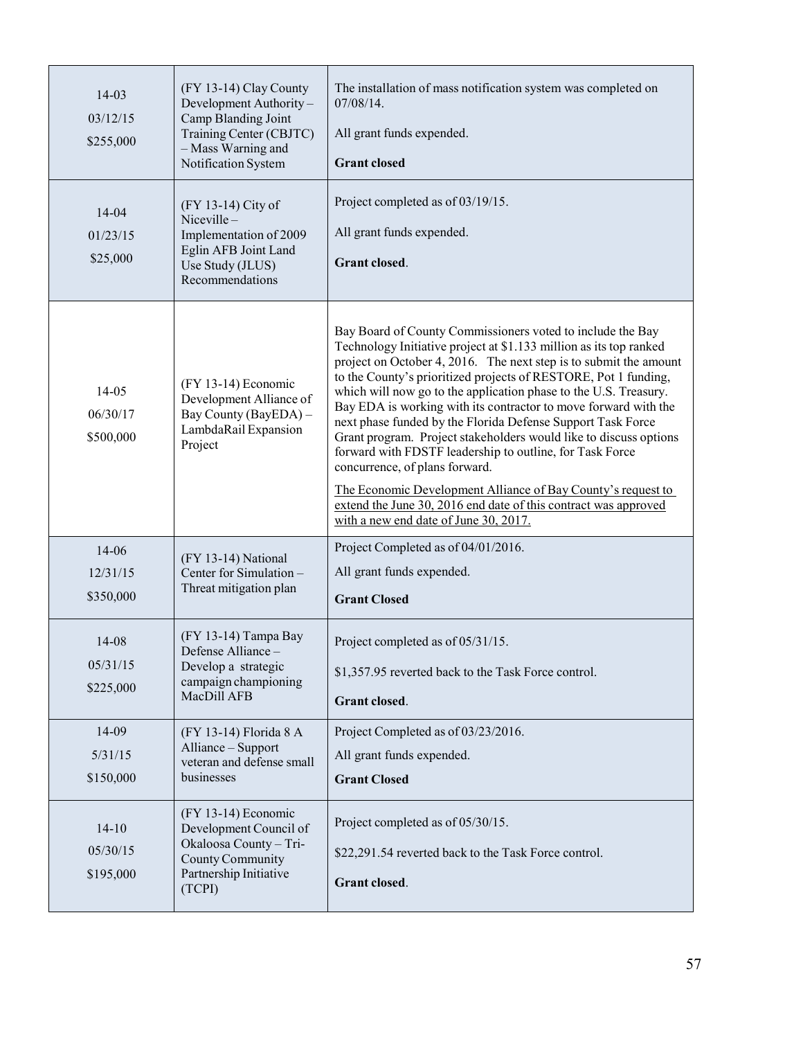| | | |
|---|---|---|
| 14-03<br>03/12/15<br>$255,000 | (FY 13-14) Clay County Development Authority – Camp Blanding Joint Training Center (CBJTC) – Mass Warning and Notification System | The installation of mass notification system was completed on 07/08/14.<br><br>All grant funds expended.<br><br>**Grant closed** |
| 14-04<br>01/23/15<br>$25,000 | (FY 13-14) City of Niceville – Implementation of 2009 Eglin AFB Joint Land Use Study (JLUS) Recommendations | Project completed as of 03/19/15.<br><br>All grant funds expended.<br><br>**Grant closed**. |
| 14-05<br>06/30/17<br>$500,000 | (FY 13-14) Economic Development Alliance of Bay County (BayEDA) – LambdaRail Expansion Project | Bay Board of County Commissioners voted to include the Bay Technology Initiative project at $1.133 million as its top ranked project on October 4, 2016. The next step is to submit the amount to the County's prioritized projects of RESTORE, Pot 1 funding, which will now go to the application phase to the U.S. Treasury. Bay EDA is working with its contractor to move forward with the next phase funded by the Florida Defense Support Task Force Grant program. Project stakeholders would like to discuss options forward with FDSTF leadership to outline, for Task Force concurrence, of plans forward.<br><br><u>The Economic Development Alliance of Bay County's request to extend the June 30, 2016 end date of this contract was approved with a new end date of June 30, 2017.</u> |
| 14-06<br>12/31/15<br>$350,000 | (FY 13-14) National Center for Simulation – Threat mitigation plan | Project Completed as of 04/01/2016.<br><br>All grant funds expended.<br><br>**Grant Closed** |
| 14-08<br>05/31/15<br>$225,000 | (FY 13-14) Tampa Bay Defense Alliance – Develop a strategic campaign championing MacDill AFB | Project completed as of 05/31/15.<br><br>$1,357.95 reverted back to the Task Force control.<br><br>**Grant closed**. |
| 14-09<br>5/31/15<br>$150,000 | (FY 13-14) Florida 8 A Alliance – Support veteran and defense small businesses | Project Completed as of 03/23/2016.<br><br>All grant funds expended.<br><br>**Grant Closed** |
| 14-10<br>05/30/15<br>$195,000 | (FY 13-14) Economic Development Council of Okaloosa County – Tri-County Community Partnership Initiative (TCPI) | Project completed as of 05/30/15.<br><br>$22,291.54 reverted back to the Task Force control.<br><br>**Grant closed**. |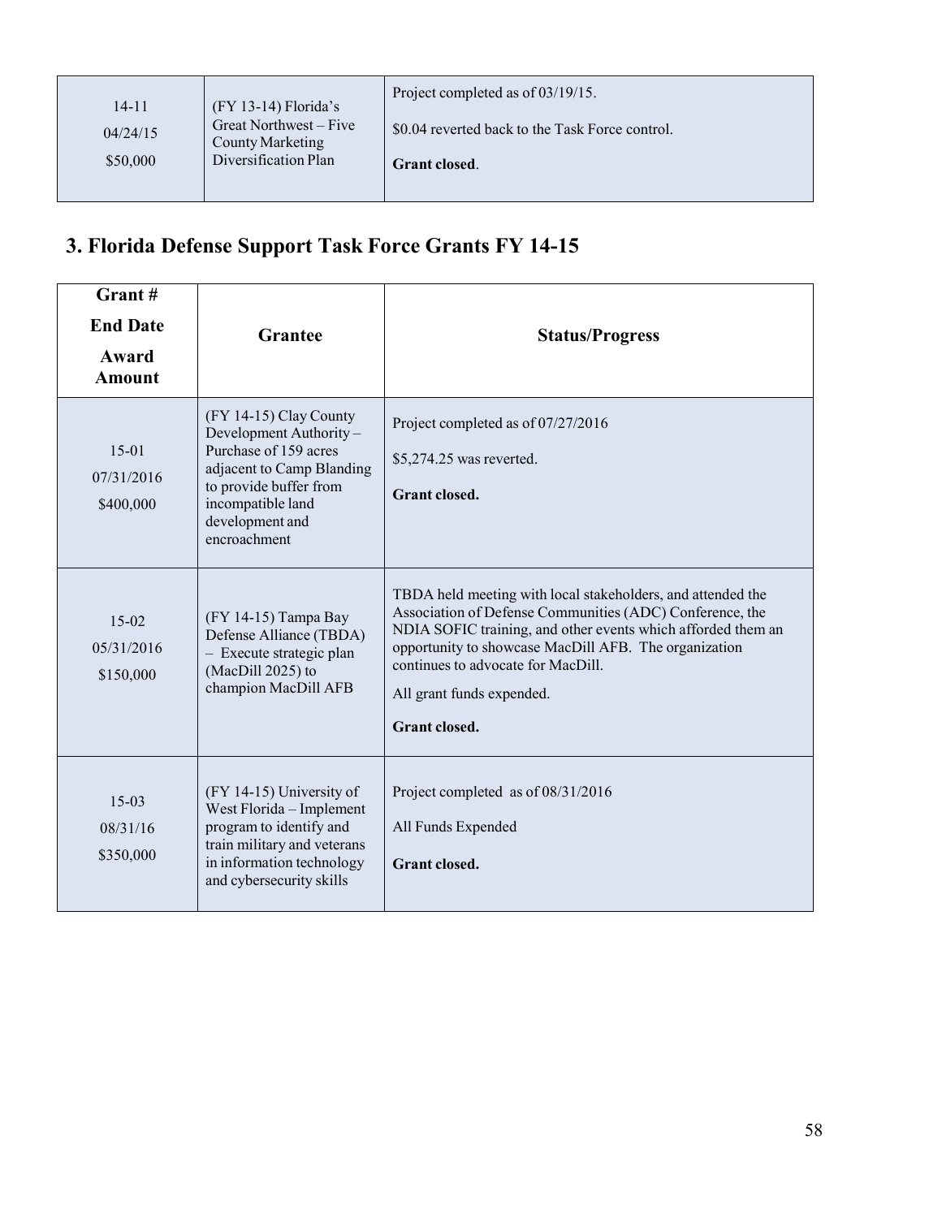| | | |
|---|---|---|
| 14-11<br>04/24/15<br>$50,000 | (FY 13-14) Florida's Great Northwest – Five County Marketing Diversification Plan | Project completed as of 03/19/15.<br>$0.04 reverted back to the Task Force control.<br>**Grant closed**. |

## 3. Florida Defense Support Task Force Grants FY 14-15

| Grant #<br>End Date<br>Award Amount | Grantee | Status/Progress |
|---|---|---|
| 15-01<br>07/31/2016<br>$400,000 | (FY 14-15) Clay County Development Authority – Purchase of 159 acres adjacent to Camp Blanding to provide buffer from incompatible land development and encroachment | Project completed as of 07/27/2016<br>$5,274.25 was reverted.<br>**Grant closed.** |
| 15-02<br>05/31/2016<br>$150,000 | (FY 14-15) Tampa Bay Defense Alliance (TBDA) – Execute strategic plan (MacDill 2025) to champion MacDill AFB | TBDA held meeting with local stakeholders, and attended the Association of Defense Communities (ADC) Conference, the NDIA SOFIC training, and other events which afforded them an opportunity to showcase MacDill AFB. The organization continues to advocate for MacDill.<br>All grant funds expended.<br>**Grant closed.** |
| 15-03<br>08/31/16<br>$350,000 | (FY 14-15) University of West Florida – Implement program to identify and train military and veterans in information technology and cybersecurity skills | Project completed as of 08/31/2016<br>All Funds Expended<br>**Grant closed.** |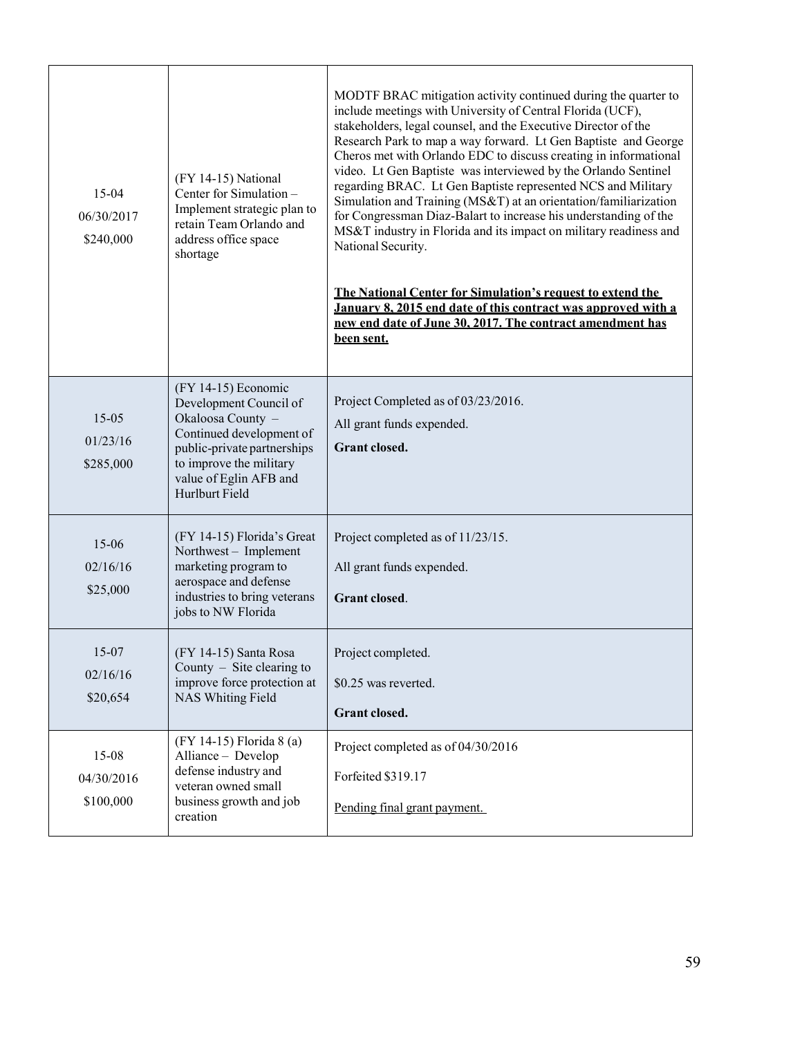| | | |
|---|---|---|
| 15-04<br>06/30/2017<br>$240,000 | (FY 14-15) National Center for Simulation – Implement strategic plan to retain Team Orlando and address office space shortage | MODTF BRAC mitigation activity continued during the quarter to include meetings with University of Central Florida (UCF), stakeholders, legal counsel, and the Executive Director of the Research Park to map a way forward. Lt Gen Baptiste and George Cheros met with Orlando EDC to discuss creating in informational video. Lt Gen Baptiste was interviewed by the Orlando Sentinel regarding BRAC. Lt Gen Baptiste represented NCS and Military Simulation and Training (MS&T) at an orientation/familiarization for Congressman Diaz-Balart to increase his understanding of the MS&T industry in Florida and its impact on military readiness and National Security.<br><br>**<u>The National Center for Simulation's request to extend the January 8, 2015 end date of this contract was approved with a new end date of June 30, 2017. The contract amendment has been sent.</u>** |
| 15-05<br>01/23/16<br>$285,000 | (FY 14-15) Economic Development Council of Okaloosa County – Continued development of public-private partnerships to improve the military value of Eglin AFB and Hurlburt Field | Project Completed as of 03/23/2016.<br>All grant funds expended.<br>**Grant closed.** |
| 15-06<br>02/16/16<br>$25,000 | (FY 14-15) Florida's Great Northwest – Implement marketing program to aerospace and defense industries to bring veterans jobs to NW Florida | Project completed as of 11/23/15.<br>All grant funds expended.<br>**Grant closed**. |
| 15-07<br>02/16/16<br>$20,654 | (FY 14-15) Santa Rosa County – Site clearing to improve force protection at NAS Whiting Field | Project completed.<br>$0.25 was reverted.<br>**Grant closed.** |
| 15-08<br>04/30/2016<br>$100,000 | (FY 14-15) Florida 8 (a) Alliance – Develop defense industry and veteran owned small business growth and job creation | Project completed as of 04/30/2016<br>Forfeited $319.17<br><u>Pending final grant payment.</u> |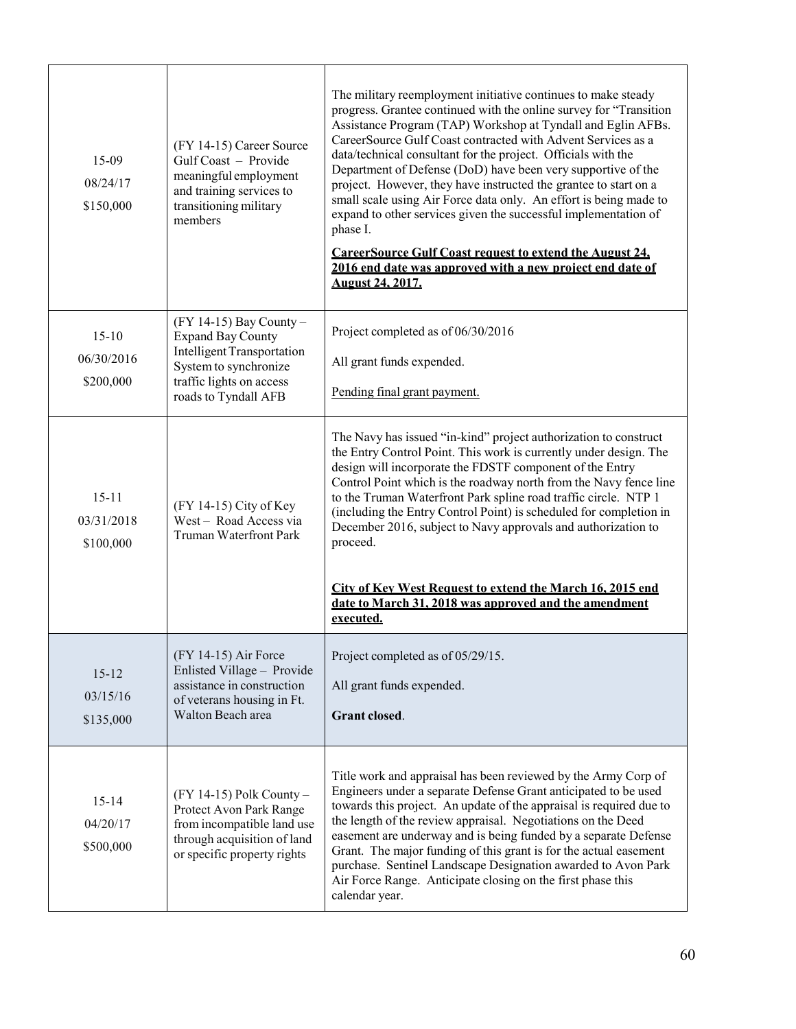| | | |
|---|---|---|
| 15-09<br>08/24/17<br>$150,000 | (FY 14-15) Career Source Gulf Coast – Provide meaningful employment and training services to transitioning military members | The military reemployment initiative continues to make steady progress. Grantee continued with the online survey for "Transition Assistance Program (TAP) Workshop at Tyndall and Eglin AFBs. CareerSource Gulf Coast contracted with Advent Services as a data/technical consultant for the project. Officials with the Department of Defense (DoD) have been very supportive of the project. However, they have instructed the grantee to start on a small scale using Air Force data only. An effort is being made to expand to other services given the successful implementation of phase I.<br><br>**<u>CareerSource Gulf Coast request to extend the August 24, 2016 end date was approved with a new project end date of August 24, 2017.</u>** |
| 15-10<br>06/30/2016<br>$200,000 | (FY 14-15) Bay County – Expand Bay County Intelligent Transportation System to synchronize traffic lights on access roads to Tyndall AFB | Project completed as of 06/30/2016<br><br>All grant funds expended.<br><br><u>Pending final grant payment.</u> |
| 15-11<br>03/31/2018<br>$100,000 | (FY 14-15) City of Key West – Road Access via Truman Waterfront Park | The Navy has issued "in-kind" project authorization to construct the Entry Control Point. This work is currently under design. The design will incorporate the FDSTF component of the Entry Control Point which is the roadway north from the Navy fence line to the Truman Waterfront Park spline road traffic circle. NTP 1 (including the Entry Control Point) is scheduled for completion in December 2016, subject to Navy approvals and authorization to proceed.<br><br>**<u>City of Key West Request to extend the March 16, 2015 end date to March 31, 2018 was approved and the amendment executed.</u>** |
| 15-12<br>03/15/16<br>$135,000 | (FY 14-15) Air Force Enlisted Village – Provide assistance in construction of veterans housing in Ft. Walton Beach area | Project completed as of 05/29/15.<br><br>All grant funds expended.<br><br>**Grant closed**. |
| 15-14<br>04/20/17<br>$500,000 | (FY 14-15) Polk County – Protect Avon Park Range from incompatible land use through acquisition of land or specific property rights | Title work and appraisal has been reviewed by the Army Corp of Engineers under a separate Defense Grant anticipated to be used towards this project. An update of the appraisal is required due to the length of the review appraisal. Negotiations on the Deed easement are underway and is being funded by a separate Defense Grant. The major funding of this grant is for the actual easement purchase. Sentinel Landscape Designation awarded to Avon Park Air Force Range. Anticipate closing on the first phase this calendar year. |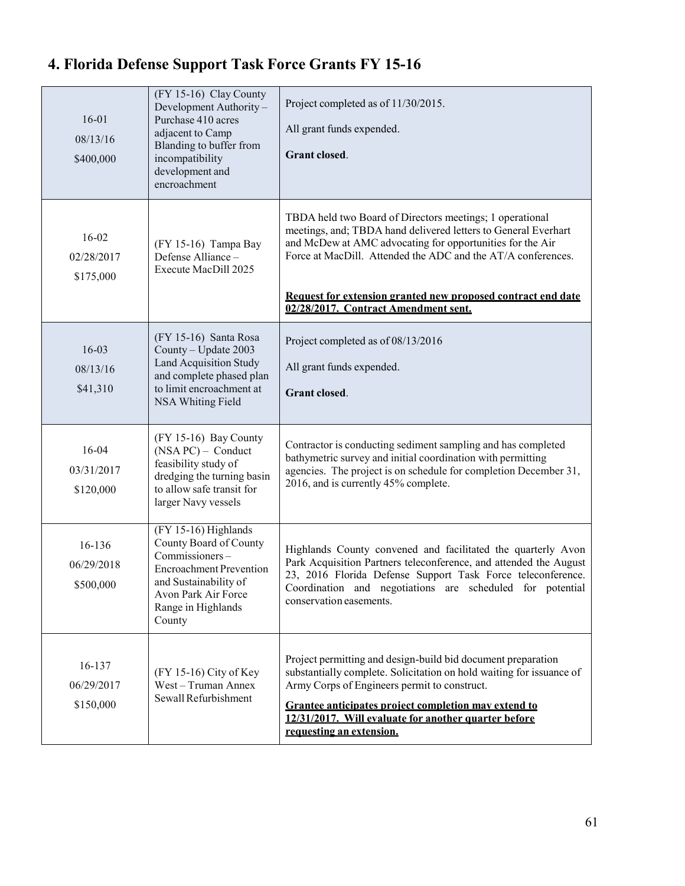## 4. Florida Defense Support Task Force Grants FY 15-16

| | | |
|---|---|---|
| 16-01<br>08/13/16<br>$400,000 | (FY 15-16) Clay County Development Authority – Purchase 410 acres adjacent to Camp Blanding to buffer from incompatibility development and encroachment | Project completed as of 11/30/2015.<br><br>All grant funds expended.<br><br>**Grant closed**. |
| 16-02<br>02/28/2017<br>$175,000 | (FY 15-16) Tampa Bay Defense Alliance – Execute MacDill 2025 | TBDA held two Board of Directors meetings; 1 operational meetings, and; TBDA hand delivered letters to General Everhart and McDew at AMC advocating for opportunities for the Air Force at MacDill. Attended the ADC and the AT/A conferences.<br><br>**Request for extension granted new proposed contract end date 02/28/2017. Contract Amendment sent.** |
| 16-03<br>08/13/16<br>$41,310 | (FY 15-16) Santa Rosa County – Update 2003 Land Acquisition Study and complete phased plan to limit encroachment at NSA Whiting Field | Project completed as of 08/13/2016<br><br>All grant funds expended.<br><br>**Grant closed**. |
| 16-04<br>03/31/2017<br>$120,000 | (FY 15-16) Bay County (NSA PC) – Conduct feasibility study of dredging the turning basin to allow safe transit for larger Navy vessels | Contractor is conducting sediment sampling and has completed bathymetric survey and initial coordination with permitting agencies. The project is on schedule for completion December 31, 2016, and is currently 45% complete. |
| 16-136<br>06/29/2018<br>$500,000 | (FY 15-16) Highlands County Board of County Commissioners – Encroachment Prevention and Sustainability of Avon Park Air Force Range in Highlands County | Highlands County convened and facilitated the quarterly Avon Park Acquisition Partners teleconference, and attended the August 23, 2016 Florida Defense Support Task Force teleconference. Coordination and negotiations are scheduled for potential conservation easements. |
| 16-137<br>06/29/2017<br>$150,000 | (FY 15-16) City of Key West – Truman Annex Sewall Refurbishment | Project permitting and design-build bid document preparation substantially complete. Solicitation on hold waiting for issuance of Army Corps of Engineers permit to construct.<br><br>**Grantee anticipates project completion may extend to 12/31/2017. Will evaluate for another quarter before requesting an extension.** |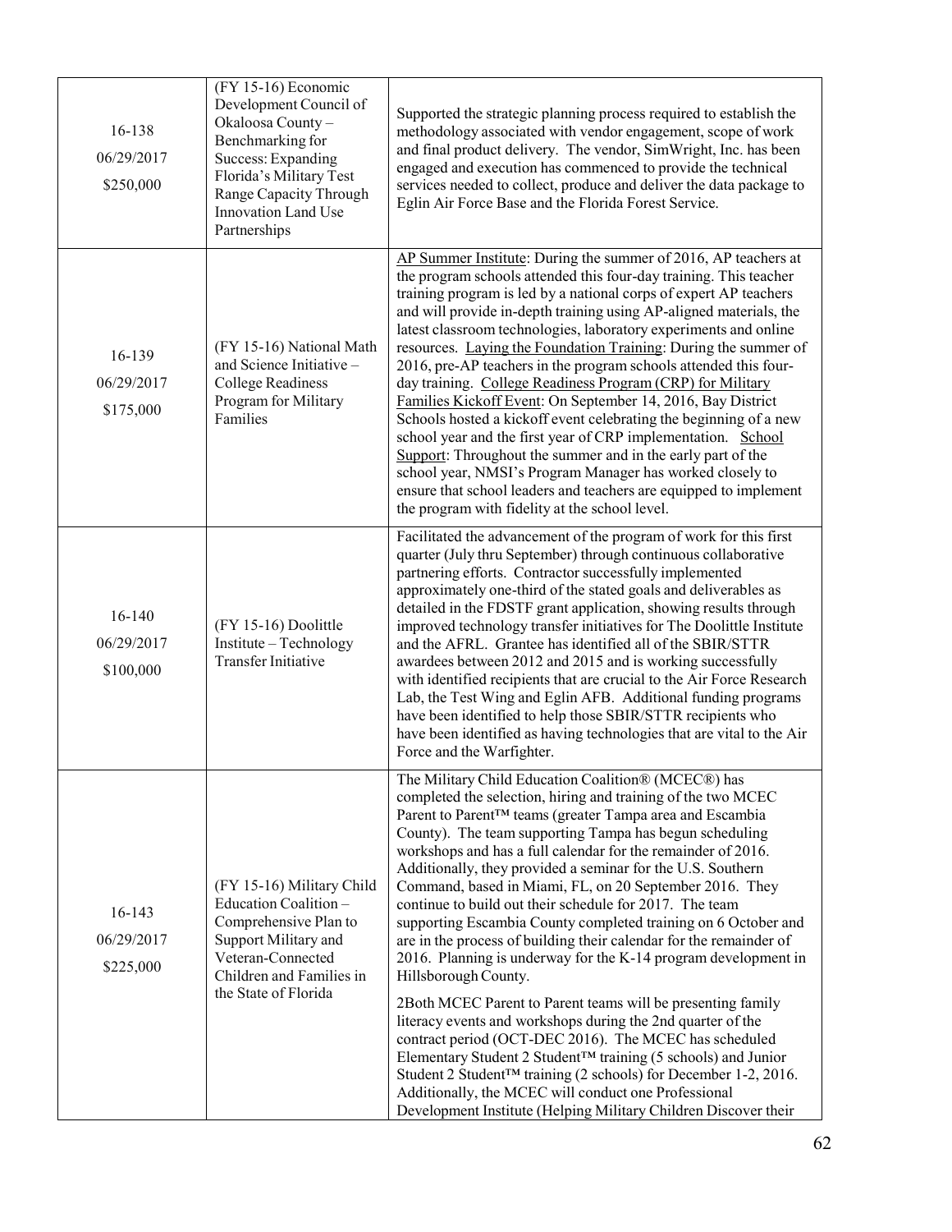| | | |
|---|---|---|
| 16-138<br>06/29/2017<br>$250,000 | (FY 15-16) Economic Development Council of Okaloosa County – Benchmarking for Success: Expanding Florida's Military Test Range Capacity Through Innovation Land Use Partnerships | Supported the strategic planning process required to establish the methodology associated with vendor engagement, scope of work and final product delivery. The vendor, SimWright, Inc. has been engaged and execution has commenced to provide the technical services needed to collect, produce and deliver the data package to Eglin Air Force Base and the Florida Forest Service. |
| 16-139<br>06/29/2017<br>$175,000 | (FY 15-16) National Math and Science Initiative – College Readiness Program for Military Families | AP Summer Institute: During the summer of 2016, AP teachers at the program schools attended this four-day training. This teacher training program is led by a national corps of expert AP teachers and will provide in-depth training using AP-aligned materials, the latest classroom technologies, laboratory experiments and online resources. Laying the Foundation Training: During the summer of 2016, pre-AP teachers in the program schools attended this four-day training. College Readiness Program (CRP) for Military Families Kickoff Event: On September 14, 2016, Bay District Schools hosted a kickoff event celebrating the beginning of a new school year and the first year of CRP implementation. School Support: Throughout the summer and in the early part of the school year, NMSI's Program Manager has worked closely to ensure that school leaders and teachers are equipped to implement the program with fidelity at the school level. |
| 16-140<br>06/29/2017<br>$100,000 | (FY 15-16) Doolittle Institute – Technology Transfer Initiative | Facilitated the advancement of the program of work for this first quarter (July thru September) through continuous collaborative partnering efforts. Contractor successfully implemented approximately one-third of the stated goals and deliverables as detailed in the FDSTF grant application, showing results through improved technology transfer initiatives for The Doolittle Institute and the AFRL. Grantee has identified all of the SBIR/STTR awardees between 2012 and 2015 and is working successfully with identified recipients that are crucial to the Air Force Research Lab, the Test Wing and Eglin AFB. Additional funding programs have been identified to help those SBIR/STTR recipients who have been identified as having technologies that are vital to the Air Force and the Warfighter. |
| 16-143<br>06/29/2017<br>$225,000 | (FY 15-16) Military Child Education Coalition – Comprehensive Plan to Support Military and Veteran-Connected Children and Families in the State of Florida | The Military Child Education Coalition® (MCEC®) has completed the selection, hiring and training of the two MCEC Parent to Parent™ teams (greater Tampa area and Escambia County). The team supporting Tampa has begun scheduling workshops and has a full calendar for the remainder of 2016. Additionally, they provided a seminar for the U.S. Southern Command, based in Miami, FL, on 20 September 2016. They continue to build out their schedule for 2017. The team supporting Escambia County completed training on 6 October and are in the process of building their calendar for the remainder of 2016. Planning is underway for the K-14 program development in Hillsborough County.<br><br>2Both MCEC Parent to Parent teams will be presenting family literacy events and workshops during the 2nd quarter of the contract period (OCT-DEC 2016). The MCEC has scheduled Elementary Student 2 Student™ training (5 schools) and Junior Student 2 Student™ training (2 schools) for December 1-2, 2016. Additionally, the MCEC will conduct one Professional Development Institute (Helping Military Children Discover their |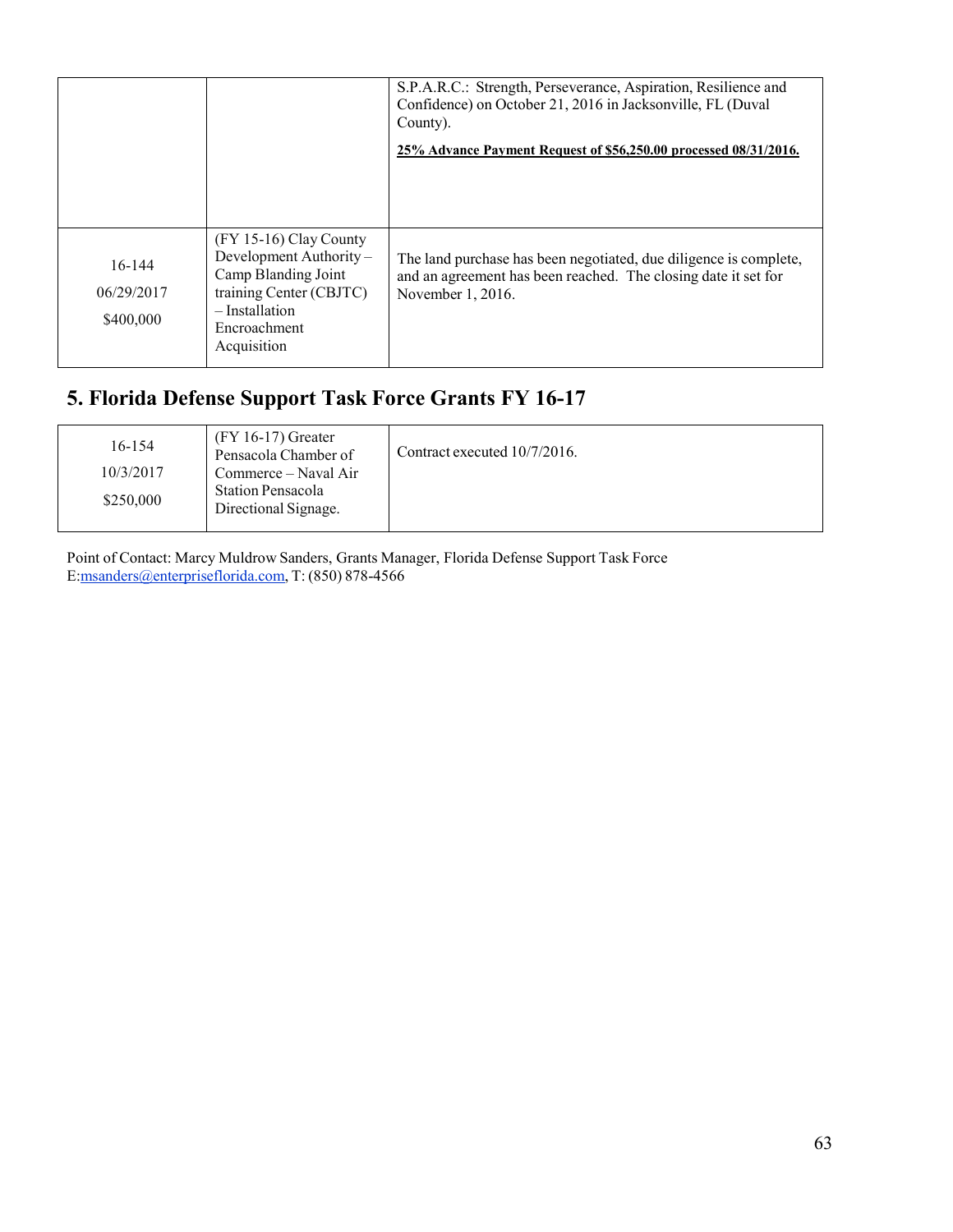| | | |
|---|---|---|
| | | S.P.A.R.C.: Strength, Perseverance, Aspiration, Resilience and Confidence) on October 21, 2016 in Jacksonville, FL (Duval County).<br><br>**25% Advance Payment Request of $56,250.00 processed 08/31/2016.** |
| 16-144<br>06/29/2017<br>$400,000 | (FY 15-16) Clay County Development Authority – Camp Blanding Joint training Center (CBJTC) – Installation Encroachment Acquisition | The land purchase has been negotiated, due diligence is complete, and an agreement has been reached. The closing date it set for November 1, 2016. |

## 5. Florida Defense Support Task Force Grants FY 16-17

| | | |
|---|---|---|
| 16-154<br>10/3/2017<br>$250,000 | (FY 16-17) Greater Pensacola Chamber of Commerce – Naval Air Station Pensacola Directional Signage. | Contract executed 10/7/2016. |

Point of Contact: Marcy Muldrow Sanders, Grants Manager, Florida Defense Support Task Force
E:msanders@enterpriseflorida.com, T: (850) 878-4566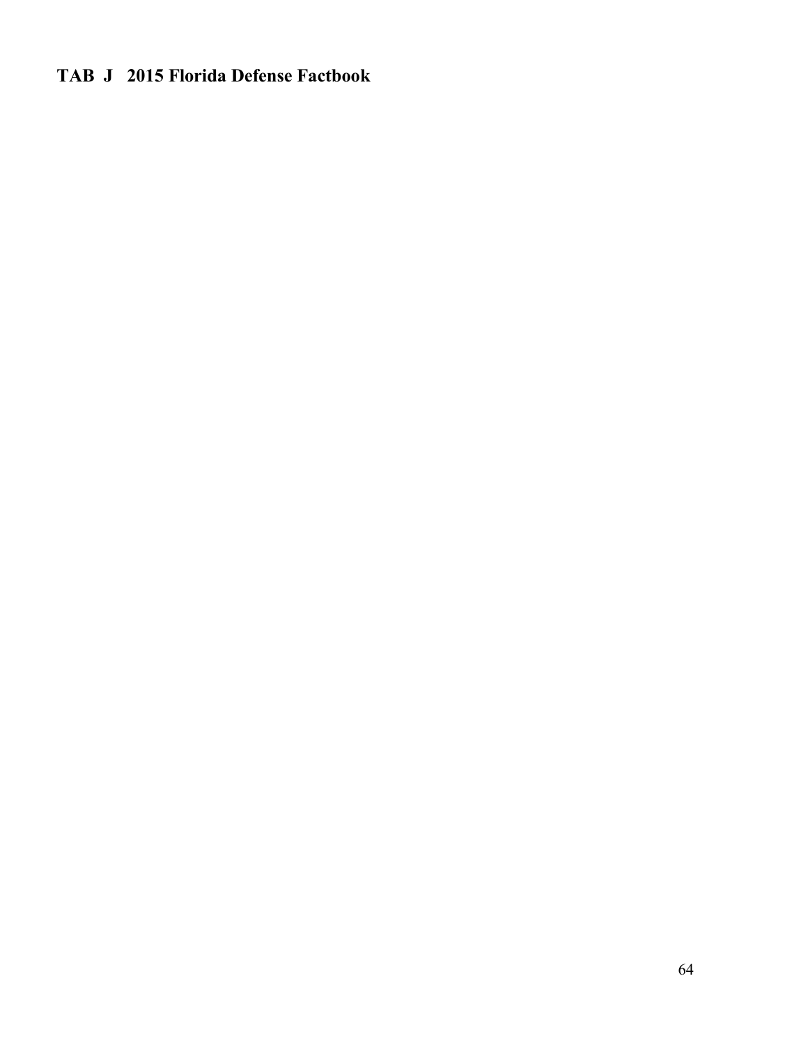# TAB J 2015 Florida Defense Factbook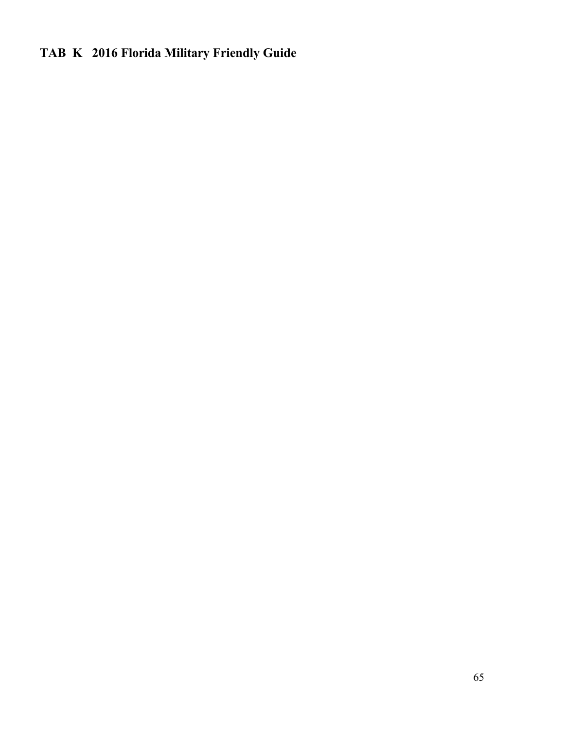**TAB K 2016 Florida Military Friendly Guide**